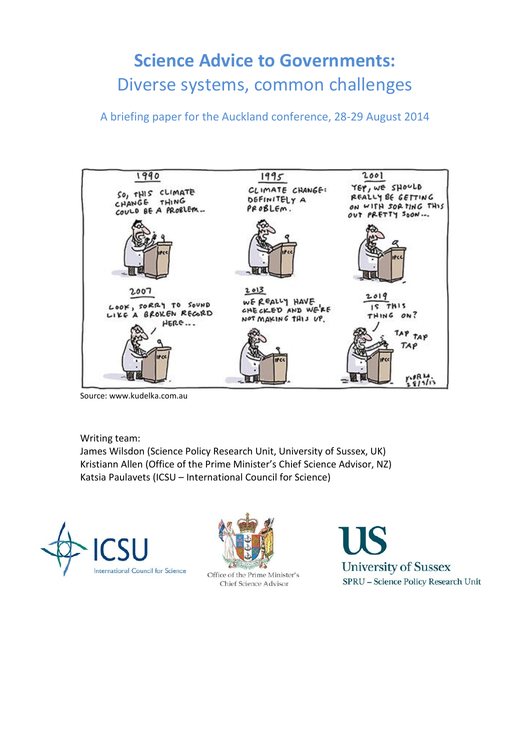# Science Advice to Governments:
## Diverse systems, common challenges

A briefing paper for the Auckland conference, 28-29 August 2014

Source: www.kudelka.com.au

Writing team:
James Wilsdon (Science Policy Research Unit, University of Sussex, UK)
Kristiann Allen (Office of the Prime Minister's Chief Science Advisor, NZ)
Katsia Paulavets (ICSU – International Council for Science)

ICSU International Council for Science

Office of the Prime Minister's Chief Science Advisor

University of Sussex SPRU – Science Policy Research Unit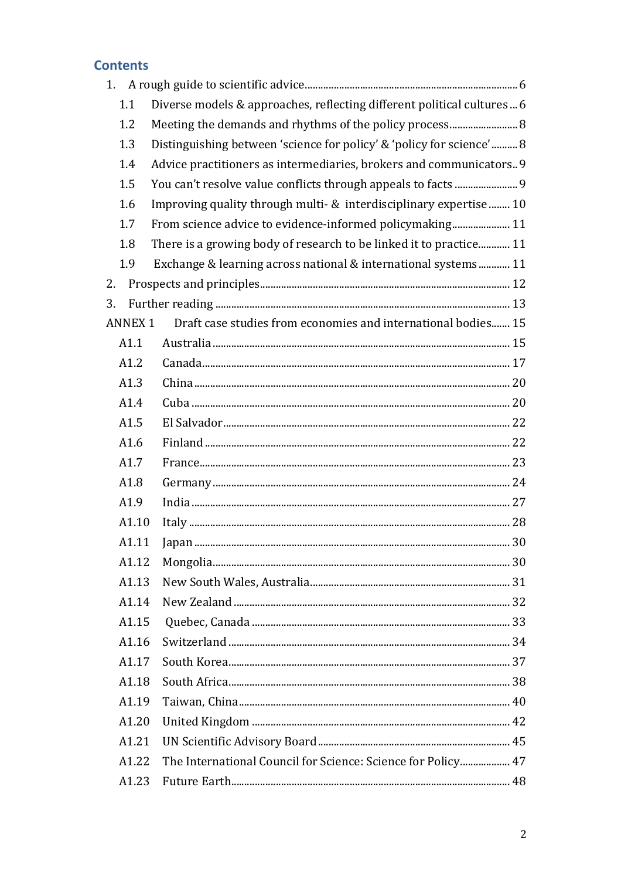## Contents

1. A rough guide to scientific advice ... 6
   - 1.1 Diverse models & approaches, reflecting different political cultures ... 6
   - 1.2 Meeting the demands and rhythms of the policy process ... 8
   - 1.3 Distinguishing between 'science for policy' & 'policy for science' ... 8
   - 1.4 Advice practitioners as intermediaries, brokers and communicators .. 9
   - 1.5 You can't resolve value conflicts through appeals to facts ... 9
   - 1.6 Improving quality through multi- & interdisciplinary expertise ... 10
   - 1.7 From science advice to evidence-informed policymaking ... 11
   - 1.8 There is a growing body of research to be linked it to practice ... 11
   - 1.9 Exchange & learning across national & international systems ... 11
2. Prospects and principles ... 12
3. Further reading ... 13

ANNEX 1 Draft case studies from economies and international bodies ... 15

- A1.1 Australia ... 15
- A1.2 Canada ... 17
- A1.3 China ... 20
- A1.4 Cuba ... 20
- A1.5 El Salvador ... 22
- A1.6 Finland ... 22
- A1.7 France ... 23
- A1.8 Germany ... 24
- A1.9 India ... 27
- A1.10 Italy ... 28
- A1.11 Japan ... 30
- A1.12 Mongolia ... 30
- A1.13 New South Wales, Australia ... 31
- A1.14 New Zealand ... 32
- A1.15 Quebec, Canada ... 33
- A1.16 Switzerland ... 34
- A1.17 South Korea ... 37
- A1.18 South Africa ... 38
- A1.19 Taiwan, China ... 40
- A1.20 United Kingdom ... 42
- A1.21 UN Scientific Advisory Board ... 45
- A1.22 The International Council for Science: Science for Policy ... 47
- A1.23 Future Earth ... 48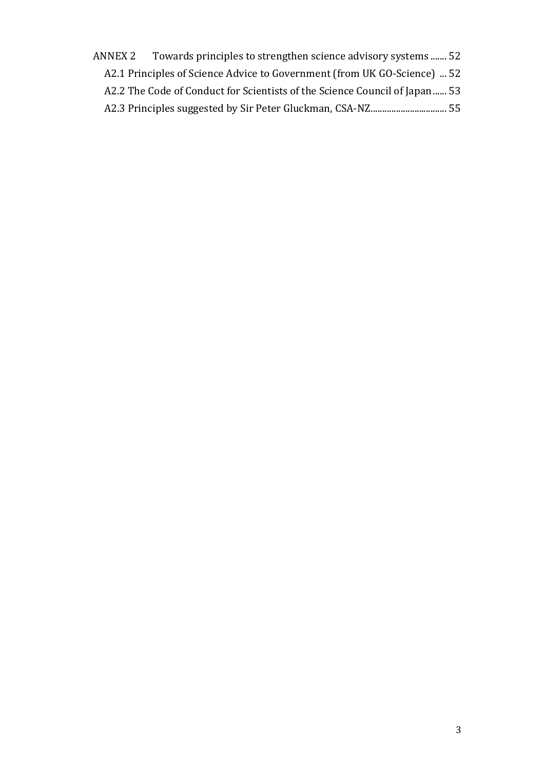ANNEX 2 Towards principles to strengthen science advisory systems ....... 52

- A2.1 Principles of Science Advice to Government (from UK GO-Science) ... 52
- A2.2 The Code of Conduct for Scientists of the Science Council of Japan ...... 53
- A2.3 Principles suggested by Sir Peter Gluckman, CSA-NZ................................ 55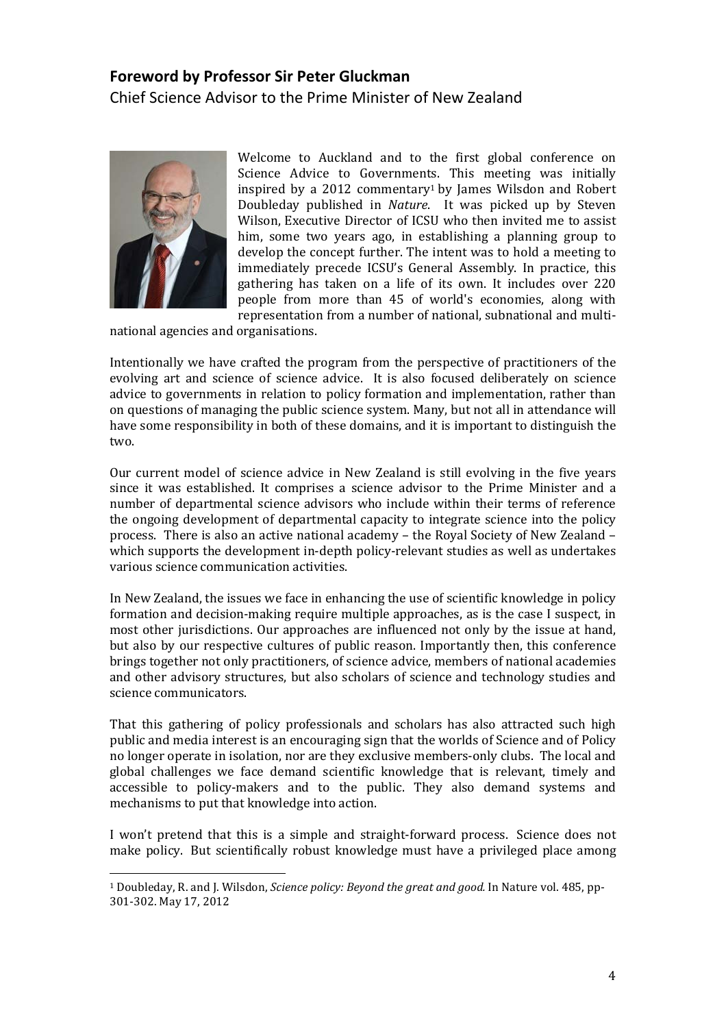## Foreword by Professor Sir Peter Gluckman

Chief Science Advisor to the Prime Minister of New Zealand

Welcome to Auckland and to the first global conference on Science Advice to Governments. This meeting was initially inspired by a 2012 commentary[1] by James Wilsdon and Robert Doubleday published in *Nature*. It was picked up by Steven Wilson, Executive Director of ICSU who then invited me to assist him, some two years ago, in establishing a planning group to develop the concept further. The intent was to hold a meeting to immediately precede ICSU's General Assembly. In practice, this gathering has taken on a life of its own. It includes over 220 people from more than 45 of world's economies, along with representation from a number of national, subnational and multi-national agencies and organisations.

Intentionally we have crafted the program from the perspective of practitioners of the evolving art and science of science advice. It is also focused deliberately on science advice to governments in relation to policy formation and implementation, rather than on questions of managing the public science system. Many, but not all in attendance will have some responsibility in both of these domains, and it is important to distinguish the two.

Our current model of science advice in New Zealand is still evolving in the five years since it was established. It comprises a science advisor to the Prime Minister and a number of departmental science advisors who include within their terms of reference the ongoing development of departmental capacity to integrate science into the policy process. There is also an active national academy – the Royal Society of New Zealand – which supports the development in-depth policy-relevant studies as well as undertakes various science communication activities.

In New Zealand, the issues we face in enhancing the use of scientific knowledge in policy formation and decision-making require multiple approaches, as is the case I suspect, in most other jurisdictions. Our approaches are influenced not only by the issue at hand, but also by our respective cultures of public reason. Importantly then, this conference brings together not only practitioners, of science advice, members of national academies and other advisory structures, but also scholars of science and technology studies and science communicators.

That this gathering of policy professionals and scholars has also attracted such high public and media interest is an encouraging sign that the worlds of Science and of Policy no longer operate in isolation, nor are they exclusive members-only clubs. The local and global challenges we face demand scientific knowledge that is relevant, timely and accessible to policy-makers and to the public. They also demand systems and mechanisms to put that knowledge into action.

I won't pretend that this is a simple and straight-forward process. Science does not make policy. But scientifically robust knowledge must have a privileged place among

[1] Doubleday, R. and J. Wilsdon, *Science policy: Beyond the great and good.* In Nature vol. 485, pp-301-302. May 17, 2012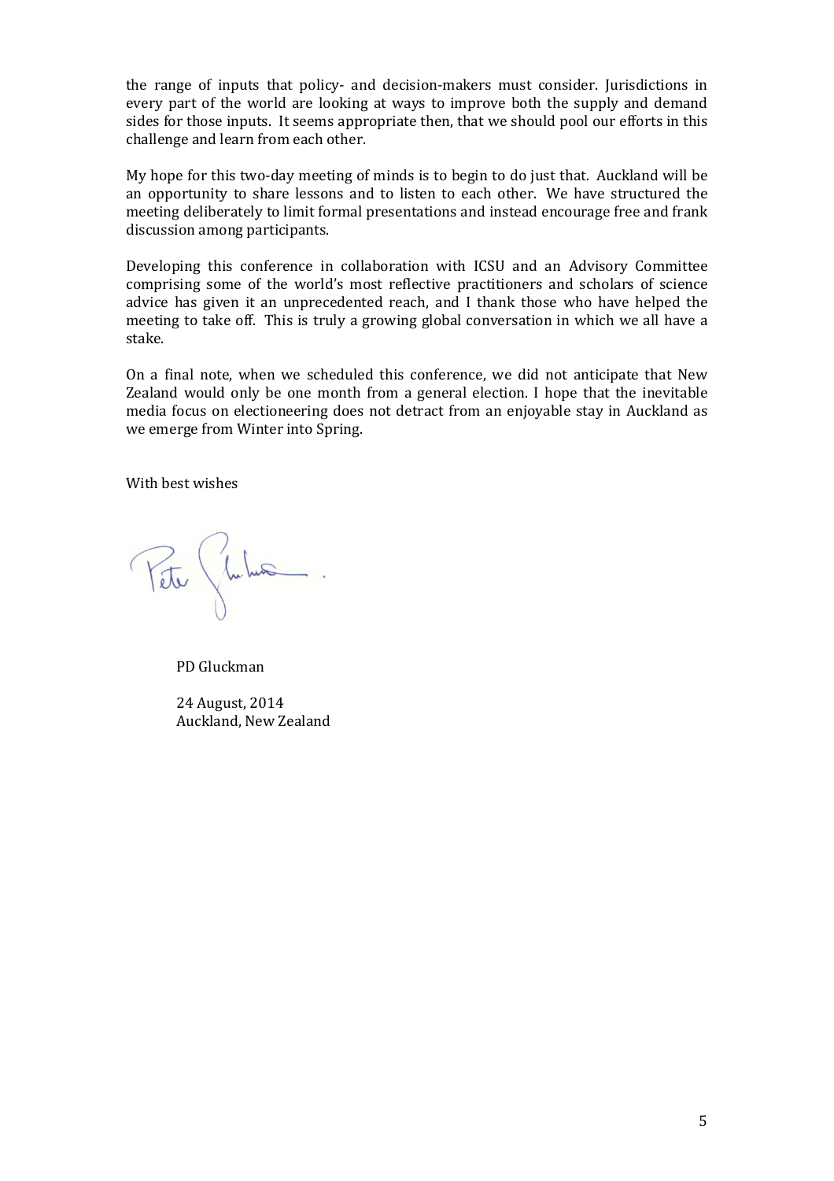the range of inputs that policy- and decision-makers must consider. Jurisdictions in every part of the world are looking at ways to improve both the supply and demand sides for those inputs. It seems appropriate then, that we should pool our efforts in this challenge and learn from each other.

My hope for this two-day meeting of minds is to begin to do just that. Auckland will be an opportunity to share lessons and to listen to each other. We have structured the meeting deliberately to limit formal presentations and instead encourage free and frank discussion among participants.

Developing this conference in collaboration with ICSU and an Advisory Committee comprising some of the world's most reflective practitioners and scholars of science advice has given it an unprecedented reach, and I thank those who have helped the meeting to take off. This is truly a growing global conversation in which we all have a stake.

On a final note, when we scheduled this conference, we did not anticipate that New Zealand would only be one month from a general election. I hope that the inevitable media focus on electioneering does not detract from an enjoyable stay in Auckland as we emerge from Winter into Spring.

With best wishes

PD Gluckman

24 August, 2014
Auckland, New Zealand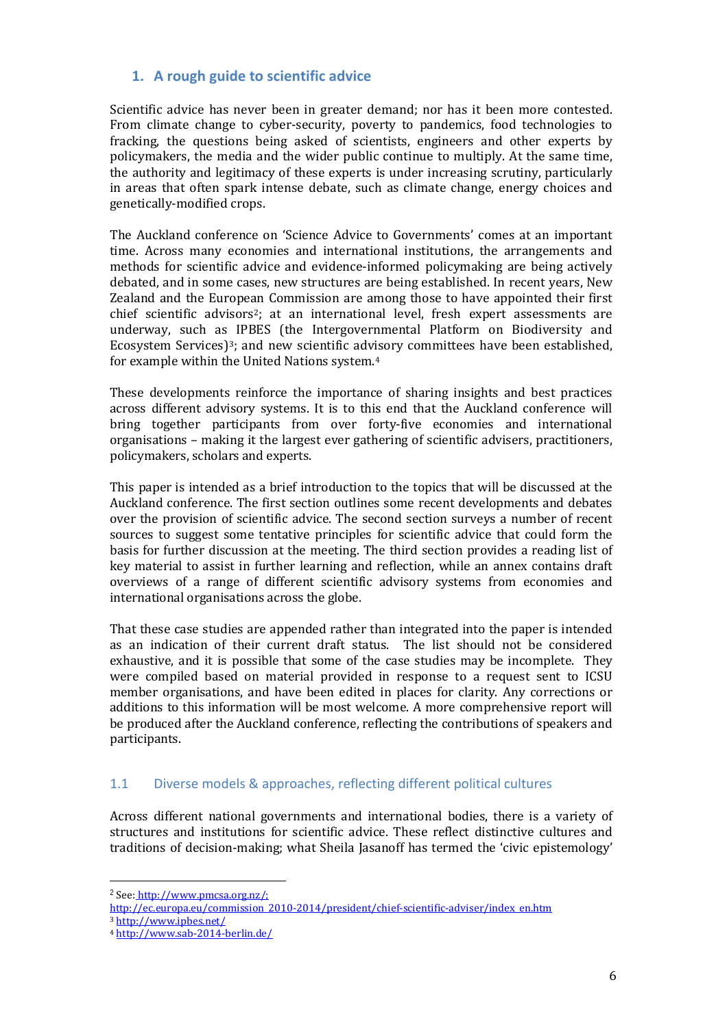## 1. A rough guide to scientific advice

Scientific advice has never been in greater demand; nor has it been more contested. From climate change to cyber-security, poverty to pandemics, food technologies to fracking, the questions being asked of scientists, engineers and other experts by policymakers, the media and the wider public continue to multiply. At the same time, the authority and legitimacy of these experts is under increasing scrutiny, particularly in areas that often spark intense debate, such as climate change, energy choices and genetically-modified crops.

The Auckland conference on 'Science Advice to Governments' comes at an important time. Across many economies and international institutions, the arrangements and methods for scientific advice and evidence-informed policymaking are being actively debated, and in some cases, new structures are being established. In recent years, New Zealand and the European Commission are among those to have appointed their first chief scientific advisors[2]; at an international level, fresh expert assessments are underway, such as IPBES (the Intergovernmental Platform on Biodiversity and Ecosystem Services)[3]; and new scientific advisory committees have been established, for example within the United Nations system.[4]

These developments reinforce the importance of sharing insights and best practices across different advisory systems. It is to this end that the Auckland conference will bring together participants from over forty-five economies and international organisations – making it the largest ever gathering of scientific advisers, practitioners, policymakers, scholars and experts.

This paper is intended as a brief introduction to the topics that will be discussed at the Auckland conference. The first section outlines some recent developments and debates over the provision of scientific advice. The second section surveys a number of recent sources to suggest some tentative principles for scientific advice that could form the basis for further discussion at the meeting. The third section provides a reading list of key material to assist in further learning and reflection, while an annex contains draft overviews of a range of different scientific advisory systems from economies and international organisations across the globe.

That these case studies are appended rather than integrated into the paper is intended as an indication of their current draft status. The list should not be considered exhaustive, and it is possible that some of the case studies may be incomplete. They were compiled based on material provided in response to a request sent to ICSU member organisations, and have been edited in places for clarity. Any corrections or additions to this information will be most welcome. A more comprehensive report will be produced after the Auckland conference, reflecting the contributions of speakers and participants.

### 1.1 Diverse models & approaches, reflecting different political cultures

Across different national governments and international bodies, there is a variety of structures and institutions for scientific advice. These reflect distinctive cultures and traditions of decision-making; what Sheila Jasanoff has termed the 'civic epistemology'

---

[2] See: http://www.pmcsa.org.nz/; http://ec.europa.eu/commission_2010-2014/president/chief-scientific-adviser/index_en.htm

[3] http://www.ipbes.net/

[4] http://www.sab-2014-berlin.de/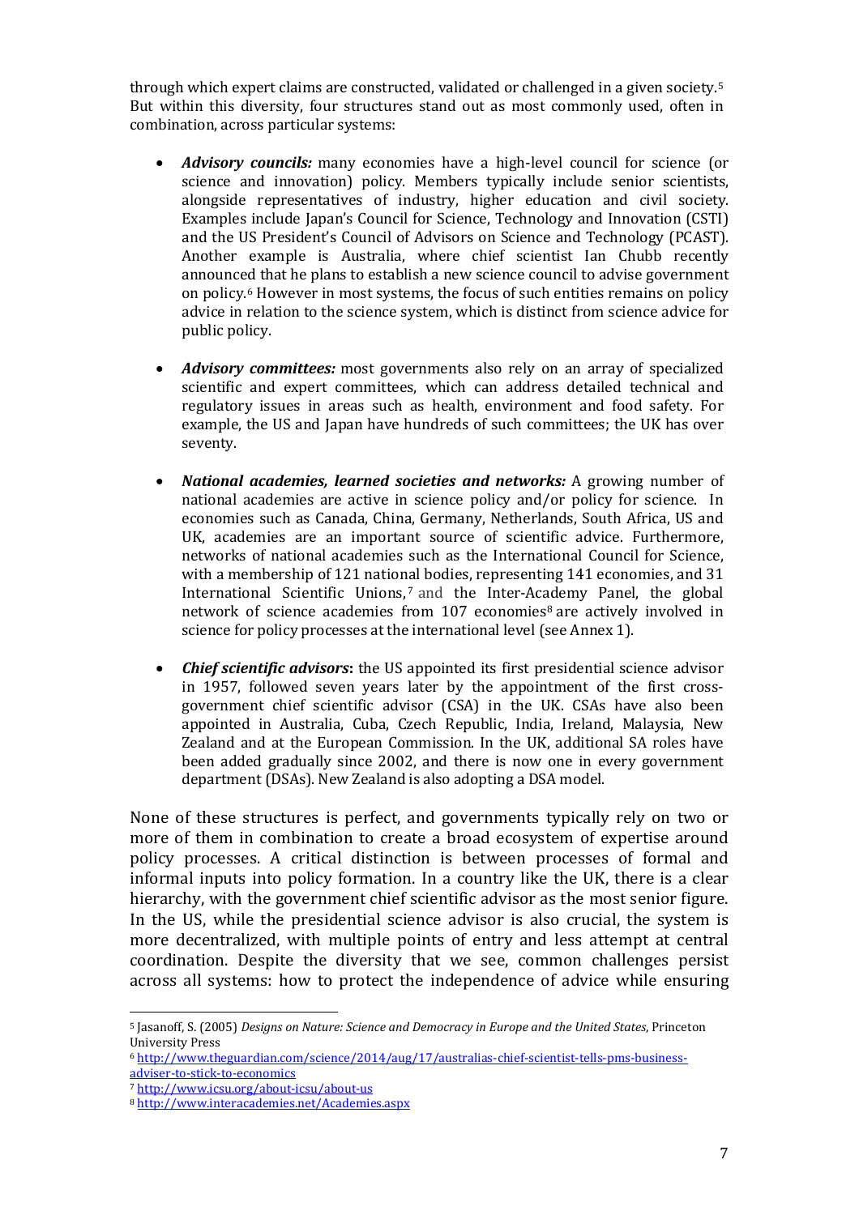through which expert claims are constructed, validated or challenged in a given society.[5] But within this diversity, four structures stand out as most commonly used, often in combination, across particular systems:

- ***Advisory councils:*** many economies have a high-level council for science (or science and innovation) policy. Members typically include senior scientists, alongside representatives of industry, higher education and civil society. Examples include Japan's Council for Science, Technology and Innovation (CSTI) and the US President's Council of Advisors on Science and Technology (PCAST). Another example is Australia, where chief scientist Ian Chubb recently announced that he plans to establish a new science council to advise government on policy.[6] However in most systems, the focus of such entities remains on policy advice in relation to the science system, which is distinct from science advice for public policy.

- ***Advisory committees:*** most governments also rely on an array of specialized scientific and expert committees, which can address detailed technical and regulatory issues in areas such as health, environment and food safety. For example, the US and Japan have hundreds of such committees; the UK has over seventy.

- ***National academies, learned societies and networks:*** A growing number of national academies are active in science policy and/or policy for science. In economies such as Canada, China, Germany, Netherlands, South Africa, US and UK, academies are an important source of scientific advice. Furthermore, networks of national academies such as the International Council for Science, with a membership of 121 national bodies, representing 141 economies, and 31 International Scientific Unions,[7] and the Inter-Academy Panel, the global network of science academies from 107 economies[8] are actively involved in science for policy processes at the international level (see Annex 1).

- ***Chief scientific advisors*****:** the US appointed its first presidential science advisor in 1957, followed seven years later by the appointment of the first cross-government chief scientific advisor (CSA) in the UK. CSAs have also been appointed in Australia, Cuba, Czech Republic, India, Ireland, Malaysia, New Zealand and at the European Commission. In the UK, additional SA roles have been added gradually since 2002, and there is now one in every government department (DSAs). New Zealand is also adopting a DSA model.

None of these structures is perfect, and governments typically rely on two or more of them in combination to create a broad ecosystem of expertise around policy processes. A critical distinction is between processes of formal and informal inputs into policy formation. In a country like the UK, there is a clear hierarchy, with the government chief scientific advisor as the most senior figure. In the US, while the presidential science advisor is also crucial, the system is more decentralized, with multiple points of entry and less attempt at central coordination. Despite the diversity that we see, common challenges persist across all systems: how to protect the independence of advice while ensuring

---

[5] Jasanoff, S. (2005) *Designs on Nature: Science and Democracy in Europe and the United States*, Princeton University Press

[6] http://www.theguardian.com/science/2014/aug/17/australias-chief-scientist-tells-pms-business-adviser-to-stick-to-economics

[7] http://www.icsu.org/about-icsu/about-us

[8] http://www.interacademies.net/Academies.aspx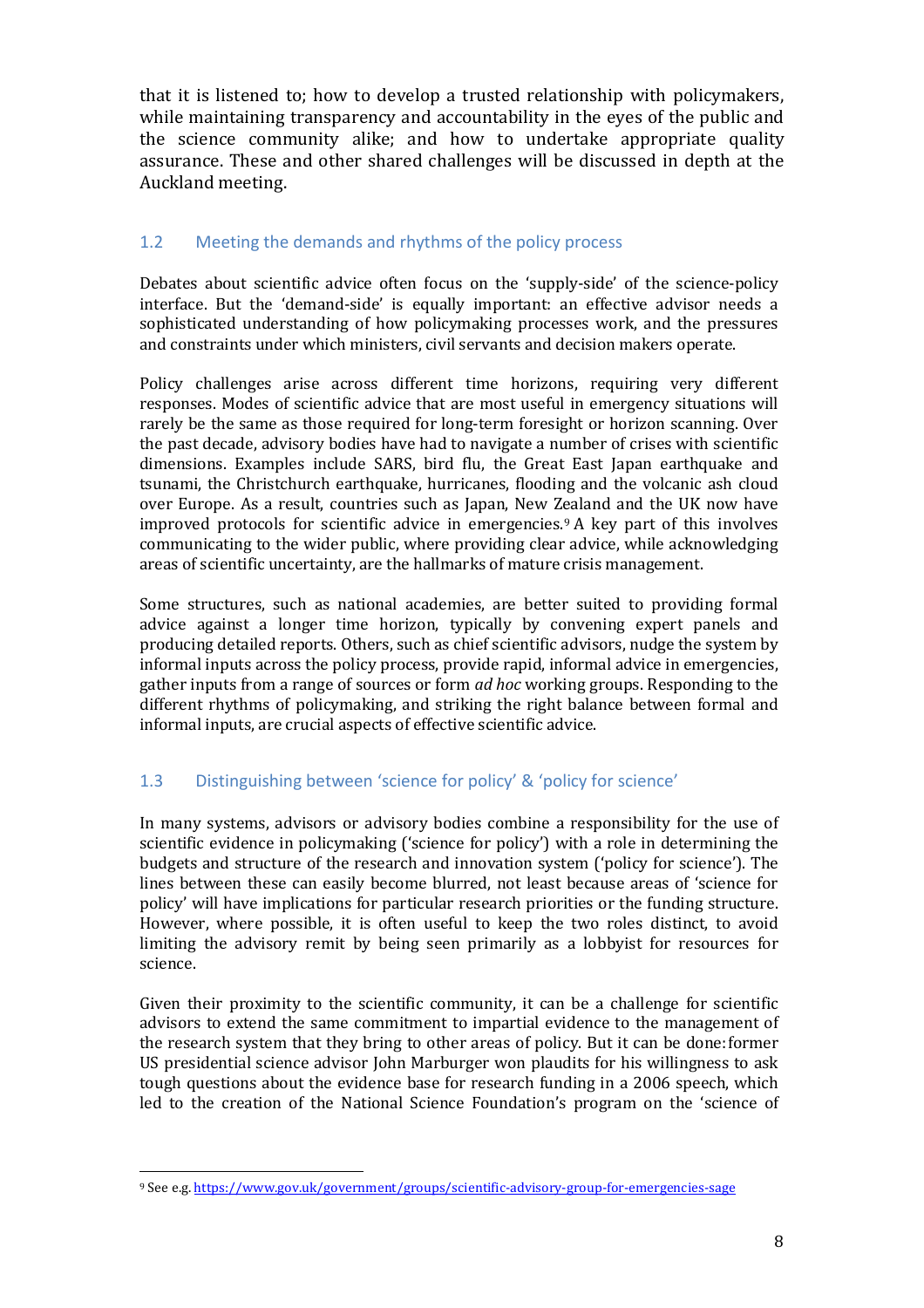that it is listened to; how to develop a trusted relationship with policymakers, while maintaining transparency and accountability in the eyes of the public and the science community alike; and how to undertake appropriate quality assurance. These and other shared challenges will be discussed in depth at the Auckland meeting.

## 1.2 Meeting the demands and rhythms of the policy process

Debates about scientific advice often focus on the 'supply-side' of the science-policy interface. But the 'demand-side' is equally important: an effective advisor needs a sophisticated understanding of how policymaking processes work, and the pressures and constraints under which ministers, civil servants and decision makers operate.

Policy challenges arise across different time horizons, requiring very different responses. Modes of scientific advice that are most useful in emergency situations will rarely be the same as those required for long-term foresight or horizon scanning. Over the past decade, advisory bodies have had to navigate a number of crises with scientific dimensions. Examples include SARS, bird flu, the Great East Japan earthquake and tsunami, the Christchurch earthquake, hurricanes, flooding and the volcanic ash cloud over Europe. As a result, countries such as Japan, New Zealand and the UK now have improved protocols for scientific advice in emergencies.[9] A key part of this involves communicating to the wider public, where providing clear advice, while acknowledging areas of scientific uncertainty, are the hallmarks of mature crisis management.

Some structures, such as national academies, are better suited to providing formal advice against a longer time horizon, typically by convening expert panels and producing detailed reports. Others, such as chief scientific advisors, nudge the system by informal inputs across the policy process, provide rapid, informal advice in emergencies, gather inputs from a range of sources or form *ad hoc* working groups. Responding to the different rhythms of policymaking, and striking the right balance between formal and informal inputs, are crucial aspects of effective scientific advice.

## 1.3 Distinguishing between 'science for policy' & 'policy for science'

In many systems, advisors or advisory bodies combine a responsibility for the use of scientific evidence in policymaking ('science for policy') with a role in determining the budgets and structure of the research and innovation system ('policy for science'). The lines between these can easily become blurred, not least because areas of 'science for policy' will have implications for particular research priorities or the funding structure. However, where possible, it is often useful to keep the two roles distinct, to avoid limiting the advisory remit by being seen primarily as a lobbyist for resources for science.

Given their proximity to the scientific community, it can be a challenge for scientific advisors to extend the same commitment to impartial evidence to the management of the research system that they bring to other areas of policy. But it can be done: former US presidential science advisor John Marburger won plaudits for his willingness to ask tough questions about the evidence base for research funding in a 2006 speech, which led to the creation of the National Science Foundation's program on the 'science of

[9] See e.g. https://www.gov.uk/government/groups/scientific-advisory-group-for-emergencies-sage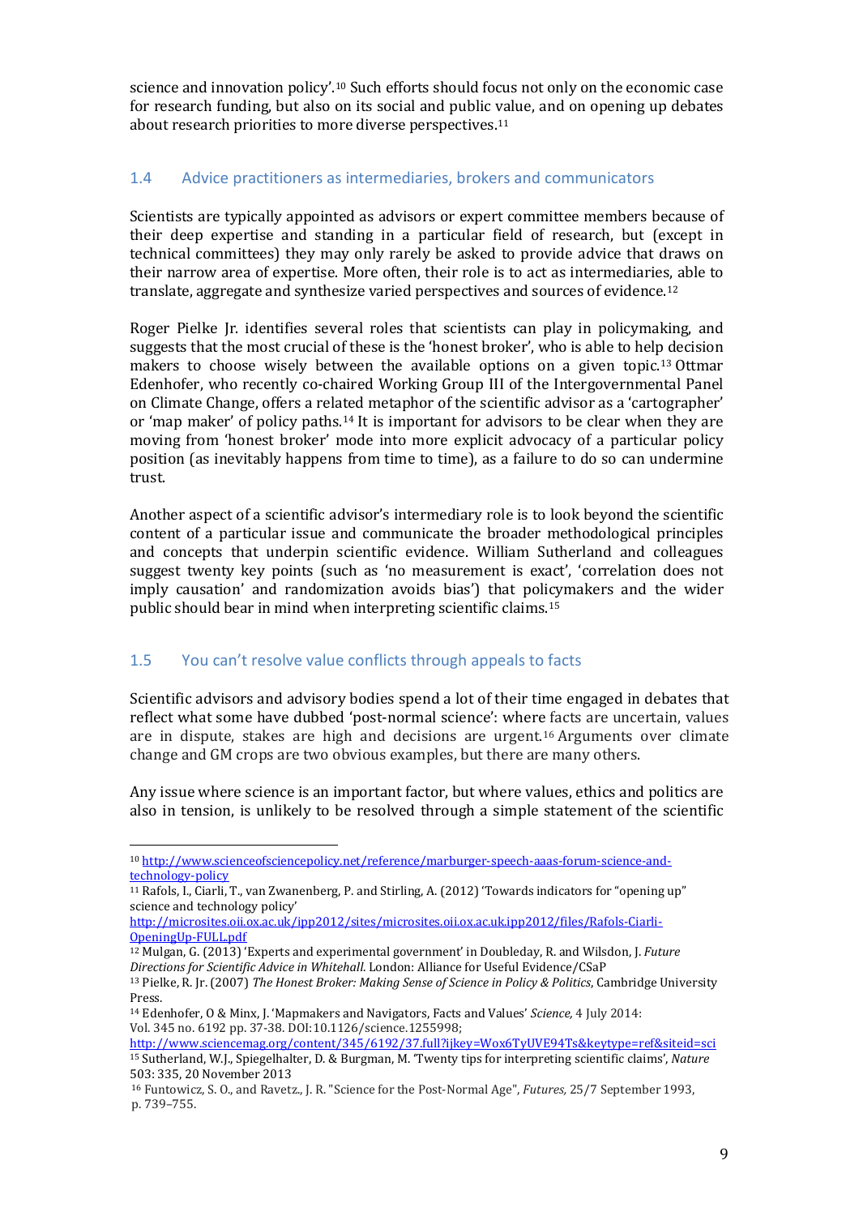science and innovation policy'.[10] Such efforts should focus not only on the economic case for research funding, but also on its social and public value, and on opening up debates about research priorities to more diverse perspectives.[11]

## 1.4 Advice practitioners as intermediaries, brokers and communicators

Scientists are typically appointed as advisors or expert committee members because of their deep expertise and standing in a particular field of research, but (except in technical committees) they may only rarely be asked to provide advice that draws on their narrow area of expertise. More often, their role is to act as intermediaries, able to translate, aggregate and synthesize varied perspectives and sources of evidence.[12]

Roger Pielke Jr. identifies several roles that scientists can play in policymaking, and suggests that the most crucial of these is the 'honest broker', who is able to help decision makers to choose wisely between the available options on a given topic.[13] Ottmar Edenhofer, who recently co-chaired Working Group III of the Intergovernmental Panel on Climate Change, offers a related metaphor of the scientific advisor as a 'cartographer' or 'map maker' of policy paths.[14] It is important for advisors to be clear when they are moving from 'honest broker' mode into more explicit advocacy of a particular policy position (as inevitably happens from time to time), as a failure to do so can undermine trust.

Another aspect of a scientific advisor's intermediary role is to look beyond the scientific content of a particular issue and communicate the broader methodological principles and concepts that underpin scientific evidence. William Sutherland and colleagues suggest twenty key points (such as 'no measurement is exact', 'correlation does not imply causation' and randomization avoids bias') that policymakers and the wider public should bear in mind when interpreting scientific claims.[15]

## 1.5 You can't resolve value conflicts through appeals to facts

Scientific advisors and advisory bodies spend a lot of their time engaged in debates that reflect what some have dubbed 'post-normal science': where facts are uncertain, values are in dispute, stakes are high and decisions are urgent.[16] Arguments over climate change and GM crops are two obvious examples, but there are many others.

Any issue where science is an important factor, but where values, ethics and politics are also in tension, is unlikely to be resolved through a simple statement of the scientific

---

[10] http://www.scienceofsciencepolicy.net/reference/marburger-speech-aaas-forum-science-and-technology-policy

[11] Rafols, I., Ciarli, T., van Zwanenberg, P. and Stirling, A. (2012) 'Towards indicators for "opening up" science and technology policy' http://microsites.oii.ox.ac.uk/ipp2012/sites/microsites.oii.ox.ac.uk.ipp2012/files/Rafols-Ciarli-OpeningUp-FULL.pdf

[12] Mulgan, G. (2013) 'Experts and experimental government' in Doubleday, R. and Wilsdon, J. *Future Directions for Scientific Advice in Whitehall.* London: Alliance for Useful Evidence/CSaP

[13] Pielke, R. Jr. (2007) *The Honest Broker: Making Sense of Science in Policy & Politics*, Cambridge University Press.

[14] Edenhofer, O & Minx, J. 'Mapmakers and Navigators, Facts and Values' *Science,* 4 July 2014: Vol. 345 no. 6192 pp. 37-38. DOI:10.1126/science.1255998; http://www.sciencemag.org/content/345/6192/37.full?ijkey=Wox6TyUVE94Ts&keytype=ref&siteid=sci

[15] Sutherland, W.J., Spiegelhalter, D. & Burgman, M. 'Twenty tips for interpreting scientific claims', *Nature* 503: 335, 20 November 2013

[16] Funtowicz, S. O., and Ravetz., J. R. "Science for the Post-Normal Age", *Futures,* 25/7 September 1993, p. 739–755.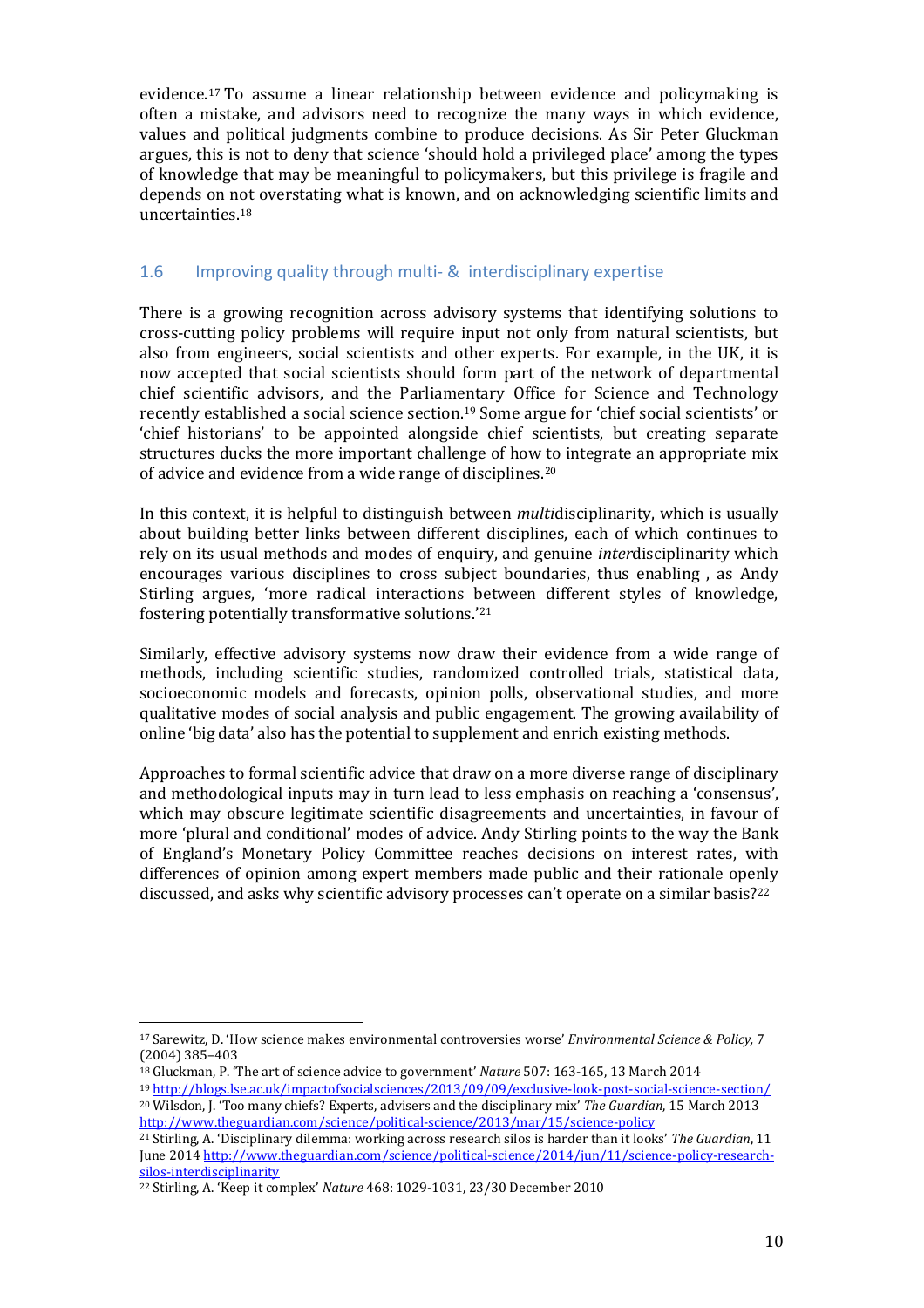evidence.[17] To assume a linear relationship between evidence and policymaking is often a mistake, and advisors need to recognize the many ways in which evidence, values and political judgments combine to produce decisions. As Sir Peter Gluckman argues, this is not to deny that science 'should hold a privileged place' among the types of knowledge that may be meaningful to policymakers, but this privilege is fragile and depends on not overstating what is known, and on acknowledging scientific limits and uncertainties.[18]

## 1.6 Improving quality through multi- & interdisciplinary expertise

There is a growing recognition across advisory systems that identifying solutions to cross-cutting policy problems will require input not only from natural scientists, but also from engineers, social scientists and other experts. For example, in the UK, it is now accepted that social scientists should form part of the network of departmental chief scientific advisors, and the Parliamentary Office for Science and Technology recently established a social science section.[19] Some argue for 'chief social scientists' or 'chief historians' to be appointed alongside chief scientists, but creating separate structures ducks the more important challenge of how to integrate an appropriate mix of advice and evidence from a wide range of disciplines.[20]

In this context, it is helpful to distinguish between *multi*disciplinarity, which is usually about building better links between different disciplines, each of which continues to rely on its usual methods and modes of enquiry, and genuine *inter*disciplinarity which encourages various disciplines to cross subject boundaries, thus enabling , as Andy Stirling argues, 'more radical interactions between different styles of knowledge, fostering potentially transformative solutions.'[21]

Similarly, effective advisory systems now draw their evidence from a wide range of methods, including scientific studies, randomized controlled trials, statistical data, socioeconomic models and forecasts, opinion polls, observational studies, and more qualitative modes of social analysis and public engagement. The growing availability of online 'big data' also has the potential to supplement and enrich existing methods.

Approaches to formal scientific advice that draw on a more diverse range of disciplinary and methodological inputs may in turn lead to less emphasis on reaching a 'consensus', which may obscure legitimate scientific disagreements and uncertainties, in favour of more 'plural and conditional' modes of advice. Andy Stirling points to the way the Bank of England's Monetary Policy Committee reaches decisions on interest rates, with differences of opinion among expert members made public and their rationale openly discussed, and asks why scientific advisory processes can't operate on a similar basis?[22]

---

[17] Sarewitz, D. 'How science makes environmental controversies worse' *Environmental Science & Policy,* 7 (2004) 385–403

[18] Gluckman, P. 'The art of science advice to government' *Nature* 507: 163-165, 13 March 2014

[19] http://blogs.lse.ac.uk/impactofsocialsciences/2013/09/09/exclusive-look-post-social-science-section/

[20] Wilsdon, J. 'Too many chiefs? Experts, advisers and the disciplinary mix' *The Guardian*, 15 March 2013 http://www.theguardian.com/science/political-science/2013/mar/15/science-policy

[21] Stirling, A. 'Disciplinary dilemma: working across research silos is harder than it looks' *The Guardian*, 11 June 2014 http://www.theguardian.com/science/political-science/2014/jun/11/science-policy-research-silos-interdisciplinarity

[22] Stirling, A. 'Keep it complex' *Nature* 468: 1029-1031, 23/30 December 2010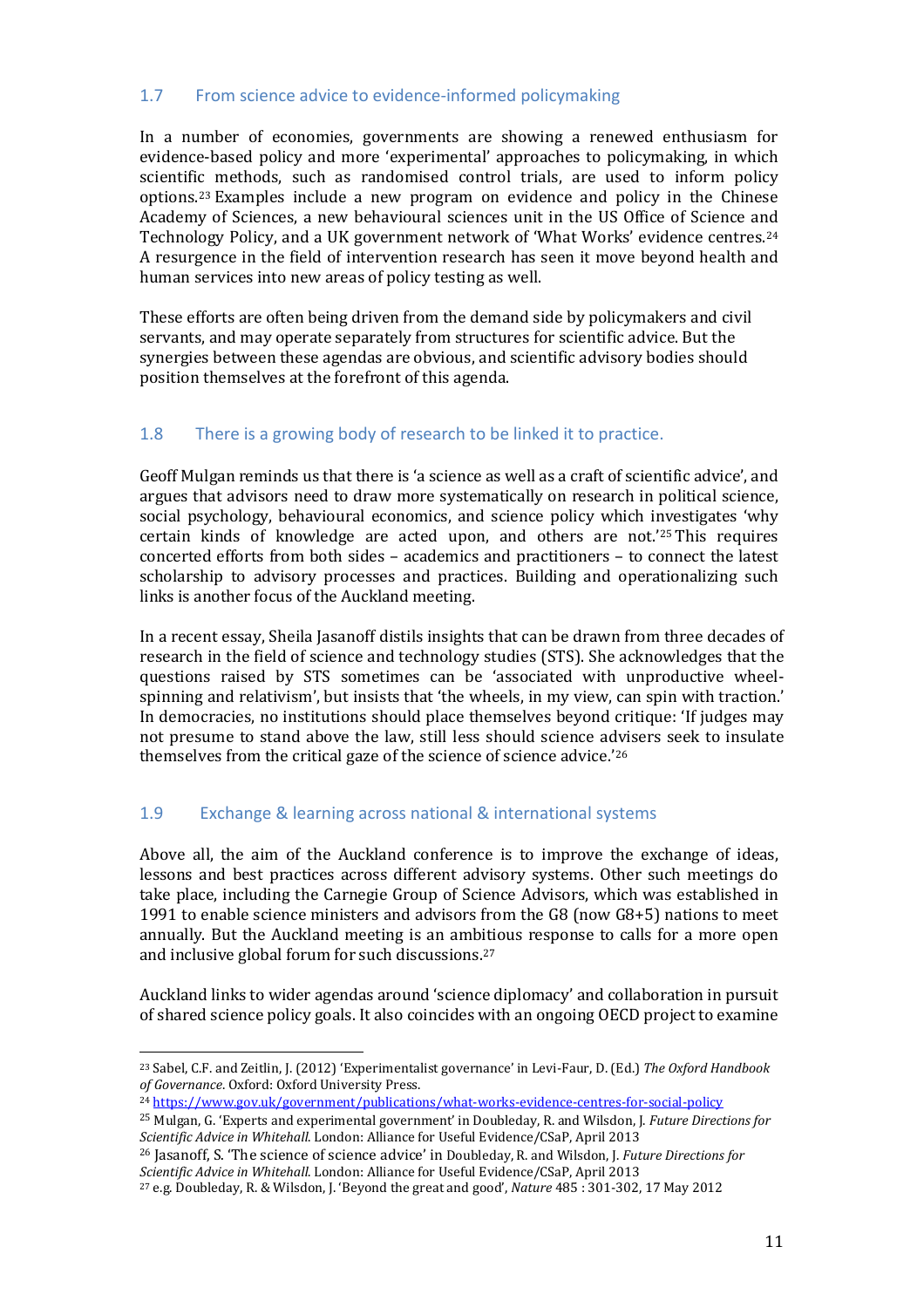## 1.7 From science advice to evidence-informed policymaking

In a number of economies, governments are showing a renewed enthusiasm for evidence-based policy and more 'experimental' approaches to policymaking, in which scientific methods, such as randomised control trials, are used to inform policy options.[23] Examples include a new program on evidence and policy in the Chinese Academy of Sciences, a new behavioural sciences unit in the US Office of Science and Technology Policy, and a UK government network of 'What Works' evidence centres.[24] A resurgence in the field of intervention research has seen it move beyond health and human services into new areas of policy testing as well.

These efforts are often being driven from the demand side by policymakers and civil servants, and may operate separately from structures for scientific advice. But the synergies between these agendas are obvious, and scientific advisory bodies should position themselves at the forefront of this agenda.

## 1.8 There is a growing body of research to be linked it to practice.

Geoff Mulgan reminds us that there is 'a science as well as a craft of scientific advice', and argues that advisors need to draw more systematically on research in political science, social psychology, behavioural economics, and science policy which investigates 'why certain kinds of knowledge are acted upon, and others are not.'[25] This requires concerted efforts from both sides – academics and practitioners – to connect the latest scholarship to advisory processes and practices. Building and operationalizing such links is another focus of the Auckland meeting.

In a recent essay, Sheila Jasanoff distils insights that can be drawn from three decades of research in the field of science and technology studies (STS). She acknowledges that the questions raised by STS sometimes can be 'associated with unproductive wheel-spinning and relativism', but insists that 'the wheels, in my view, can spin with traction.' In democracies, no institutions should place themselves beyond critique: 'If judges may not presume to stand above the law, still less should science advisers seek to insulate themselves from the critical gaze of the science of science advice.'[26]

## 1.9 Exchange & learning across national & international systems

Above all, the aim of the Auckland conference is to improve the exchange of ideas, lessons and best practices across different advisory systems. Other such meetings do take place, including the Carnegie Group of Science Advisors, which was established in 1991 to enable science ministers and advisors from the G8 (now G8+5) nations to meet annually. But the Auckland meeting is an ambitious response to calls for a more open and inclusive global forum for such discussions.[27]

Auckland links to wider agendas around 'science diplomacy' and collaboration in pursuit of shared science policy goals. It also coincides with an ongoing OECD project to examine

---

[23] Sabel, C.F. and Zeitlin, J. (2012) 'Experimentalist governance' in Levi-Faur, D. (Ed.) *The Oxford Handbook of Governance*. Oxford: Oxford University Press.

[24] https://www.gov.uk/government/publications/what-works-evidence-centres-for-social-policy

[25] Mulgan, G. 'Experts and experimental government' in Doubleday, R. and Wilsdon, J. *Future Directions for Scientific Advice in Whitehall*. London: Alliance for Useful Evidence/CSaP, April 2013

[26] Jasanoff, S. 'The science of science advice' in Doubleday, R. and Wilsdon, J. *Future Directions for Scientific Advice in Whitehall*. London: Alliance for Useful Evidence/CSaP, April 2013

[27] e.g. Doubleday, R. & Wilsdon, J. 'Beyond the great and good', *Nature* 485 : 301-302, 17 May 2012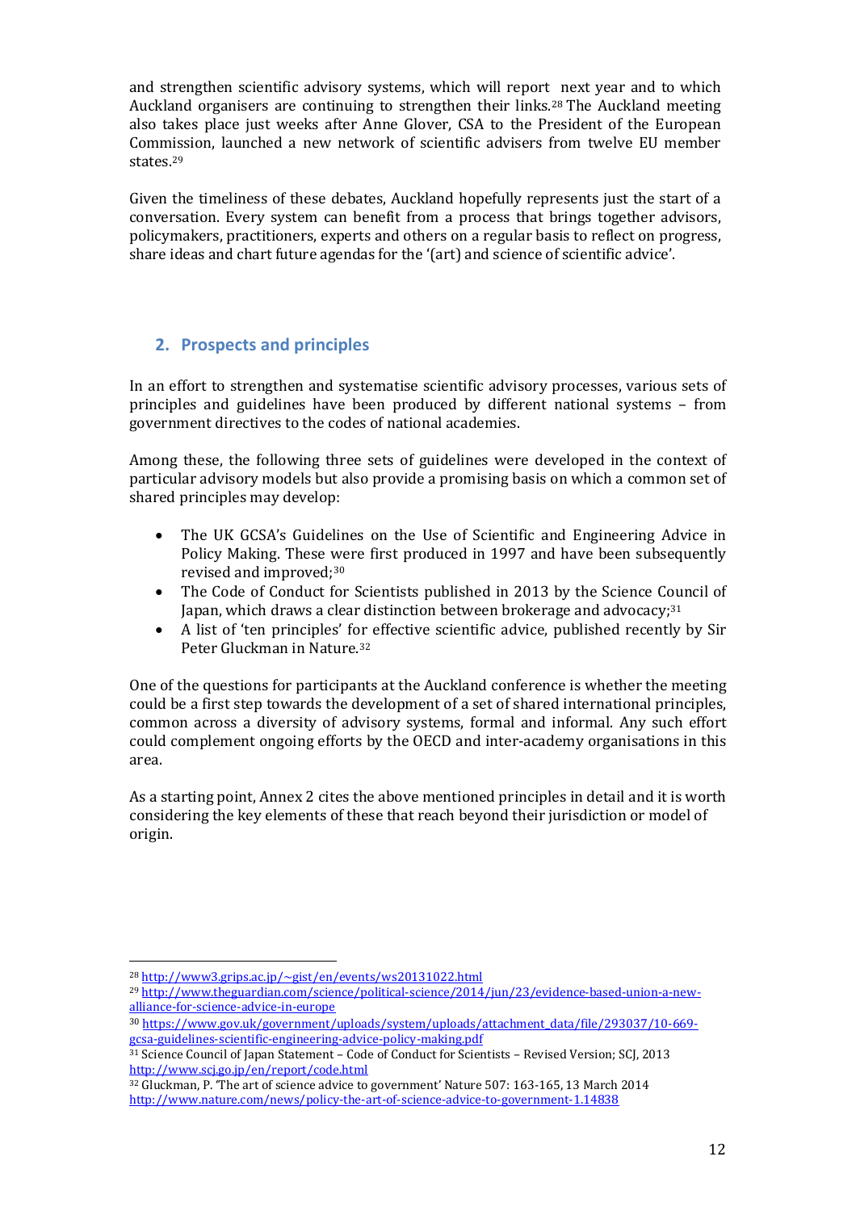and strengthen scientific advisory systems, which will report next year and to which Auckland organisers are continuing to strengthen their links.[28] The Auckland meeting also takes place just weeks after Anne Glover, CSA to the President of the European Commission, launched a new network of scientific advisers from twelve EU member states.[29]

Given the timeliness of these debates, Auckland hopefully represents just the start of a conversation. Every system can benefit from a process that brings together advisors, policymakers, practitioners, experts and others on a regular basis to reflect on progress, share ideas and chart future agendas for the '(art) and science of scientific advice'.

## 2. Prospects and principles

In an effort to strengthen and systematise scientific advisory processes, various sets of principles and guidelines have been produced by different national systems – from government directives to the codes of national academies.

Among these, the following three sets of guidelines were developed in the context of particular advisory models but also provide a promising basis on which a common set of shared principles may develop:

- The UK GCSA's Guidelines on the Use of Scientific and Engineering Advice in Policy Making. These were first produced in 1997 and have been subsequently revised and improved;[30]
- The Code of Conduct for Scientists published in 2013 by the Science Council of Japan, which draws a clear distinction between brokerage and advocacy;[31]
- A list of 'ten principles' for effective scientific advice, published recently by Sir Peter Gluckman in Nature.[32]

One of the questions for participants at the Auckland conference is whether the meeting could be a first step towards the development of a set of shared international principles, common across a diversity of advisory systems, formal and informal. Any such effort could complement ongoing efforts by the OECD and inter-academy organisations in this area.

As a starting point, Annex 2 cites the above mentioned principles in detail and it is worth considering the key elements of these that reach beyond their jurisdiction or model of origin.

---

[28] http://www3.grips.ac.jp/~gist/en/events/ws20131022.html

[29] http://www.theguardian.com/science/political-science/2014/jun/23/evidence-based-union-a-new-alliance-for-science-advice-in-europe

[30] https://www.gov.uk/government/uploads/system/uploads/attachment_data/file/293037/10-669-gcsa-guidelines-scientific-engineering-advice-policy-making.pdf

[31] Science Council of Japan Statement – Code of Conduct for Scientists – Revised Version; SCJ, 2013 http://www.scj.go.jp/en/report/code.html

[32] Gluckman, P. 'The art of science advice to government' Nature 507: 163-165, 13 March 2014 http://www.nature.com/news/policy-the-art-of-science-advice-to-government-1.14838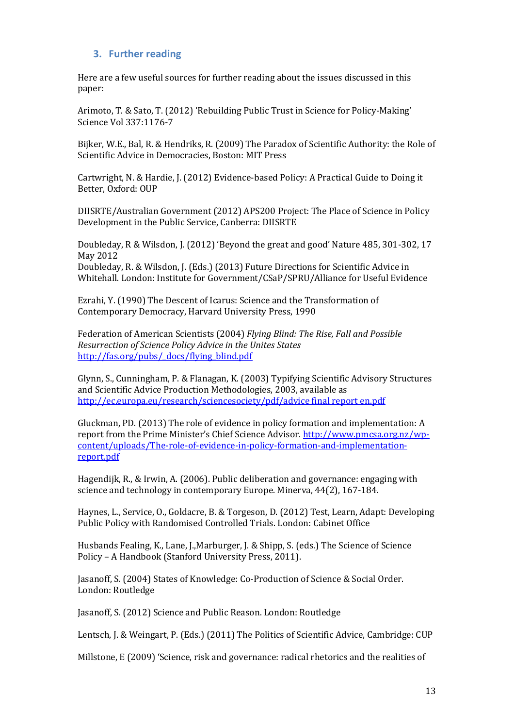## 3. Further reading

Here are a few useful sources for further reading about the issues discussed in this paper:

Arimoto, T. & Sato, T. (2012) 'Rebuilding Public Trust in Science for Policy-Making' Science Vol 337:1176-7

Bijker, W.E., Bal, R. & Hendriks, R. (2009) The Paradox of Scientific Authority: the Role of Scientific Advice in Democracies, Boston: MIT Press

Cartwright, N. & Hardie, J. (2012) Evidence-based Policy: A Practical Guide to Doing it Better, Oxford: OUP

DIISRTE/Australian Government (2012) APS200 Project: The Place of Science in Policy Development in the Public Service, Canberra: DIISRTE

Doubleday, R & Wilsdon, J. (2012) 'Beyond the great and good' Nature 485, 301-302, 17 May 2012
Doubleday, R. & Wilsdon, J. (Eds.) (2013) Future Directions for Scientific Advice in Whitehall. London: Institute for Government/CSaP/SPRU/Alliance for Useful Evidence

Ezrahi, Y. (1990) The Descent of Icarus: Science and the Transformation of Contemporary Democracy, Harvard University Press, 1990

Federation of American Scientists (2004) *Flying Blind: The Rise, Fall and Possible Resurrection of Science Policy Advice in the Unites States* http://fas.org/pubs/_docs/flying_blind.pdf

Glynn, S., Cunningham, P. & Flanagan, K. (2003) Typifying Scientific Advisory Structures and Scientific Advice Production Methodologies, 2003, available as http://ec.europa.eu/research/sciencesociety/pdf/advice final report en.pdf

Gluckman, PD. (2013) The role of evidence in policy formation and implementation: A report from the Prime Minister's Chief Science Advisor. http://www.pmcsa.org.nz/wp-content/uploads/The-role-of-evidence-in-policy-formation-and-implementation-report.pdf

Hagendijk, R., & Irwin, A. (2006). Public deliberation and governance: engaging with science and technology in contemporary Europe. Minerva, 44(2), 167-184.

Haynes, L., Service, O., Goldacre, B. & Torgeson, D. (2012) Test, Learn, Adapt: Developing Public Policy with Randomised Controlled Trials. London: Cabinet Office

Husbands Fealing, K., Lane, J.,Marburger, J. & Shipp, S. (eds.) The Science of Science Policy – A Handbook (Stanford University Press, 2011).

Jasanoff, S. (2004) States of Knowledge: Co-Production of Science & Social Order. London: Routledge

Jasanoff, S. (2012) Science and Public Reason. London: Routledge

Lentsch, J. & Weingart, P. (Eds.) (2011) The Politics of Scientific Advice, Cambridge: CUP

Millstone, E (2009) 'Science, risk and governance: radical rhetorics and the realities of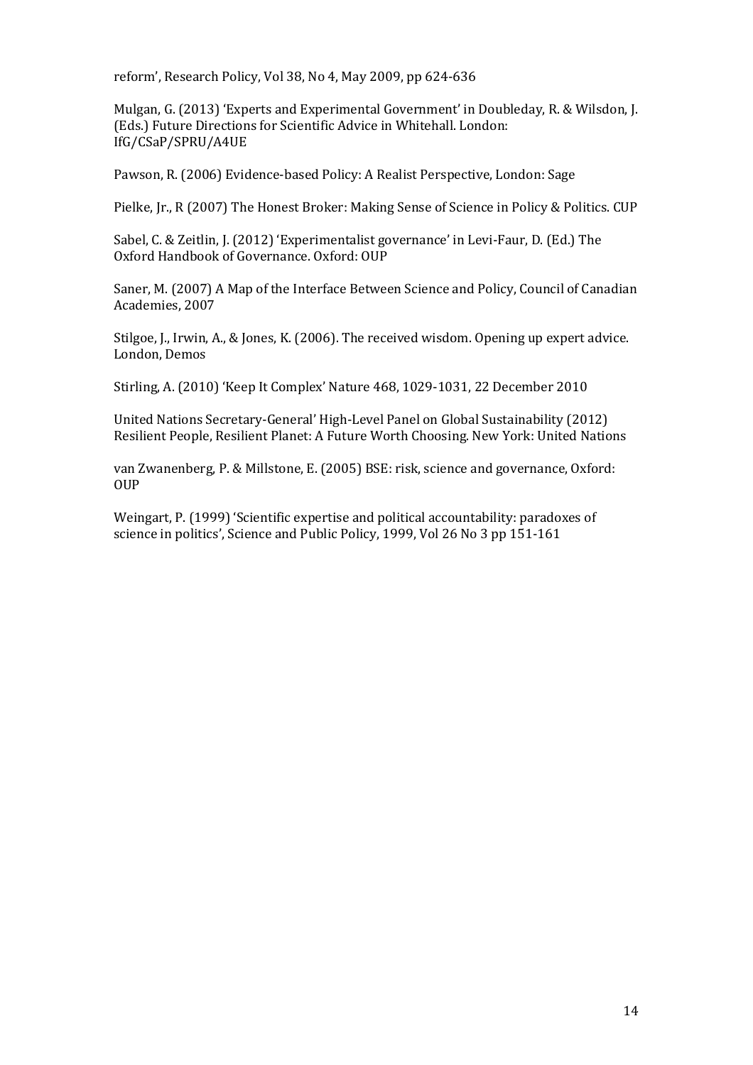reform', Research Policy, Vol 38, No 4, May 2009, pp 624-636

Mulgan, G. (2013) 'Experts and Experimental Government' in Doubleday, R. & Wilsdon, J. (Eds.) Future Directions for Scientific Advice in Whitehall. London: IfG/CSaP/SPRU/A4UE

Pawson, R. (2006) Evidence-based Policy: A Realist Perspective, London: Sage

Pielke, Jr., R (2007) The Honest Broker: Making Sense of Science in Policy & Politics. CUP

Sabel, C. & Zeitlin, J. (2012) 'Experimentalist governance' in Levi-Faur, D. (Ed.) The Oxford Handbook of Governance. Oxford: OUP

Saner, M. (2007) A Map of the Interface Between Science and Policy, Council of Canadian Academies, 2007

Stilgoe, J., Irwin, A., & Jones, K. (2006). The received wisdom. Opening up expert advice. London, Demos

Stirling, A. (2010) 'Keep It Complex' Nature 468, 1029-1031, 22 December 2010

United Nations Secretary-General' High-Level Panel on Global Sustainability (2012) Resilient People, Resilient Planet: A Future Worth Choosing. New York: United Nations

van Zwanenberg, P. & Millstone, E. (2005) BSE: risk, science and governance, Oxford: OUP

Weingart, P. (1999) 'Scientific expertise and political accountability: paradoxes of science in politics', Science and Public Policy, 1999, Vol 26 No 3 pp 151-161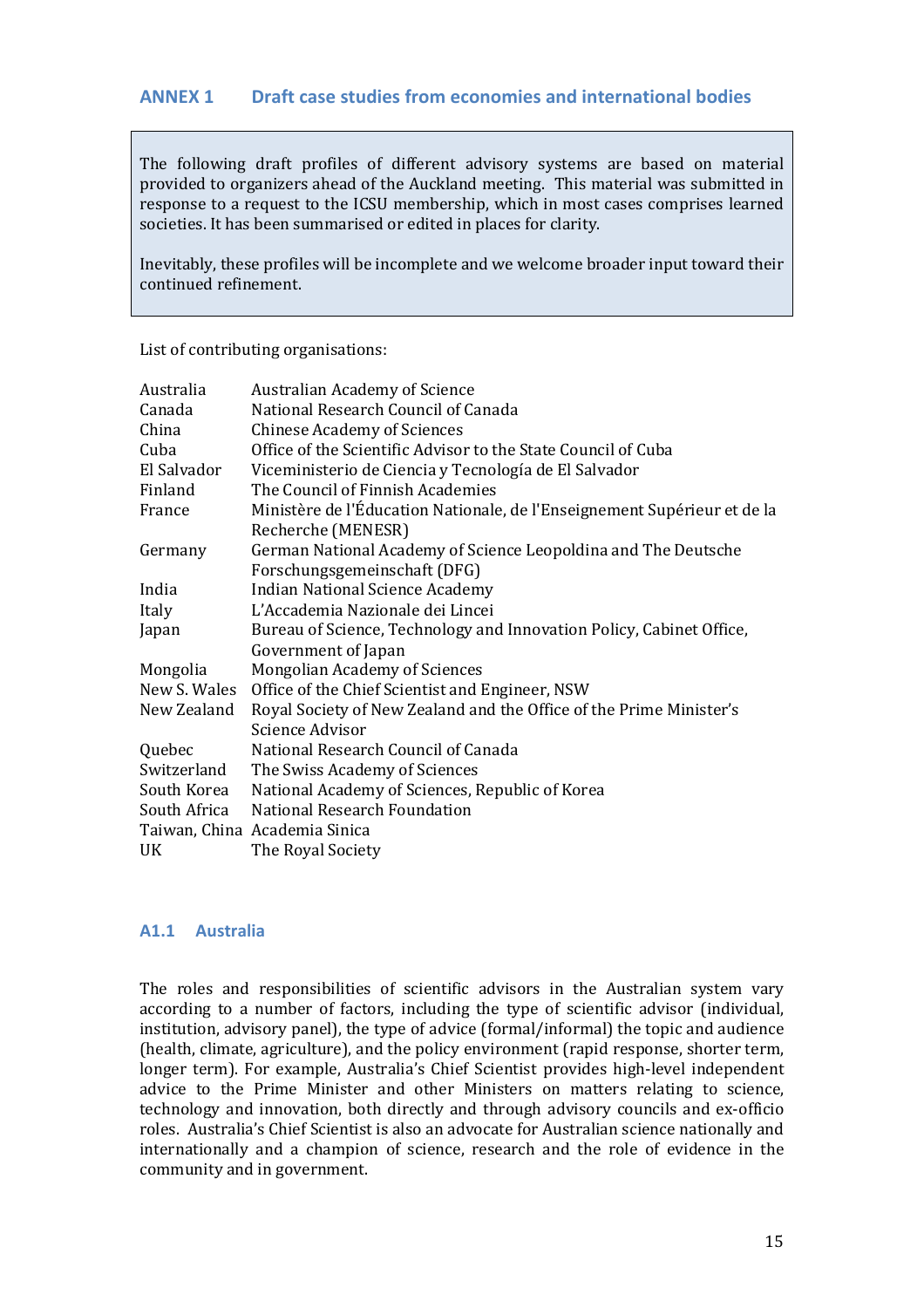## ANNEX 1 Draft case studies from economies and international bodies

> The following draft profiles of different advisory systems are based on material provided to organizers ahead of the Auckland meeting. This material was submitted in response to a request to the ICSU membership, which in most cases comprises learned societies. It has been summarised or edited in places for clarity.
>
> Inevitably, these profiles will be incomplete and we welcome broader input toward their continued refinement.

List of contributing organisations:

| | |
|---|---|
| Australia | Australian Academy of Science |
| Canada | National Research Council of Canada |
| China | Chinese Academy of Sciences |
| Cuba | Office of the Scientific Advisor to the State Council of Cuba |
| El Salvador | Viceministerio de Ciencia y Tecnología de El Salvador |
| Finland | The Council of Finnish Academies |
| France | Ministère de l'Éducation Nationale, de l'Enseignement Supérieur et de la Recherche (MENESR) |
| Germany | German National Academy of Science Leopoldina and The Deutsche Forschungsgemeinschaft (DFG) |
| India | Indian National Science Academy |
| Italy | L'Accademia Nazionale dei Lincei |
| Japan | Bureau of Science, Technology and Innovation Policy, Cabinet Office, Government of Japan |
| Mongolia | Mongolian Academy of Sciences |
| New S. Wales | Office of the Chief Scientist and Engineer, NSW |
| New Zealand | Royal Society of New Zealand and the Office of the Prime Minister's Science Advisor |
| Quebec | National Research Council of Canada |
| Switzerland | The Swiss Academy of Sciences |
| South Korea | National Academy of Sciences, Republic of Korea |
| South Africa | National Research Foundation |
| Taiwan, China | Academia Sinica |
| UK | The Royal Society |

### A1.1 Australia

The roles and responsibilities of scientific advisors in the Australian system vary according to a number of factors, including the type of scientific advisor (individual, institution, advisory panel), the type of advice (formal/informal) the topic and audience (health, climate, agriculture), and the policy environment (rapid response, shorter term, longer term). For example, Australia's Chief Scientist provides high-level independent advice to the Prime Minister and other Ministers on matters relating to science, technology and innovation, both directly and through advisory councils and ex-officio roles. Australia's Chief Scientist is also an advocate for Australian science nationally and internationally and a champion of science, research and the role of evidence in the community and in government.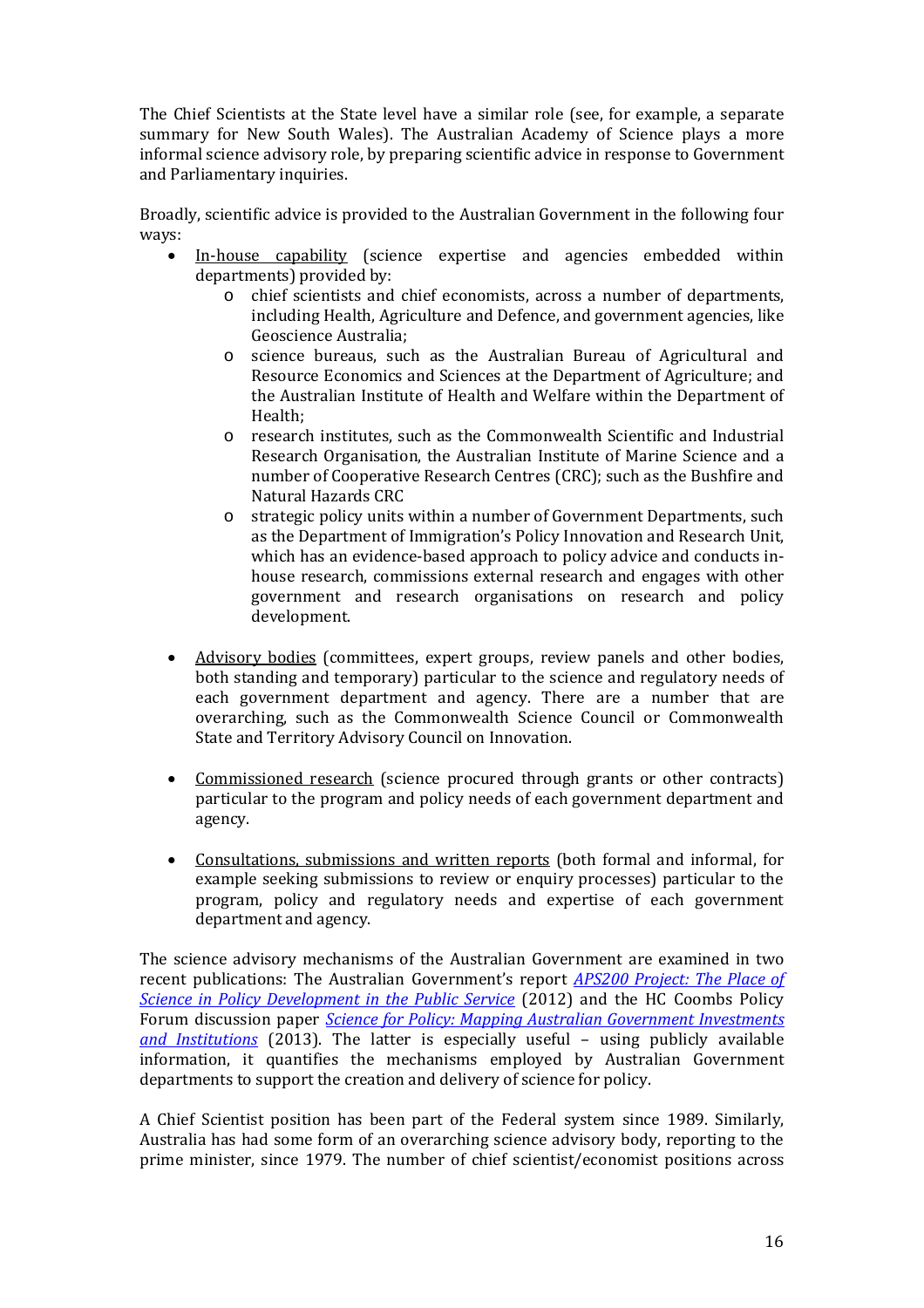The Chief Scientists at the State level have a similar role (see, for example, a separate summary for New South Wales). The Australian Academy of Science plays a more informal science advisory role, by preparing scientific advice in response to Government and Parliamentary inquiries.

Broadly, scientific advice is provided to the Australian Government in the following four ways:

- In-house capability (science expertise and agencies embedded within departments) provided by:
    - chief scientists and chief economists, across a number of departments, including Health, Agriculture and Defence, and government agencies, like Geoscience Australia;
    - science bureaus, such as the Australian Bureau of Agricultural and Resource Economics and Sciences at the Department of Agriculture; and the Australian Institute of Health and Welfare within the Department of Health;
    - research institutes, such as the Commonwealth Scientific and Industrial Research Organisation, the Australian Institute of Marine Science and a number of Cooperative Research Centres (CRC); such as the Bushfire and Natural Hazards CRC
    - strategic policy units within a number of Government Departments, such as the Department of Immigration's Policy Innovation and Research Unit, which has an evidence-based approach to policy advice and conducts in-house research, commissions external research and engages with other government and research organisations on research and policy development.

- Advisory bodies (committees, expert groups, review panels and other bodies, both standing and temporary) particular to the science and regulatory needs of each government department and agency. There are a number that are overarching, such as the Commonwealth Science Council or Commonwealth State and Territory Advisory Council on Innovation.

- Commissioned research (science procured through grants or other contracts) particular to the program and policy needs of each government department and agency.

- Consultations, submissions and written reports (both formal and informal, for example seeking submissions to review or enquiry processes) particular to the program, policy and regulatory needs and expertise of each government department and agency.

The science advisory mechanisms of the Australian Government are examined in two recent publications: The Australian Government's report *APS200 Project: The Place of Science in Policy Development in the Public Service* (2012) and the HC Coombs Policy Forum discussion paper *Science for Policy: Mapping Australian Government Investments and Institutions* (2013). The latter is especially useful – using publicly available information, it quantifies the mechanisms employed by Australian Government departments to support the creation and delivery of science for policy.

A Chief Scientist position has been part of the Federal system since 1989. Similarly, Australia has had some form of an overarching science advisory body, reporting to the prime minister, since 1979. The number of chief scientist/economist positions across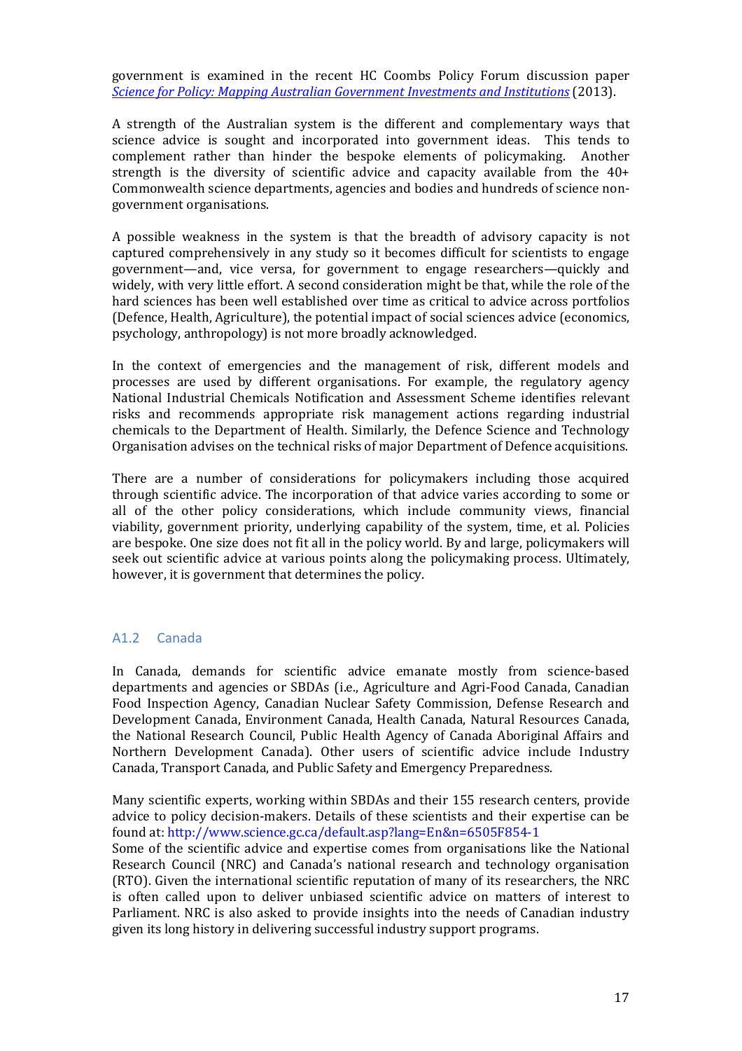government is examined in the recent HC Coombs Policy Forum discussion paper *Science for Policy: Mapping Australian Government Investments and Institutions* (2013).

A strength of the Australian system is the different and complementary ways that science advice is sought and incorporated into government ideas. This tends to complement rather than hinder the bespoke elements of policymaking. Another strength is the diversity of scientific advice and capacity available from the 40+ Commonwealth science departments, agencies and bodies and hundreds of science non-government organisations.

A possible weakness in the system is that the breadth of advisory capacity is not captured comprehensively in any study so it becomes difficult for scientists to engage government—and, vice versa, for government to engage researchers—quickly and widely, with very little effort. A second consideration might be that, while the role of the hard sciences has been well established over time as critical to advice across portfolios (Defence, Health, Agriculture), the potential impact of social sciences advice (economics, psychology, anthropology) is not more broadly acknowledged.

In the context of emergencies and the management of risk, different models and processes are used by different organisations. For example, the regulatory agency National Industrial Chemicals Notification and Assessment Scheme identifies relevant risks and recommends appropriate risk management actions regarding industrial chemicals to the Department of Health. Similarly, the Defence Science and Technology Organisation advises on the technical risks of major Department of Defence acquisitions.

There are a number of considerations for policymakers including those acquired through scientific advice. The incorporation of that advice varies according to some or all of the other policy considerations, which include community views, financial viability, government priority, underlying capability of the system, time, et al. Policies are bespoke. One size does not fit all in the policy world. By and large, policymakers will seek out scientific advice at various points along the policymaking process. Ultimately, however, it is government that determines the policy.

### A1.2 Canada

In Canada, demands for scientific advice emanate mostly from science-based departments and agencies or SBDAs (i.e., Agriculture and Agri-Food Canada, Canadian Food Inspection Agency, Canadian Nuclear Safety Commission, Defense Research and Development Canada, Environment Canada, Health Canada, Natural Resources Canada, the National Research Council, Public Health Agency of Canada Aboriginal Affairs and Northern Development Canada). Other users of scientific advice include Industry Canada, Transport Canada, and Public Safety and Emergency Preparedness.

Many scientific experts, working within SBDAs and their 155 research centers, provide advice to policy decision-makers. Details of these scientists and their expertise can be found at: http://www.science.gc.ca/default.asp?lang=En&n=6505F854-1

Some of the scientific advice and expertise comes from organisations like the National Research Council (NRC) and Canada's national research and technology organisation (RTO). Given the international scientific reputation of many of its researchers, the NRC is often called upon to deliver unbiased scientific advice on matters of interest to Parliament. NRC is also asked to provide insights into the needs of Canadian industry given its long history in delivering successful industry support programs.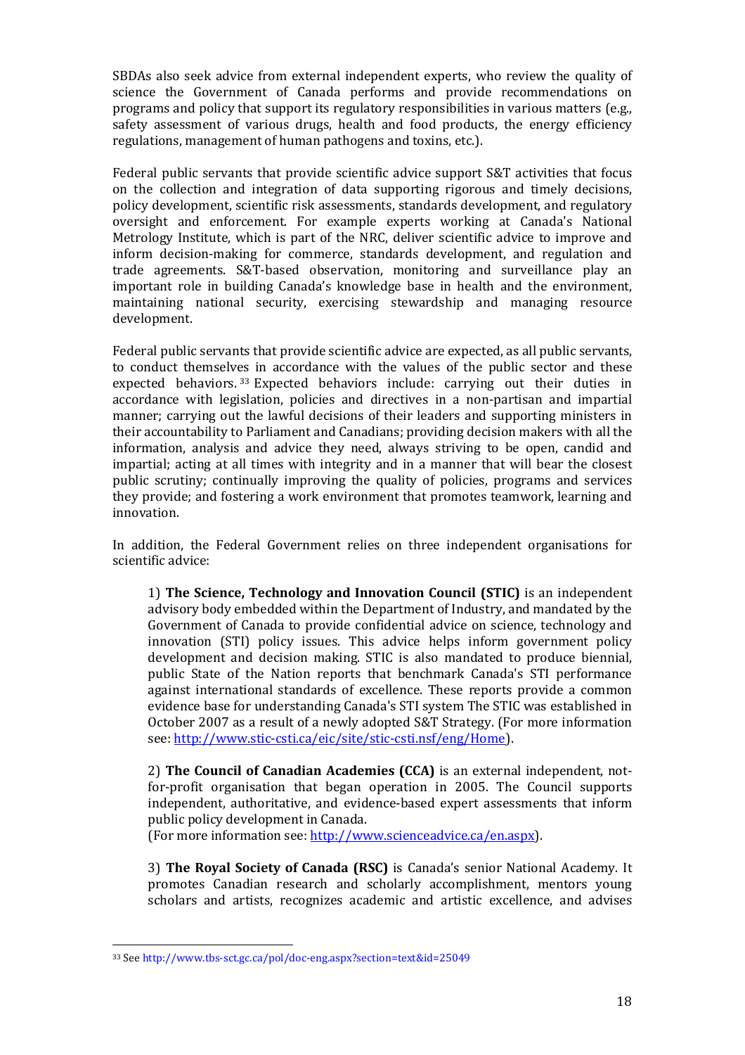SBDAs also seek advice from external independent experts, who review the quality of science the Government of Canada performs and provide recommendations on programs and policy that support its regulatory responsibilities in various matters (e.g., safety assessment of various drugs, health and food products, the energy efficiency regulations, management of human pathogens and toxins, etc.).

Federal public servants that provide scientific advice support S&T activities that focus on the collection and integration of data supporting rigorous and timely decisions, policy development, scientific risk assessments, standards development, and regulatory oversight and enforcement. For example experts working at Canada's National Metrology Institute, which is part of the NRC, deliver scientific advice to improve and inform decision-making for commerce, standards development, and regulation and trade agreements. S&T-based observation, monitoring and surveillance play an important role in building Canada's knowledge base in health and the environment, maintaining national security, exercising stewardship and managing resource development.

Federal public servants that provide scientific advice are expected, as all public servants, to conduct themselves in accordance with the values of the public sector and these expected behaviors.[33] Expected behaviors include: carrying out their duties in accordance with legislation, policies and directives in a non-partisan and impartial manner; carrying out the lawful decisions of their leaders and supporting ministers in their accountability to Parliament and Canadians; providing decision makers with all the information, analysis and advice they need, always striving to be open, candid and impartial; acting at all times with integrity and in a manner that will bear the closest public scrutiny; continually improving the quality of policies, programs and services they provide; and fostering a work environment that promotes teamwork, learning and innovation.

In addition, the Federal Government relies on three independent organisations for scientific advice:

1) **The Science, Technology and Innovation Council (STIC)** is an independent advisory body embedded within the Department of Industry, and mandated by the Government of Canada to provide confidential advice on science, technology and innovation (STI) policy issues. This advice helps inform government policy development and decision making. STIC is also mandated to produce biennial, public State of the Nation reports that benchmark Canada's STI performance against international standards of excellence. These reports provide a common evidence base for understanding Canada's STI system The STIC was established in October 2007 as a result of a newly adopted S&T Strategy. (For more information see: http://www.stic-csti.ca/eic/site/stic-csti.nsf/eng/Home).

2) **The Council of Canadian Academies (CCA)** is an external independent, not-for-profit organisation that began operation in 2005. The Council supports independent, authoritative, and evidence-based expert assessments that inform public policy development in Canada.
(For more information see: http://www.scienceadvice.ca/en.aspx).

3) **The Royal Society of Canada (RSC)** is Canada's senior National Academy. It promotes Canadian research and scholarly accomplishment, mentors young scholars and artists, recognizes academic and artistic excellence, and advises

[33] See http://www.tbs-sct.gc.ca/pol/doc-eng.aspx?section=text&id=25049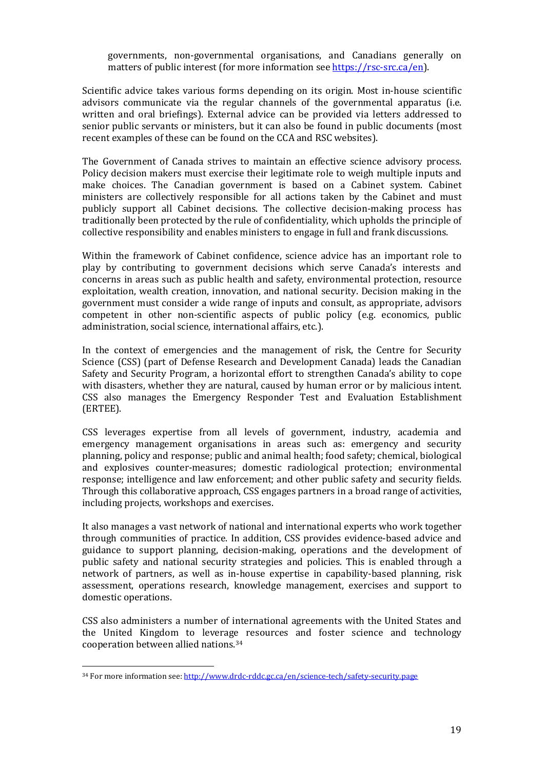governments, non-governmental organisations, and Canadians generally on matters of public interest (for more information see https://rsc-src.ca/en).

Scientific advice takes various forms depending on its origin. Most in-house scientific advisors communicate via the regular channels of the governmental apparatus (i.e. written and oral briefings). External advice can be provided via letters addressed to senior public servants or ministers, but it can also be found in public documents (most recent examples of these can be found on the CCA and RSC websites).

The Government of Canada strives to maintain an effective science advisory process. Policy decision makers must exercise their legitimate role to weigh multiple inputs and make choices. The Canadian government is based on a Cabinet system. Cabinet ministers are collectively responsible for all actions taken by the Cabinet and must publicly support all Cabinet decisions. The collective decision-making process has traditionally been protected by the rule of confidentiality, which upholds the principle of collective responsibility and enables ministers to engage in full and frank discussions.

Within the framework of Cabinet confidence, science advice has an important role to play by contributing to government decisions which serve Canada's interests and concerns in areas such as public health and safety, environmental protection, resource exploitation, wealth creation, innovation, and national security. Decision making in the government must consider a wide range of inputs and consult, as appropriate, advisors competent in other non-scientific aspects of public policy (e.g. economics, public administration, social science, international affairs, etc.).

In the context of emergencies and the management of risk, the Centre for Security Science (CSS) (part of Defense Research and Development Canada) leads the Canadian Safety and Security Program, a horizontal effort to strengthen Canada's ability to cope with disasters, whether they are natural, caused by human error or by malicious intent. CSS also manages the Emergency Responder Test and Evaluation Establishment (ERTEE).

CSS leverages expertise from all levels of government, industry, academia and emergency management organisations in areas such as: emergency and security planning, policy and response; public and animal health; food safety; chemical, biological and explosives counter-measures; domestic radiological protection; environmental response; intelligence and law enforcement; and other public safety and security fields. Through this collaborative approach, CSS engages partners in a broad range of activities, including projects, workshops and exercises.

It also manages a vast network of national and international experts who work together through communities of practice. In addition, CSS provides evidence-based advice and guidance to support planning, decision-making, operations and the development of public safety and national security strategies and policies. This is enabled through a network of partners, as well as in-house expertise in capability-based planning, risk assessment, operations research, knowledge management, exercises and support to domestic operations.

CSS also administers a number of international agreements with the United States and the United Kingdom to leverage resources and foster science and technology cooperation between allied nations.[34]

---

[34] For more information see: http://www.drdc-rddc.gc.ca/en/science-tech/safety-security.page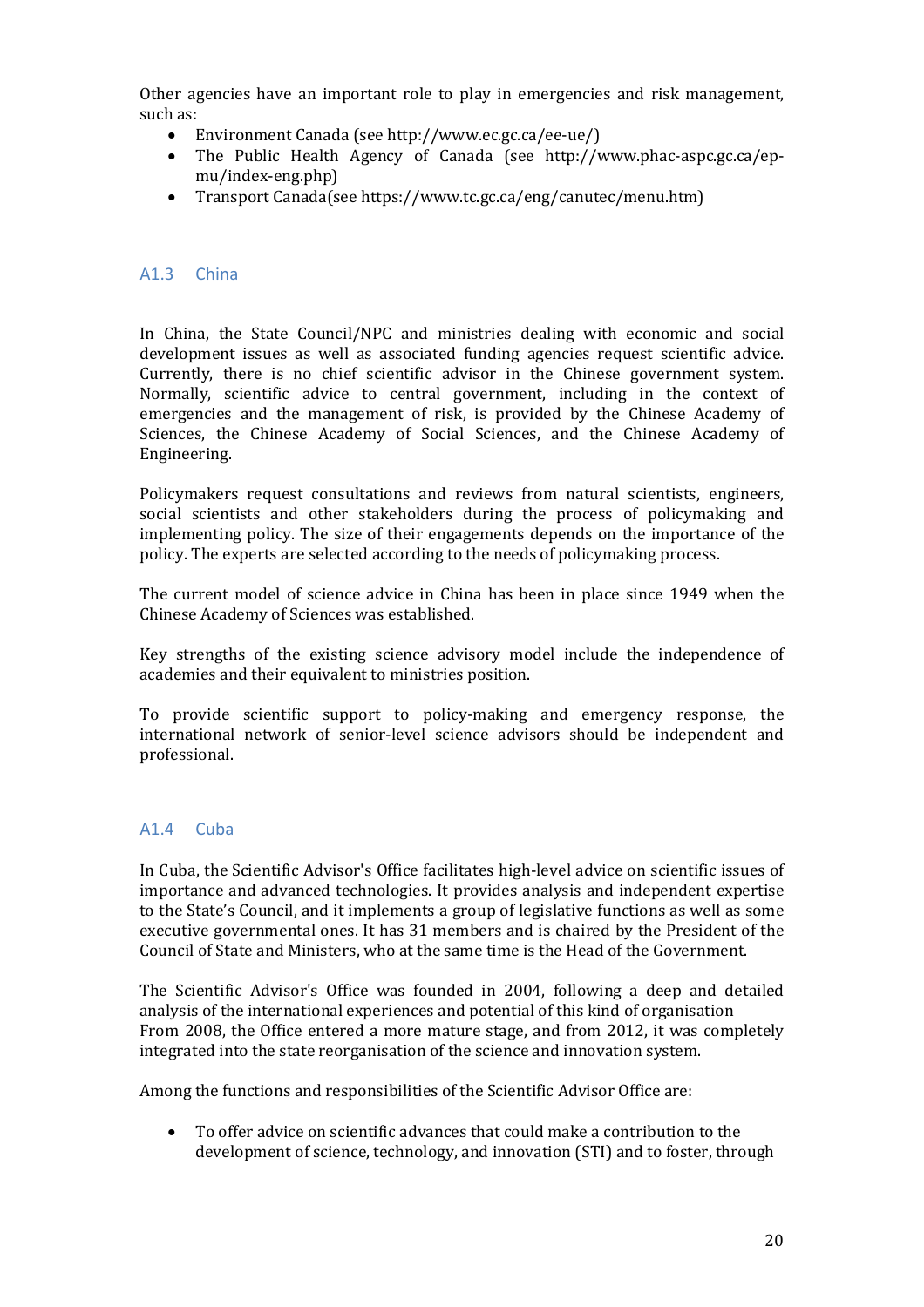Other agencies have an important role to play in emergencies and risk management, such as:

- Environment Canada (see http://www.ec.gc.ca/ee-ue/)
- The Public Health Agency of Canada (see http://www.phac-aspc.gc.ca/ep-mu/index-eng.php)
- Transport Canada(see https://www.tc.gc.ca/eng/canutec/menu.htm)

### A1.3 China

In China, the State Council/NPC and ministries dealing with economic and social development issues as well as associated funding agencies request scientific advice. Currently, there is no chief scientific advisor in the Chinese government system. Normally, scientific advice to central government, including in the context of emergencies and the management of risk, is provided by the Chinese Academy of Sciences, the Chinese Academy of Social Sciences, and the Chinese Academy of Engineering.

Policymakers request consultations and reviews from natural scientists, engineers, social scientists and other stakeholders during the process of policymaking and implementing policy. The size of their engagements depends on the importance of the policy. The experts are selected according to the needs of policymaking process.

The current model of science advice in China has been in place since 1949 when the Chinese Academy of Sciences was established.

Key strengths of the existing science advisory model include the independence of academies and their equivalent to ministries position.

To provide scientific support to policy-making and emergency response, the international network of senior-level science advisors should be independent and professional.

### A1.4 Cuba

In Cuba, the Scientific Advisor's Office facilitates high-level advice on scientific issues of importance and advanced technologies. It provides analysis and independent expertise to the State's Council, and it implements a group of legislative functions as well as some executive governmental ones. It has 31 members and is chaired by the President of the Council of State and Ministers, who at the same time is the Head of the Government.

The Scientific Advisor's Office was founded in 2004, following a deep and detailed analysis of the international experiences and potential of this kind of organisation From 2008, the Office entered a more mature stage, and from 2012, it was completely integrated into the state reorganisation of the science and innovation system.

Among the functions and responsibilities of the Scientific Advisor Office are:

- To offer advice on scientific advances that could make a contribution to the development of science, technology, and innovation (STI) and to foster, through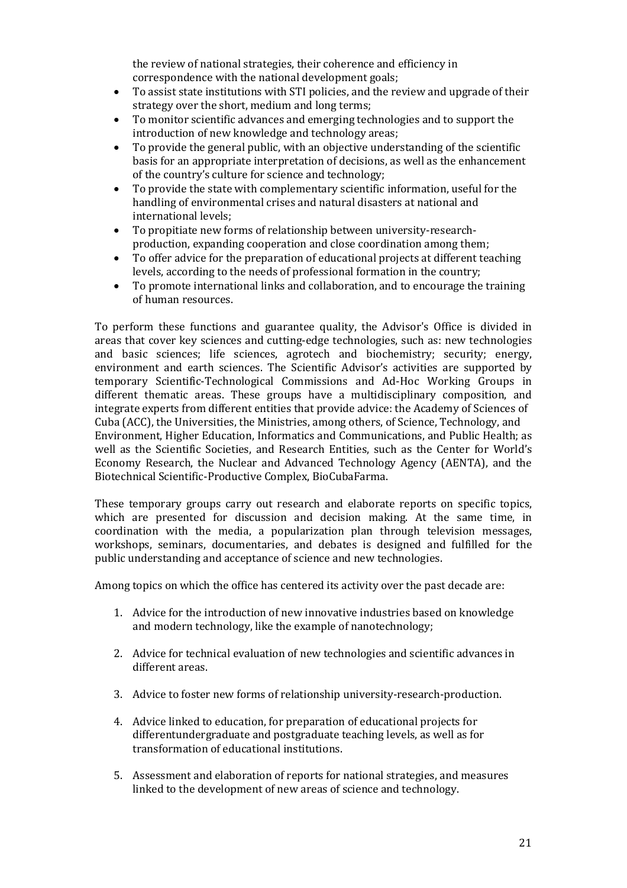the review of national strategies, their coherence and efficiency in correspondence with the national development goals;

- To assist state institutions with STI policies, and the review and upgrade of their strategy over the short, medium and long terms;
- To monitor scientific advances and emerging technologies and to support the introduction of new knowledge and technology areas;
- To provide the general public, with an objective understanding of the scientific basis for an appropriate interpretation of decisions, as well as the enhancement of the country's culture for science and technology;
- To provide the state with complementary scientific information, useful for the handling of environmental crises and natural disasters at national and international levels;
- To propitiate new forms of relationship between university-research-production, expanding cooperation and close coordination among them;
- To offer advice for the preparation of educational projects at different teaching levels, according to the needs of professional formation in the country;
- To promote international links and collaboration, and to encourage the training of human resources.

To perform these functions and guarantee quality, the Advisor's Office is divided in areas that cover key sciences and cutting-edge technologies, such as: new technologies and basic sciences; life sciences, agrotech and biochemistry; security; energy, environment and earth sciences. The Scientific Advisor's activities are supported by temporary Scientific-Technological Commissions and Ad-Hoc Working Groups in different thematic areas. These groups have a multidisciplinary composition, and integrate experts from different entities that provide advice: the Academy of Sciences of Cuba (ACC), the Universities, the Ministries, among others, of Science, Technology, and Environment, Higher Education, Informatics and Communications, and Public Health; as well as the Scientific Societies, and Research Entities, such as the Center for World's Economy Research, the Nuclear and Advanced Technology Agency (AENTA), and the Biotechnical Scientific-Productive Complex, BioCubaFarma.

These temporary groups carry out research and elaborate reports on specific topics, which are presented for discussion and decision making. At the same time, in coordination with the media, a popularization plan through television messages, workshops, seminars, documentaries, and debates is designed and fulfilled for the public understanding and acceptance of science and new technologies.

Among topics on which the office has centered its activity over the past decade are:

1. Advice for the introduction of new innovative industries based on knowledge and modern technology, like the example of nanotechnology;

2. Advice for technical evaluation of new technologies and scientific advances in different areas.

3. Advice to foster new forms of relationship university-research-production.

4. Advice linked to education, for preparation of educational projects for differentundergraduate and postgraduate teaching levels, as well as for transformation of educational institutions.

5. Assessment and elaboration of reports for national strategies, and measures linked to the development of new areas of science and technology.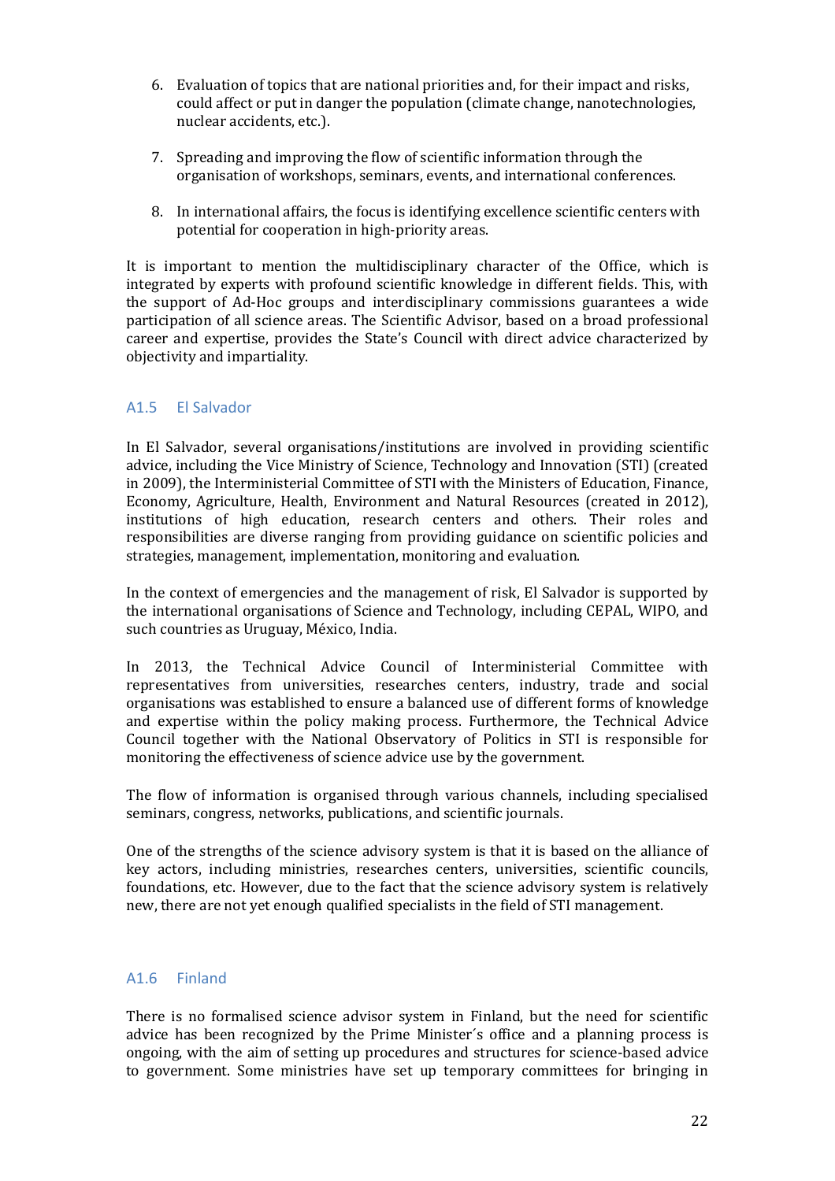6. Evaluation of topics that are national priorities and, for their impact and risks, could affect or put in danger the population (climate change, nanotechnologies, nuclear accidents, etc.).

7. Spreading and improving the flow of scientific information through the organisation of workshops, seminars, events, and international conferences.

8. In international affairs, the focus is identifying excellence scientific centers with potential for cooperation in high-priority areas.

It is important to mention the multidisciplinary character of the Office, which is integrated by experts with profound scientific knowledge in different fields. This, with the support of Ad-Hoc groups and interdisciplinary commissions guarantees a wide participation of all science areas. The Scientific Advisor, based on a broad professional career and expertise, provides the State's Council with direct advice characterized by objectivity and impartiality.

### A1.5 El Salvador

In El Salvador, several organisations/institutions are involved in providing scientific advice, including the Vice Ministry of Science, Technology and Innovation (STI) (created in 2009), the Interministerial Committee of STI with the Ministers of Education, Finance, Economy, Agriculture, Health, Environment and Natural Resources (created in 2012), institutions of high education, research centers and others. Their roles and responsibilities are diverse ranging from providing guidance on scientific policies and strategies, management, implementation, monitoring and evaluation.

In the context of emergencies and the management of risk, El Salvador is supported by the international organisations of Science and Technology, including CEPAL, WIPO, and such countries as Uruguay, México, India.

In 2013, the Technical Advice Council of Interministerial Committee with representatives from universities, researches centers, industry, trade and social organisations was established to ensure a balanced use of different forms of knowledge and expertise within the policy making process. Furthermore, the Technical Advice Council together with the National Observatory of Politics in STI is responsible for monitoring the effectiveness of science advice use by the government.

The flow of information is organised through various channels, including specialised seminars, congress, networks, publications, and scientific journals.

One of the strengths of the science advisory system is that it is based on the alliance of key actors, including ministries, researches centers, universities, scientific councils, foundations, etc. However, due to the fact that the science advisory system is relatively new, there are not yet enough qualified specialists in the field of STI management.

### A1.6 Finland

There is no formalised science advisor system in Finland, but the need for scientific advice has been recognized by the Prime Minister´s office and a planning process is ongoing, with the aim of setting up procedures and structures for science-based advice to government. Some ministries have set up temporary committees for bringing in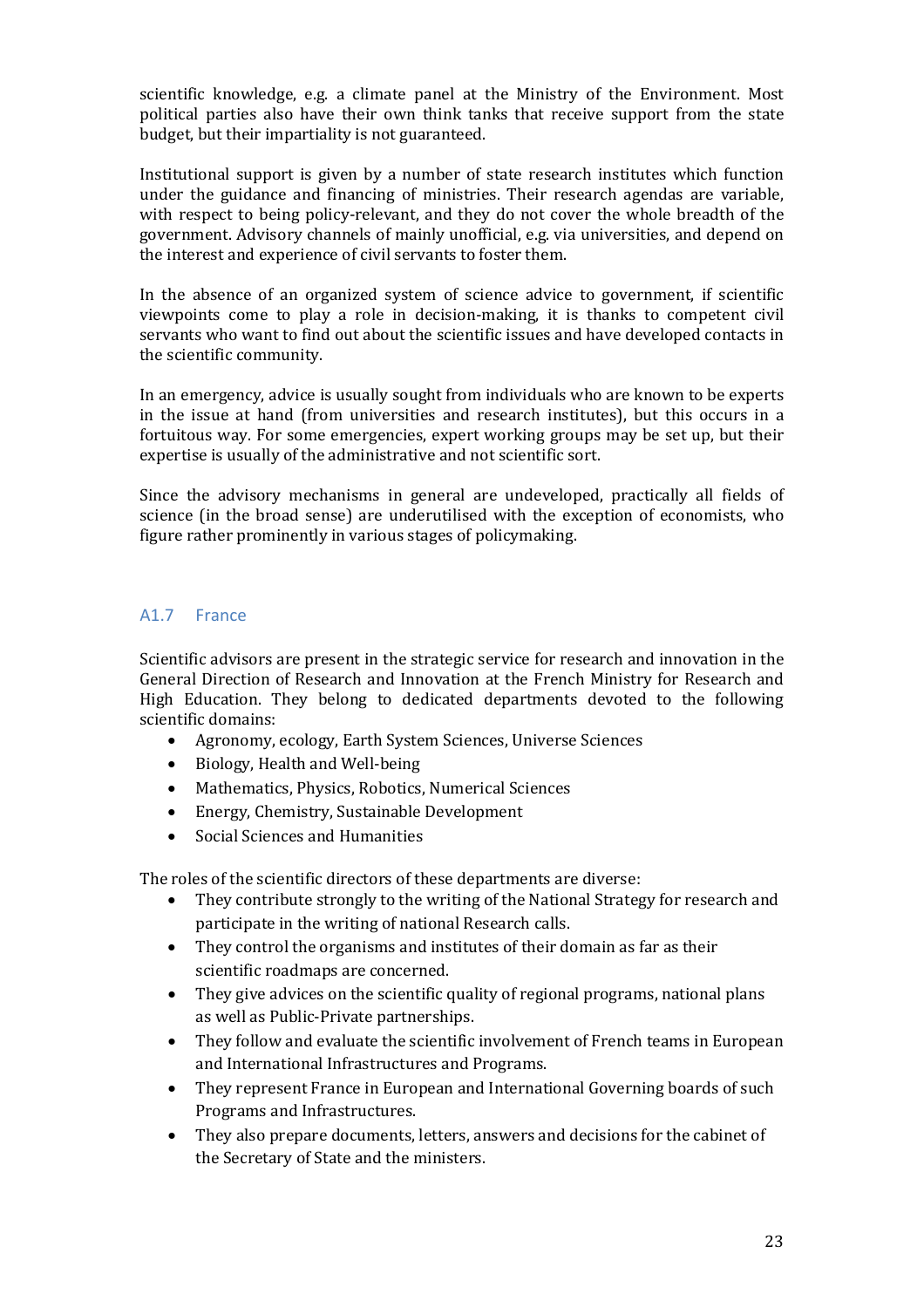scientific knowledge, e.g. a climate panel at the Ministry of the Environment. Most political parties also have their own think tanks that receive support from the state budget, but their impartiality is not guaranteed.

Institutional support is given by a number of state research institutes which function under the guidance and financing of ministries. Their research agendas are variable, with respect to being policy-relevant, and they do not cover the whole breadth of the government. Advisory channels of mainly unofficial, e.g. via universities, and depend on the interest and experience of civil servants to foster them.

In the absence of an organized system of science advice to government, if scientific viewpoints come to play a role in decision-making, it is thanks to competent civil servants who want to find out about the scientific issues and have developed contacts in the scientific community.

In an emergency, advice is usually sought from individuals who are known to be experts in the issue at hand (from universities and research institutes), but this occurs in a fortuitous way. For some emergencies, expert working groups may be set up, but their expertise is usually of the administrative and not scientific sort.

Since the advisory mechanisms in general are undeveloped, practically all fields of science (in the broad sense) are underutilised with the exception of economists, who figure rather prominently in various stages of policymaking.

### A1.7 France

Scientific advisors are present in the strategic service for research and innovation in the General Direction of Research and Innovation at the French Ministry for Research and High Education. They belong to dedicated departments devoted to the following scientific domains:

- Agronomy, ecology, Earth System Sciences, Universe Sciences
- Biology, Health and Well-being
- Mathematics, Physics, Robotics, Numerical Sciences
- Energy, Chemistry, Sustainable Development
- Social Sciences and Humanities

The roles of the scientific directors of these departments are diverse:

- They contribute strongly to the writing of the National Strategy for research and participate in the writing of national Research calls.
- They control the organisms and institutes of their domain as far as their scientific roadmaps are concerned.
- They give advices on the scientific quality of regional programs, national plans as well as Public-Private partnerships.
- They follow and evaluate the scientific involvement of French teams in European and International Infrastructures and Programs.
- They represent France in European and International Governing boards of such Programs and Infrastructures.
- They also prepare documents, letters, answers and decisions for the cabinet of the Secretary of State and the ministers.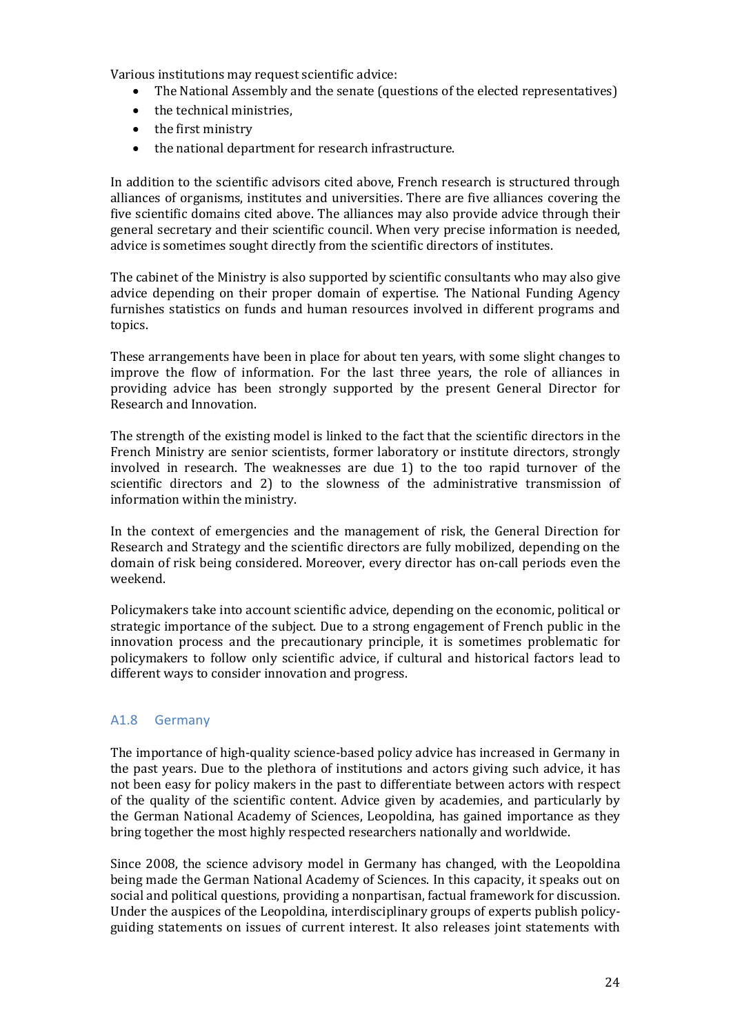Various institutions may request scientific advice:

- The National Assembly and the senate (questions of the elected representatives)
- the technical ministries,
- the first ministry
- the national department for research infrastructure.

In addition to the scientific advisors cited above, French research is structured through alliances of organisms, institutes and universities. There are five alliances covering the five scientific domains cited above. The alliances may also provide advice through their general secretary and their scientific council. When very precise information is needed, advice is sometimes sought directly from the scientific directors of institutes.

The cabinet of the Ministry is also supported by scientific consultants who may also give advice depending on their proper domain of expertise. The National Funding Agency furnishes statistics on funds and human resources involved in different programs and topics.

These arrangements have been in place for about ten years, with some slight changes to improve the flow of information. For the last three years, the role of alliances in providing advice has been strongly supported by the present General Director for Research and Innovation.

The strength of the existing model is linked to the fact that the scientific directors in the French Ministry are senior scientists, former laboratory or institute directors, strongly involved in research. The weaknesses are due 1) to the too rapid turnover of the scientific directors and 2) to the slowness of the administrative transmission of information within the ministry.

In the context of emergencies and the management of risk, the General Direction for Research and Strategy and the scientific directors are fully mobilized, depending on the domain of risk being considered. Moreover, every director has on-call periods even the weekend.

Policymakers take into account scientific advice, depending on the economic, political or strategic importance of the subject. Due to a strong engagement of French public in the innovation process and the precautionary principle, it is sometimes problematic for policymakers to follow only scientific advice, if cultural and historical factors lead to different ways to consider innovation and progress.

### A1.8 Germany

The importance of high-quality science-based policy advice has increased in Germany in the past years. Due to the plethora of institutions and actors giving such advice, it has not been easy for policy makers in the past to differentiate between actors with respect of the quality of the scientific content. Advice given by academies, and particularly by the German National Academy of Sciences, Leopoldina, has gained importance as they bring together the most highly respected researchers nationally and worldwide.

Since 2008, the science advisory model in Germany has changed, with the Leopoldina being made the German National Academy of Sciences. In this capacity, it speaks out on social and political questions, providing a nonpartisan, factual framework for discussion. Under the auspices of the Leopoldina, interdisciplinary groups of experts publish policy-guiding statements on issues of current interest. It also releases joint statements with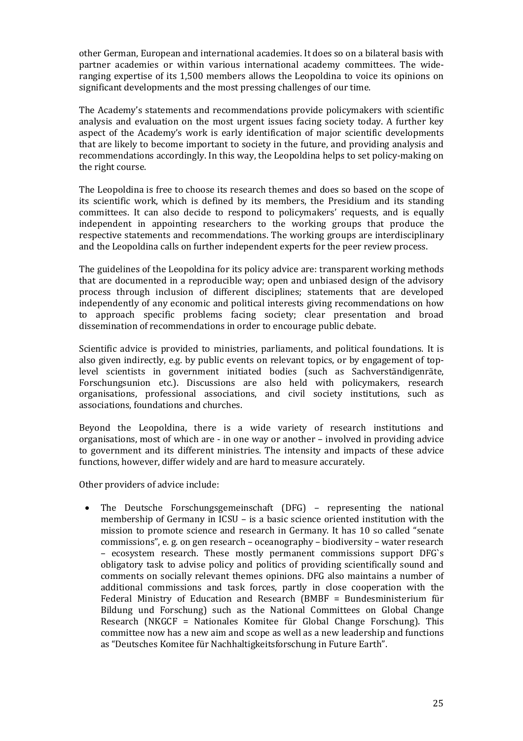other German, European and international academies. It does so on a bilateral basis with partner academies or within various international academy committees. The wide-ranging expertise of its 1,500 members allows the Leopoldina to voice its opinions on significant developments and the most pressing challenges of our time.

The Academy's statements and recommendations provide policymakers with scientific analysis and evaluation on the most urgent issues facing society today. A further key aspect of the Academy's work is early identification of major scientific developments that are likely to become important to society in the future, and providing analysis and recommendations accordingly. In this way, the Leopoldina helps to set policy-making on the right course.

The Leopoldina is free to choose its research themes and does so based on the scope of its scientific work, which is defined by its members, the Presidium and its standing committees. It can also decide to respond to policymakers' requests, and is equally independent in appointing researchers to the working groups that produce the respective statements and recommendations. The working groups are interdisciplinary and the Leopoldina calls on further independent experts for the peer review process.

The guidelines of the Leopoldina for its policy advice are: transparent working methods that are documented in a reproducible way; open and unbiased design of the advisory process through inclusion of different disciplines; statements that are developed independently of any economic and political interests giving recommendations on how to approach specific problems facing society; clear presentation and broad dissemination of recommendations in order to encourage public debate.

Scientific advice is provided to ministries, parliaments, and political foundations. It is also given indirectly, e.g. by public events on relevant topics, or by engagement of top-level scientists in government initiated bodies (such as Sachverständigenräte, Forschungsunion etc.). Discussions are also held with policymakers, research organisations, professional associations, and civil society institutions, such as associations, foundations and churches.

Beyond the Leopoldina, there is a wide variety of research institutions and organisations, most of which are - in one way or another – involved in providing advice to government and its different ministries. The intensity and impacts of these advice functions, however, differ widely and are hard to measure accurately.

Other providers of advice include:

- The Deutsche Forschungsgemeinschaft (DFG) – representing the national membership of Germany in ICSU – is a basic science oriented institution with the mission to promote science and research in Germany. It has 10 so called "senate commissions", e. g. on gen research – oceanography – biodiversity – water research – ecosystem research. These mostly permanent commissions support DFG`s obligatory task to advise policy and politics of providing scientifically sound and comments on socially relevant themes opinions. DFG also maintains a number of additional commissions and task forces, partly in close cooperation with the Federal Ministry of Education and Research (BMBF = Bundesministerium für Bildung und Forschung) such as the National Committees on Global Change Research (NKGCF = Nationales Komitee für Global Change Forschung). This committee now has a new aim and scope as well as a new leadership and functions as "Deutsches Komitee für Nachhaltigkeitsforschung in Future Earth".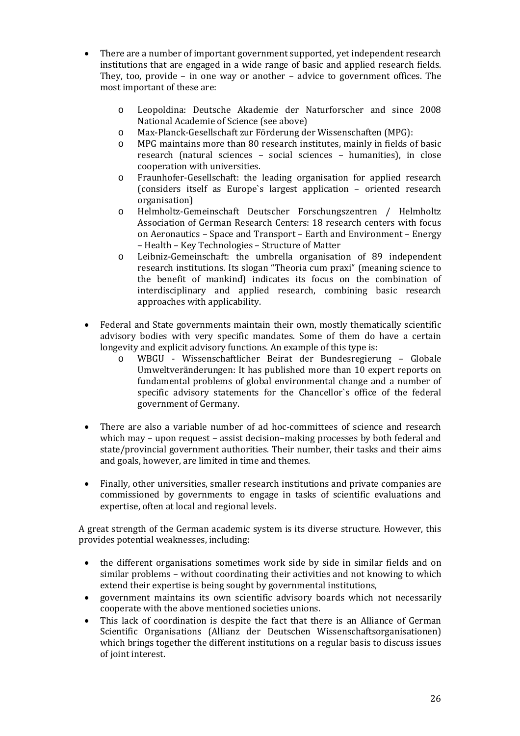- There are a number of important government supported, yet independent research institutions that are engaged in a wide range of basic and applied research fields. They, too, provide – in one way or another – advice to government offices. The most important of these are:
  - Leopoldina: Deutsche Akademie der Naturforscher and since 2008 National Academie of Science (see above)
  - Max-Planck-Gesellschaft zur Förderung der Wissenschaften (MPG):
  - MPG maintains more than 80 research institutes, mainly in fields of basic research (natural sciences – social sciences – humanities), in close cooperation with universities.
  - Fraunhofer-Gesellschaft: the leading organisation for applied research (considers itself as Europe`s largest application – oriented research organisation)
  - Helmholtz-Gemeinschaft Deutscher Forschungszentren / Helmholtz Association of German Research Centers: 18 research centers with focus on Aeronautics – Space and Transport – Earth and Environment – Energy – Health – Key Technologies – Structure of Matter
  - Leibniz-Gemeinschaft: the umbrella organisation of 89 independent research institutions. Its slogan "Theoria cum praxi" (meaning science to the benefit of mankind) indicates its focus on the combination of interdisciplinary and applied research, combining basic research approaches with applicability.

- Federal and State governments maintain their own, mostly thematically scientific advisory bodies with very specific mandates. Some of them do have a certain longevity and explicit advisory functions. An example of this type is:
  - WBGU - Wissenschaftlicher Beirat der Bundesregierung – Globale Umweltveränderungen: It has published more than 10 expert reports on fundamental problems of global environmental change and a number of specific advisory statements for the Chancellor`s office of the federal government of Germany.

- There are also a variable number of ad hoc-committees of science and research which may – upon request – assist decision–making processes by both federal and state/provincial government authorities. Their number, their tasks and their aims and goals, however, are limited in time and themes.

- Finally, other universities, smaller research institutions and private companies are commissioned by governments to engage in tasks of scientific evaluations and expertise, often at local and regional levels.

A great strength of the German academic system is its diverse structure. However, this provides potential weaknesses, including:

- the different organisations sometimes work side by side in similar fields and on similar problems – without coordinating their activities and not knowing to which extend their expertise is being sought by governmental institutions,
- government maintains its own scientific advisory boards which not necessarily cooperate with the above mentioned societies unions.
- This lack of coordination is despite the fact that there is an Alliance of German Scientific Organisations (Allianz der Deutschen Wissenschaftsorganisationen) which brings together the different institutions on a regular basis to discuss issues of joint interest.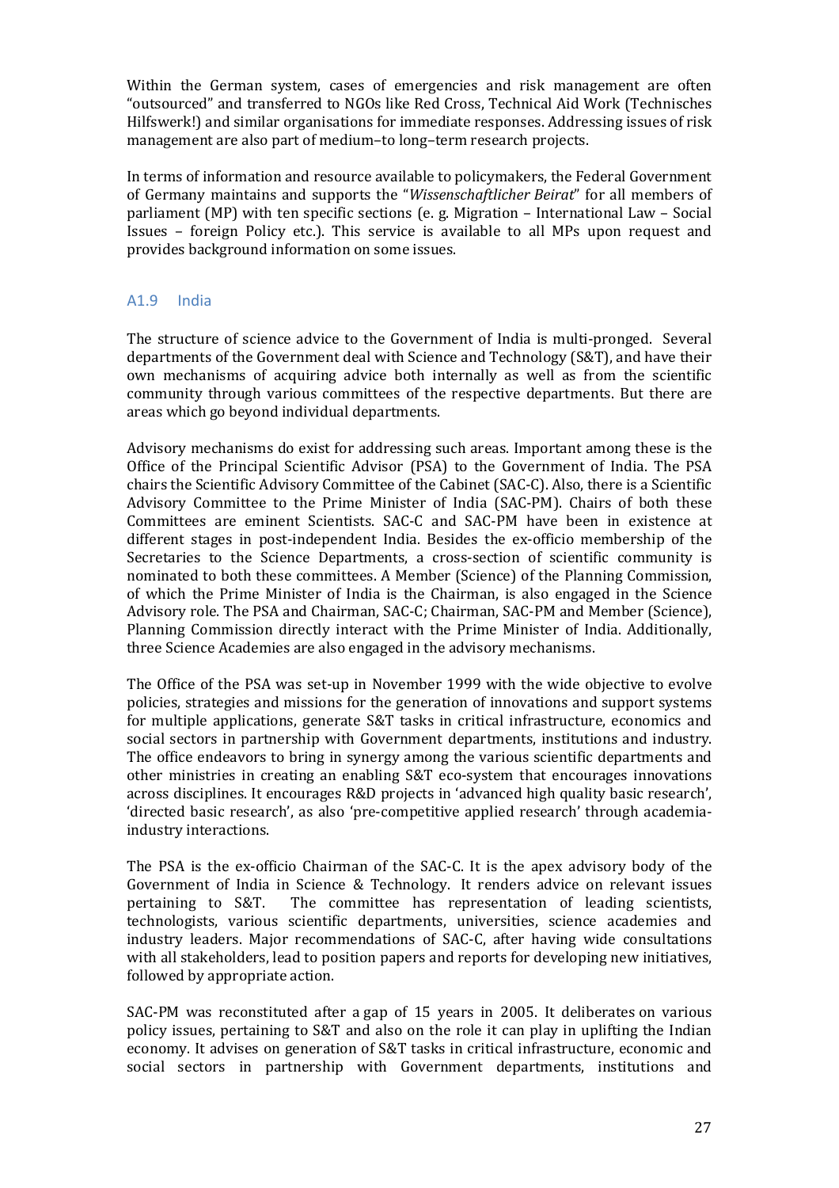Within the German system, cases of emergencies and risk management are often "outsourced" and transferred to NGOs like Red Cross, Technical Aid Work (Technisches Hilfswerk!) and similar organisations for immediate responses. Addressing issues of risk management are also part of medium–to long–term research projects.

In terms of information and resource available to policymakers, the Federal Government of Germany maintains and supports the "*Wissenschaftlicher Beirat*" for all members of parliament (MP) with ten specific sections (e. g. Migration – International Law – Social Issues – foreign Policy etc.). This service is available to all MPs upon request and provides background information on some issues.

### A1.9 India

The structure of science advice to the Government of India is multi-pronged. Several departments of the Government deal with Science and Technology (S&T), and have their own mechanisms of acquiring advice both internally as well as from the scientific community through various committees of the respective departments. But there are areas which go beyond individual departments.

Advisory mechanisms do exist for addressing such areas. Important among these is the Office of the Principal Scientific Advisor (PSA) to the Government of India. The PSA chairs the Scientific Advisory Committee of the Cabinet (SAC-C). Also, there is a Scientific Advisory Committee to the Prime Minister of India (SAC-PM). Chairs of both these Committees are eminent Scientists. SAC-C and SAC-PM have been in existence at different stages in post-independent India. Besides the ex-officio membership of the Secretaries to the Science Departments, a cross-section of scientific community is nominated to both these committees. A Member (Science) of the Planning Commission, of which the Prime Minister of India is the Chairman, is also engaged in the Science Advisory role. The PSA and Chairman, SAC-C; Chairman, SAC-PM and Member (Science), Planning Commission directly interact with the Prime Minister of India. Additionally, three Science Academies are also engaged in the advisory mechanisms.

The Office of the PSA was set-up in November 1999 with the wide objective to evolve policies, strategies and missions for the generation of innovations and support systems for multiple applications, generate S&T tasks in critical infrastructure, economics and social sectors in partnership with Government departments, institutions and industry. The office endeavors to bring in synergy among the various scientific departments and other ministries in creating an enabling S&T eco-system that encourages innovations across disciplines. It encourages R&D projects in 'advanced high quality basic research', 'directed basic research', as also 'pre-competitive applied research' through academia-industry interactions.

The PSA is the ex-officio Chairman of the SAC-C. It is the apex advisory body of the Government of India in Science & Technology. It renders advice on relevant issues pertaining to S&T. The committee has representation of leading scientists, technologists, various scientific departments, universities, science academies and industry leaders. Major recommendations of SAC-C, after having wide consultations with all stakeholders, lead to position papers and reports for developing new initiatives, followed by appropriate action.

SAC-PM was reconstituted after a gap of 15 years in 2005. It deliberates on various policy issues, pertaining to S&T and also on the role it can play in uplifting the Indian economy. It advises on generation of S&T tasks in critical infrastructure, economic and social sectors in partnership with Government departments, institutions and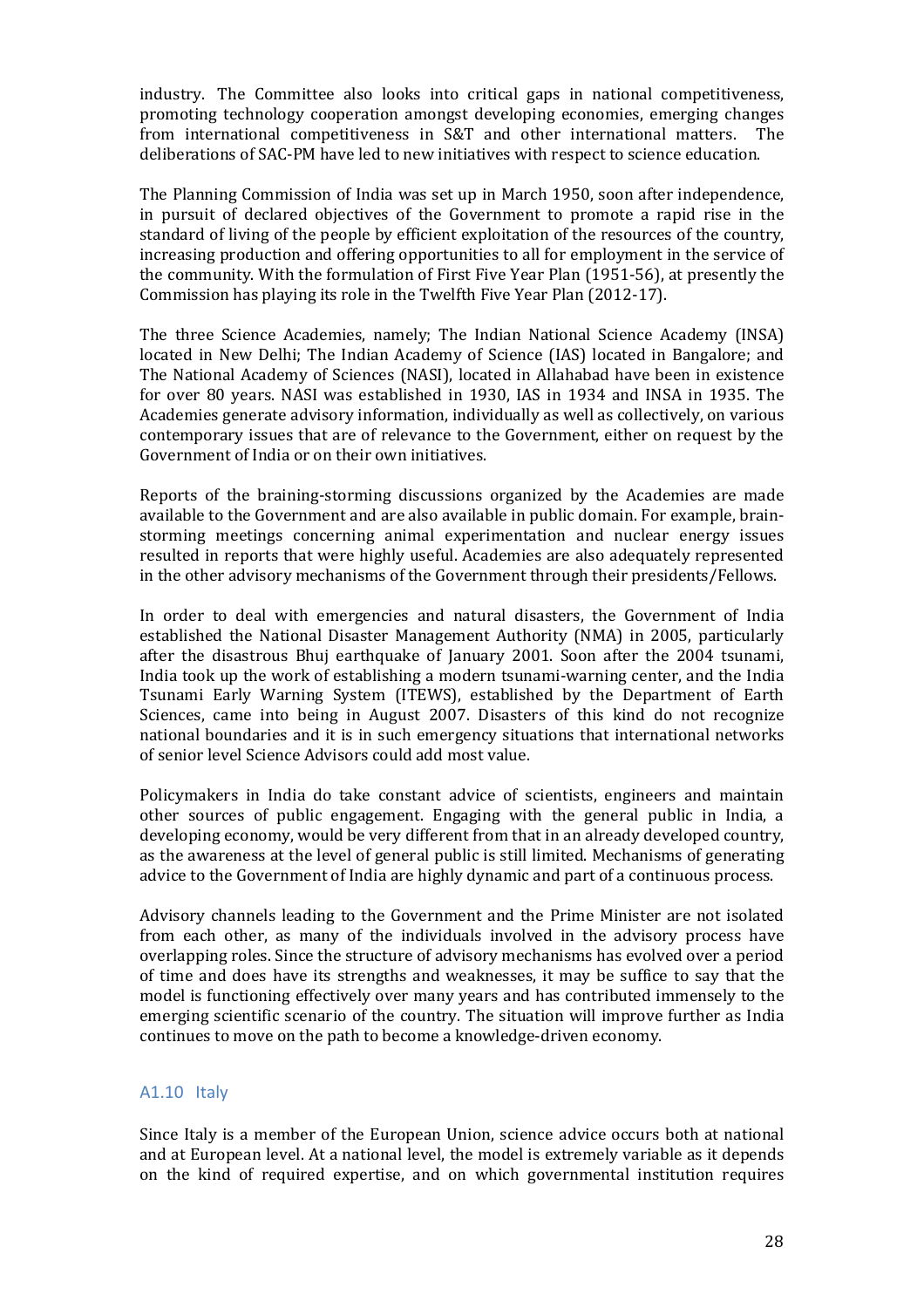industry. The Committee also looks into critical gaps in national competitiveness, promoting technology cooperation amongst developing economies, emerging changes from international competitiveness in S&T and other international matters. The deliberations of SAC-PM have led to new initiatives with respect to science education.

The Planning Commission of India was set up in March 1950, soon after independence, in pursuit of declared objectives of the Government to promote a rapid rise in the standard of living of the people by efficient exploitation of the resources of the country, increasing production and offering opportunities to all for employment in the service of the community. With the formulation of First Five Year Plan (1951-56), at presently the Commission has playing its role in the Twelfth Five Year Plan (2012-17).

The three Science Academies, namely; The Indian National Science Academy (INSA) located in New Delhi; The Indian Academy of Science (IAS) located in Bangalore; and The National Academy of Sciences (NASI), located in Allahabad have been in existence for over 80 years. NASI was established in 1930, IAS in 1934 and INSA in 1935. The Academies generate advisory information, individually as well as collectively, on various contemporary issues that are of relevance to the Government, either on request by the Government of India or on their own initiatives.

Reports of the braining-storming discussions organized by the Academies are made available to the Government and are also available in public domain. For example, brain-storming meetings concerning animal experimentation and nuclear energy issues resulted in reports that were highly useful. Academies are also adequately represented in the other advisory mechanisms of the Government through their presidents/Fellows.

In order to deal with emergencies and natural disasters, the Government of India established the National Disaster Management Authority (NMA) in 2005, particularly after the disastrous Bhuj earthquake of January 2001. Soon after the 2004 tsunami, India took up the work of establishing a modern tsunami-warning center, and the India Tsunami Early Warning System (ITEWS), established by the Department of Earth Sciences, came into being in August 2007. Disasters of this kind do not recognize national boundaries and it is in such emergency situations that international networks of senior level Science Advisors could add most value.

Policymakers in India do take constant advice of scientists, engineers and maintain other sources of public engagement. Engaging with the general public in India, a developing economy, would be very different from that in an already developed country, as the awareness at the level of general public is still limited. Mechanisms of generating advice to the Government of India are highly dynamic and part of a continuous process.

Advisory channels leading to the Government and the Prime Minister are not isolated from each other, as many of the individuals involved in the advisory process have overlapping roles. Since the structure of advisory mechanisms has evolved over a period of time and does have its strengths and weaknesses, it may be suffice to say that the model is functioning effectively over many years and has contributed immensely to the emerging scientific scenario of the country. The situation will improve further as India continues to move on the path to become a knowledge-driven economy.

### A1.10 Italy

Since Italy is a member of the European Union, science advice occurs both at national and at European level. At a national level, the model is extremely variable as it depends on the kind of required expertise, and on which governmental institution requires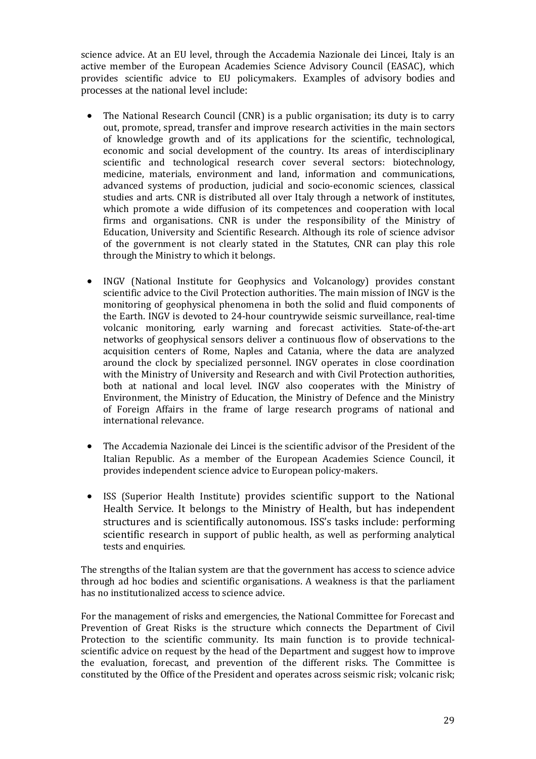science advice. At an EU level, through the Accademia Nazionale dei Lincei, Italy is an active member of the European Academies Science Advisory Council (EASAC), which provides scientific advice to EU policymakers. Examples of advisory bodies and processes at the national level include:

- The National Research Council (CNR) is a public organisation; its duty is to carry out, promote, spread, transfer and improve research activities in the main sectors of knowledge growth and of its applications for the scientific, technological, economic and social development of the country. Its areas of interdisciplinary scientific and technological research cover several sectors: biotechnology, medicine, materials, environment and land, information and communications, advanced systems of production, judicial and socio-economic sciences, classical studies and arts. CNR is distributed all over Italy through a network of institutes, which promote a wide diffusion of its competences and cooperation with local firms and organisations. CNR is under the responsibility of the Ministry of Education, University and Scientific Research. Although its role of science advisor of the government is not clearly stated in the Statutes, CNR can play this role through the Ministry to which it belongs.

- INGV (National Institute for Geophysics and Volcanology) provides constant scientific advice to the Civil Protection authorities. The main mission of INGV is the monitoring of geophysical phenomena in both the solid and fluid components of the Earth. INGV is devoted to 24-hour countrywide seismic surveillance, real-time volcanic monitoring, early warning and forecast activities. State-of-the-art networks of geophysical sensors deliver a continuous flow of observations to the acquisition centers of Rome, Naples and Catania, where the data are analyzed around the clock by specialized personnel. INGV operates in close coordination with the Ministry of University and Research and with Civil Protection authorities, both at national and local level. INGV also cooperates with the Ministry of Environment, the Ministry of Education, the Ministry of Defence and the Ministry of Foreign Affairs in the frame of large research programs of national and international relevance.

- The Accademia Nazionale dei Lincei is the scientific advisor of the President of the Italian Republic. As a member of the European Academies Science Council, it provides independent science advice to European policy-makers.

- ISS (Superior Health Institute) provides scientific support to the National Health Service. It belongs to the Ministry of Health, but has independent structures and is scientifically autonomous. ISS's tasks include: performing scientific research in support of public health, as well as performing analytical tests and enquiries.

The strengths of the Italian system are that the government has access to science advice through ad hoc bodies and scientific organisations. A weakness is that the parliament has no institutionalized access to science advice.

For the management of risks and emergencies, the National Committee for Forecast and Prevention of Great Risks is the structure which connects the Department of Civil Protection to the scientific community. Its main function is to provide technical-scientific advice on request by the head of the Department and suggest how to improve the evaluation, forecast, and prevention of the different risks. The Committee is constituted by the Office of the President and operates across seismic risk; volcanic risk;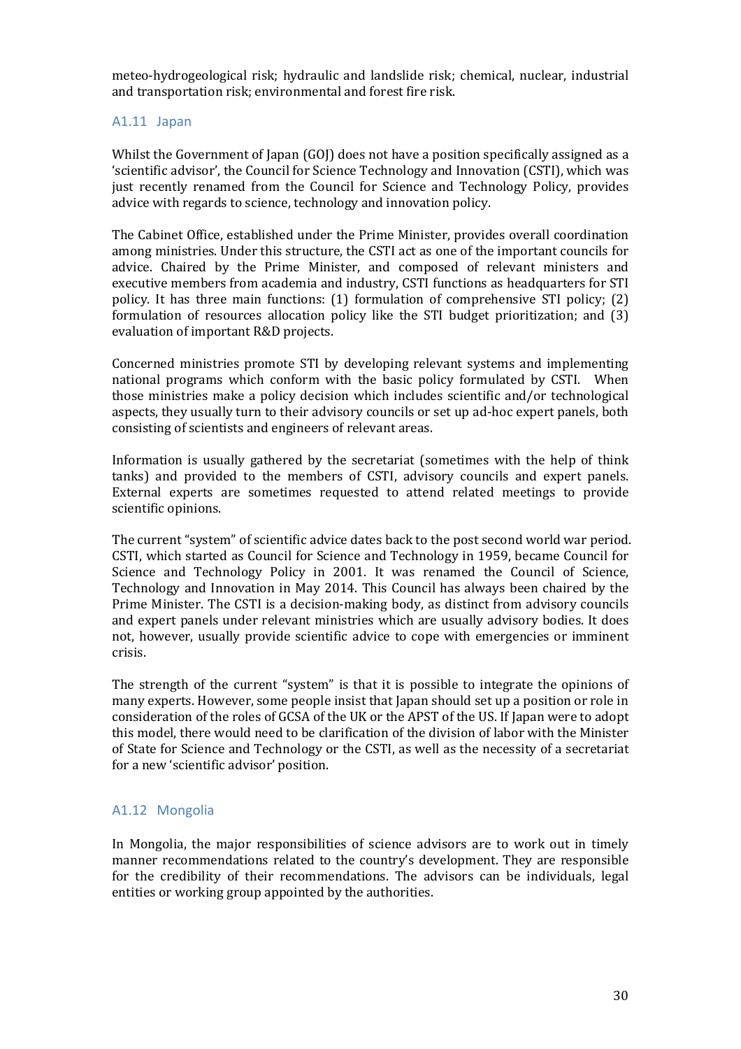meteo-hydrogeological risk; hydraulic and landslide risk; chemical, nuclear, industrial and transportation risk; environmental and forest fire risk.

### A1.11 Japan

Whilst the Government of Japan (GOJ) does not have a position specifically assigned as a 'scientific advisor', the Council for Science Technology and Innovation (CSTI), which was just recently renamed from the Council for Science and Technology Policy, provides advice with regards to science, technology and innovation policy.

The Cabinet Office, established under the Prime Minister, provides overall coordination among ministries. Under this structure, the CSTI act as one of the important councils for advice. Chaired by the Prime Minister, and composed of relevant ministers and executive members from academia and industry, CSTI functions as headquarters for STI policy. It has three main functions: (1) formulation of comprehensive STI policy; (2) formulation of resources allocation policy like the STI budget prioritization; and (3) evaluation of important R&D projects.

Concerned ministries promote STI by developing relevant systems and implementing national programs which conform with the basic policy formulated by CSTI. When those ministries make a policy decision which includes scientific and/or technological aspects, they usually turn to their advisory councils or set up ad-hoc expert panels, both consisting of scientists and engineers of relevant areas.

Information is usually gathered by the secretariat (sometimes with the help of think tanks) and provided to the members of CSTI, advisory councils and expert panels. External experts are sometimes requested to attend related meetings to provide scientific opinions.

The current "system" of scientific advice dates back to the post second world war period. CSTI, which started as Council for Science and Technology in 1959, became Council for Science and Technology Policy in 2001. It was renamed the Council of Science, Technology and Innovation in May 2014. This Council has always been chaired by the Prime Minister. The CSTI is a decision-making body, as distinct from advisory councils and expert panels under relevant ministries which are usually advisory bodies. It does not, however, usually provide scientific advice to cope with emergencies or imminent crisis.

The strength of the current "system" is that it is possible to integrate the opinions of many experts. However, some people insist that Japan should set up a position or role in consideration of the roles of GCSA of the UK or the APST of the US. If Japan were to adopt this model, there would need to be clarification of the division of labor with the Minister of State for Science and Technology or the CSTI, as well as the necessity of a secretariat for a new 'scientific advisor' position.

### A1.12 Mongolia

In Mongolia, the major responsibilities of science advisors are to work out in timely manner recommendations related to the country's development. They are responsible for the credibility of their recommendations. The advisors can be individuals, legal entities or working group appointed by the authorities.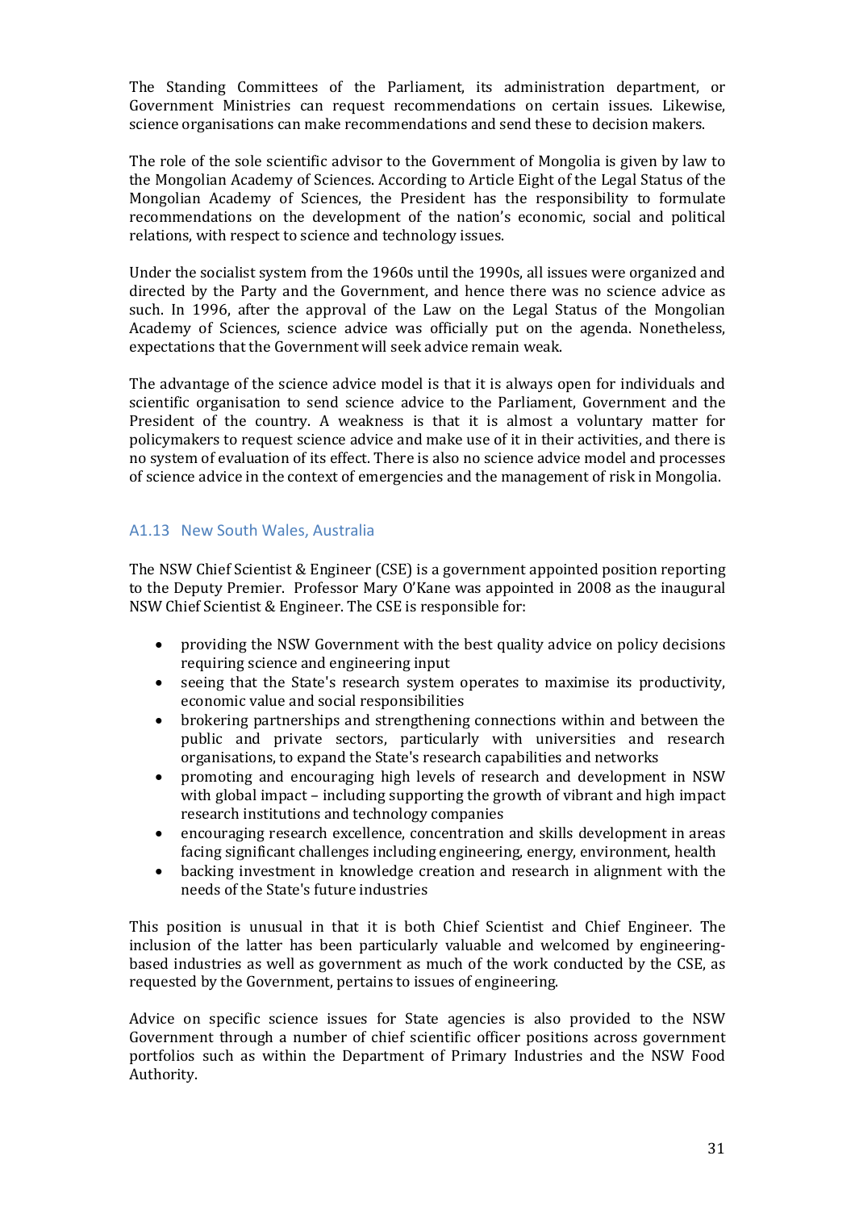The Standing Committees of the Parliament, its administration department, or Government Ministries can request recommendations on certain issues. Likewise, science organisations can make recommendations and send these to decision makers.

The role of the sole scientific advisor to the Government of Mongolia is given by law to the Mongolian Academy of Sciences. According to Article Eight of the Legal Status of the Mongolian Academy of Sciences, the President has the responsibility to formulate recommendations on the development of the nation's economic, social and political relations, with respect to science and technology issues.

Under the socialist system from the 1960s until the 1990s, all issues were organized and directed by the Party and the Government, and hence there was no science advice as such. In 1996, after the approval of the Law on the Legal Status of the Mongolian Academy of Sciences, science advice was officially put on the agenda. Nonetheless, expectations that the Government will seek advice remain weak.

The advantage of the science advice model is that it is always open for individuals and scientific organisation to send science advice to the Parliament, Government and the President of the country. A weakness is that it is almost a voluntary matter for policymakers to request science advice and make use of it in their activities, and there is no system of evaluation of its effect. There is also no science advice model and processes of science advice in the context of emergencies and the management of risk in Mongolia.

## A1.13 New South Wales, Australia

The NSW Chief Scientist & Engineer (CSE) is a government appointed position reporting to the Deputy Premier. Professor Mary O'Kane was appointed in 2008 as the inaugural NSW Chief Scientist & Engineer. The CSE is responsible for:

- providing the NSW Government with the best quality advice on policy decisions requiring science and engineering input
- seeing that the State's research system operates to maximise its productivity, economic value and social responsibilities
- brokering partnerships and strengthening connections within and between the public and private sectors, particularly with universities and research organisations, to expand the State's research capabilities and networks
- promoting and encouraging high levels of research and development in NSW with global impact – including supporting the growth of vibrant and high impact research institutions and technology companies
- encouraging research excellence, concentration and skills development in areas facing significant challenges including engineering, energy, environment, health
- backing investment in knowledge creation and research in alignment with the needs of the State's future industries

This position is unusual in that it is both Chief Scientist and Chief Engineer. The inclusion of the latter has been particularly valuable and welcomed by engineering-based industries as well as government as much of the work conducted by the CSE, as requested by the Government, pertains to issues of engineering.

Advice on specific science issues for State agencies is also provided to the NSW Government through a number of chief scientific officer positions across government portfolios such as within the Department of Primary Industries and the NSW Food Authority.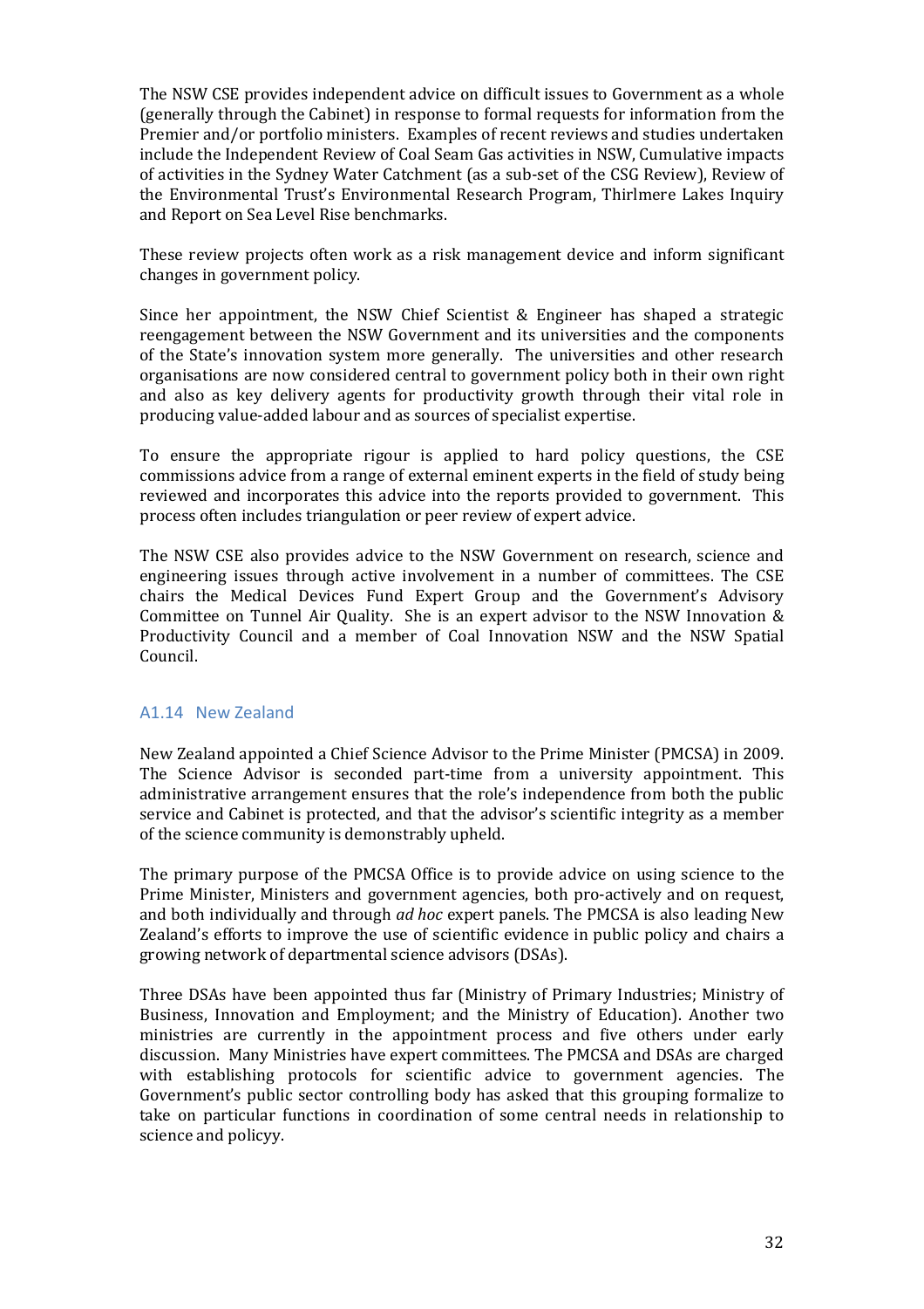The NSW CSE provides independent advice on difficult issues to Government as a whole (generally through the Cabinet) in response to formal requests for information from the Premier and/or portfolio ministers. Examples of recent reviews and studies undertaken include the Independent Review of Coal Seam Gas activities in NSW, Cumulative impacts of activities in the Sydney Water Catchment (as a sub-set of the CSG Review), Review of the Environmental Trust's Environmental Research Program, Thirlmere Lakes Inquiry and Report on Sea Level Rise benchmarks.

These review projects often work as a risk management device and inform significant changes in government policy.

Since her appointment, the NSW Chief Scientist & Engineer has shaped a strategic reengagement between the NSW Government and its universities and the components of the State's innovation system more generally. The universities and other research organisations are now considered central to government policy both in their own right and also as key delivery agents for productivity growth through their vital role in producing value-added labour and as sources of specialist expertise.

To ensure the appropriate rigour is applied to hard policy questions, the CSE commissions advice from a range of external eminent experts in the field of study being reviewed and incorporates this advice into the reports provided to government. This process often includes triangulation or peer review of expert advice.

The NSW CSE also provides advice to the NSW Government on research, science and engineering issues through active involvement in a number of committees. The CSE chairs the Medical Devices Fund Expert Group and the Government's Advisory Committee on Tunnel Air Quality. She is an expert advisor to the NSW Innovation & Productivity Council and a member of Coal Innovation NSW and the NSW Spatial Council.

### A1.14 New Zealand

New Zealand appointed a Chief Science Advisor to the Prime Minister (PMCSA) in 2009. The Science Advisor is seconded part-time from a university appointment. This administrative arrangement ensures that the role's independence from both the public service and Cabinet is protected, and that the advisor's scientific integrity as a member of the science community is demonstrably upheld.

The primary purpose of the PMCSA Office is to provide advice on using science to the Prime Minister, Ministers and government agencies, both pro-actively and on request, and both individually and through *ad hoc* expert panels. The PMCSA is also leading New Zealand's efforts to improve the use of scientific evidence in public policy and chairs a growing network of departmental science advisors (DSAs).

Three DSAs have been appointed thus far (Ministry of Primary Industries; Ministry of Business, Innovation and Employment; and the Ministry of Education). Another two ministries are currently in the appointment process and five others under early discussion. Many Ministries have expert committees. The PMCSA and DSAs are charged with establishing protocols for scientific advice to government agencies. The Government's public sector controlling body has asked that this grouping formalize to take on particular functions in coordination of some central needs in relationship to science and policyy.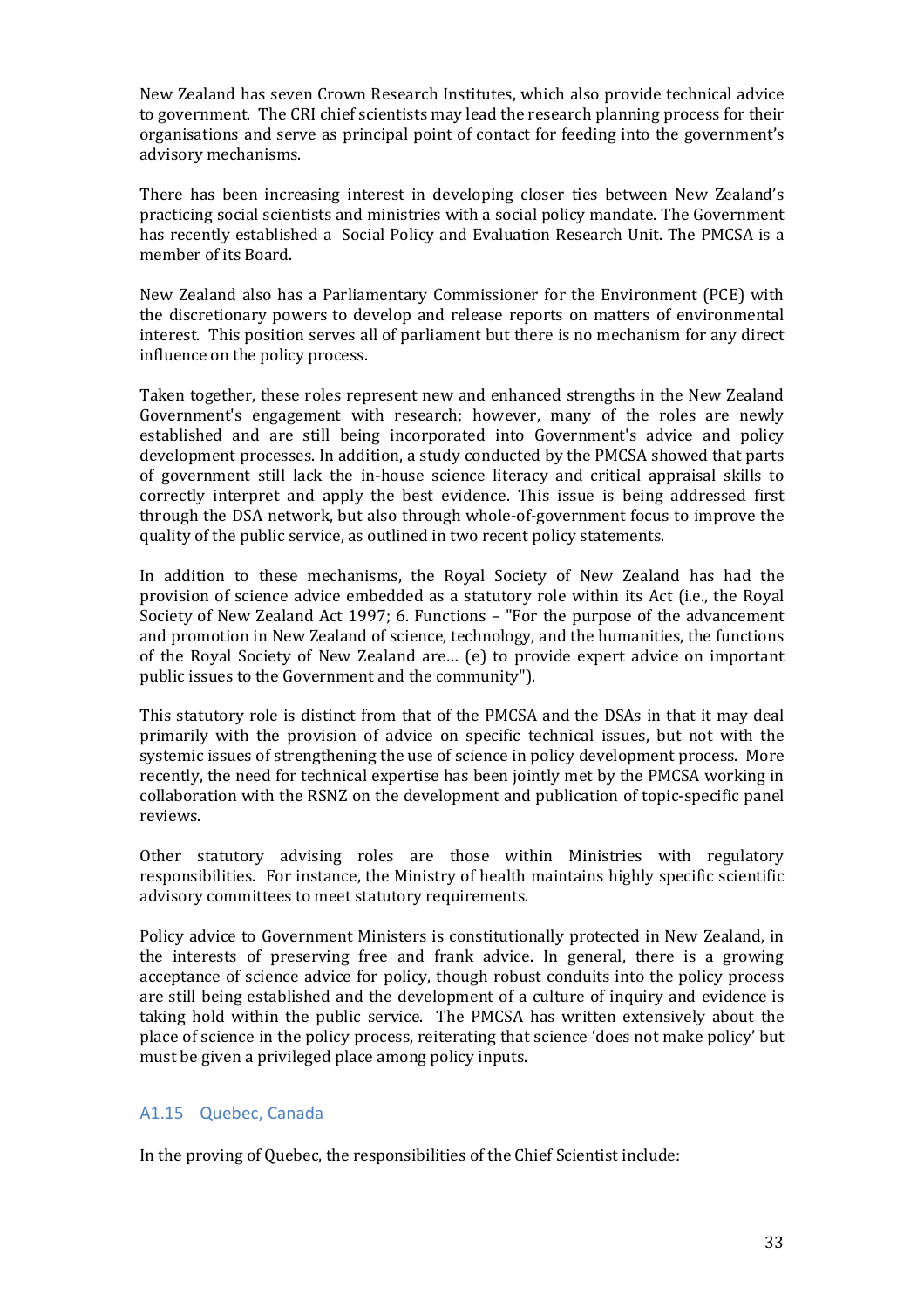New Zealand has seven Crown Research Institutes, which also provide technical advice to government. The CRI chief scientists may lead the research planning process for their organisations and serve as principal point of contact for feeding into the government's advisory mechanisms.

There has been increasing interest in developing closer ties between New Zealand's practicing social scientists and ministries with a social policy mandate. The Government has recently established a Social Policy and Evaluation Research Unit. The PMCSA is a member of its Board.

New Zealand also has a Parliamentary Commissioner for the Environment (PCE) with the discretionary powers to develop and release reports on matters of environmental interest. This position serves all of parliament but there is no mechanism for any direct influence on the policy process.

Taken together, these roles represent new and enhanced strengths in the New Zealand Government's engagement with research; however, many of the roles are newly established and are still being incorporated into Government's advice and policy development processes. In addition, a study conducted by the PMCSA showed that parts of government still lack the in-house science literacy and critical appraisal skills to correctly interpret and apply the best evidence. This issue is being addressed first through the DSA network, but also through whole-of-government focus to improve the quality of the public service, as outlined in two recent policy statements.

In addition to these mechanisms, the Royal Society of New Zealand has had the provision of science advice embedded as a statutory role within its Act (i.e., the Royal Society of New Zealand Act 1997; 6. Functions – "For the purpose of the advancement and promotion in New Zealand of science, technology, and the humanities, the functions of the Royal Society of New Zealand are… (e) to provide expert advice on important public issues to the Government and the community").

This statutory role is distinct from that of the PMCSA and the DSAs in that it may deal primarily with the provision of advice on specific technical issues, but not with the systemic issues of strengthening the use of science in policy development process. More recently, the need for technical expertise has been jointly met by the PMCSA working in collaboration with the RSNZ on the development and publication of topic-specific panel reviews.

Other statutory advising roles are those within Ministries with regulatory responsibilities. For instance, the Ministry of health maintains highly specific scientific advisory committees to meet statutory requirements.

Policy advice to Government Ministers is constitutionally protected in New Zealand, in the interests of preserving free and frank advice. In general, there is a growing acceptance of science advice for policy, though robust conduits into the policy process are still being established and the development of a culture of inquiry and evidence is taking hold within the public service. The PMCSA has written extensively about the place of science in the policy process, reiterating that science 'does not make policy' but must be given a privileged place among policy inputs.

### A1.15 Quebec, Canada

In the proving of Quebec, the responsibilities of the Chief Scientist include: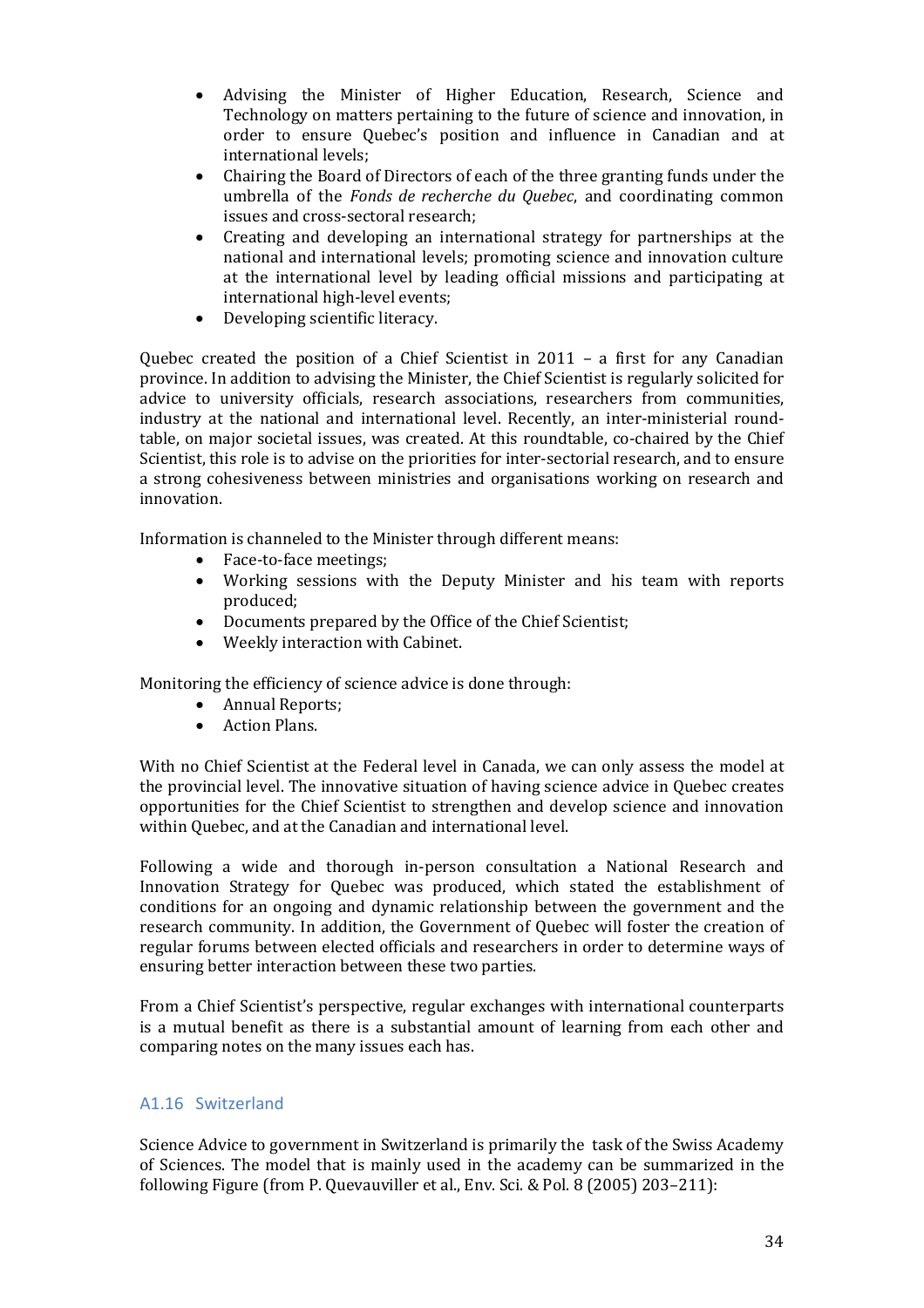- Advising the Minister of Higher Education, Research, Science and Technology on matters pertaining to the future of science and innovation, in order to ensure Quebec's position and influence in Canadian and at international levels;
- Chairing the Board of Directors of each of the three granting funds under the umbrella of the *Fonds de recherche du Quebec*, and coordinating common issues and cross-sectoral research;
- Creating and developing an international strategy for partnerships at the national and international levels; promoting science and innovation culture at the international level by leading official missions and participating at international high-level events;
- Developing scientific literacy.

Quebec created the position of a Chief Scientist in 2011 – a first for any Canadian province. In addition to advising the Minister, the Chief Scientist is regularly solicited for advice to university officials, research associations, researchers from communities, industry at the national and international level. Recently, an inter-ministerial round-table, on major societal issues, was created. At this roundtable, co-chaired by the Chief Scientist, this role is to advise on the priorities for inter-sectorial research, and to ensure a strong cohesiveness between ministries and organisations working on research and innovation.

Information is channeled to the Minister through different means:

- Face-to-face meetings;
- Working sessions with the Deputy Minister and his team with reports produced;
- Documents prepared by the Office of the Chief Scientist;
- Weekly interaction with Cabinet.

Monitoring the efficiency of science advice is done through:

- Annual Reports;
- Action Plans.

With no Chief Scientist at the Federal level in Canada, we can only assess the model at the provincial level. The innovative situation of having science advice in Quebec creates opportunities for the Chief Scientist to strengthen and develop science and innovation within Quebec, and at the Canadian and international level.

Following a wide and thorough in-person consultation a National Research and Innovation Strategy for Quebec was produced, which stated the establishment of conditions for an ongoing and dynamic relationship between the government and the research community. In addition, the Government of Quebec will foster the creation of regular forums between elected officials and researchers in order to determine ways of ensuring better interaction between these two parties.

From a Chief Scientist's perspective, regular exchanges with international counterparts is a mutual benefit as there is a substantial amount of learning from each other and comparing notes on the many issues each has.

### A1.16 Switzerland

Science Advice to government in Switzerland is primarily the task of the Swiss Academy of Sciences. The model that is mainly used in the academy can be summarized in the following Figure (from P. Quevauviller et al., Env. Sci. & Pol. 8 (2005) 203–211):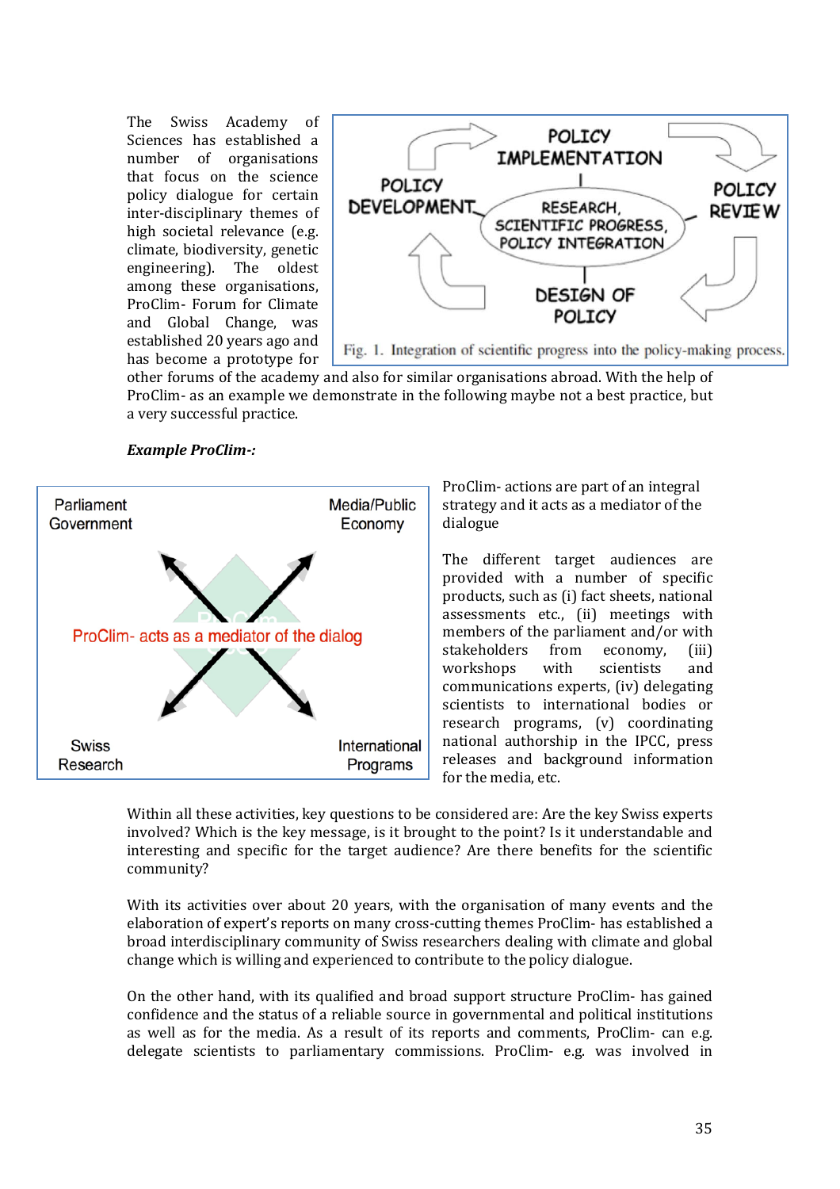The Swiss Academy of Sciences has established a number of organisations that focus on the science policy dialogue for certain inter-disciplinary themes of high societal relevance (e.g. climate, biodiversity, genetic engineering). The oldest among these organisations, ProClim- Forum for Climate and Global Change, was established 20 years ago and has become a prototype for other forums of the academy and also for similar organisations abroad. With the help of ProClim- as an example we demonstrate in the following maybe not a best practice, but a very successful practice.

Fig. 1. Integration of scientific progress into the policy-making process.

***Example ProClim-:***

ProClim- actions are part of an integral strategy and it acts as a mediator of the dialogue

The different target audiences are provided with a number of specific products, such as (i) fact sheets, national assessments etc., (ii) meetings with members of the parliament and/or with stakeholders from economy, (iii) workshops with scientists and communications experts, (iv) delegating scientists to international bodies or research programs, (v) coordinating national authorship in the IPCC, press releases and background information for the media, etc.

Within all these activities, key questions to be considered are: Are the key Swiss experts involved? Which is the key message, is it brought to the point? Is it understandable and interesting and specific for the target audience? Are there benefits for the scientific community?

With its activities over about 20 years, with the organisation of many events and the elaboration of expert's reports on many cross-cutting themes ProClim- has established a broad interdisciplinary community of Swiss researchers dealing with climate and global change which is willing and experienced to contribute to the policy dialogue.

On the other hand, with its qualified and broad support structure ProClim- has gained confidence and the status of a reliable source in governmental and political institutions as well as for the media. As a result of its reports and comments, ProClim- can e.g. delegate scientists to parliamentary commissions. ProClim- e.g. was involved in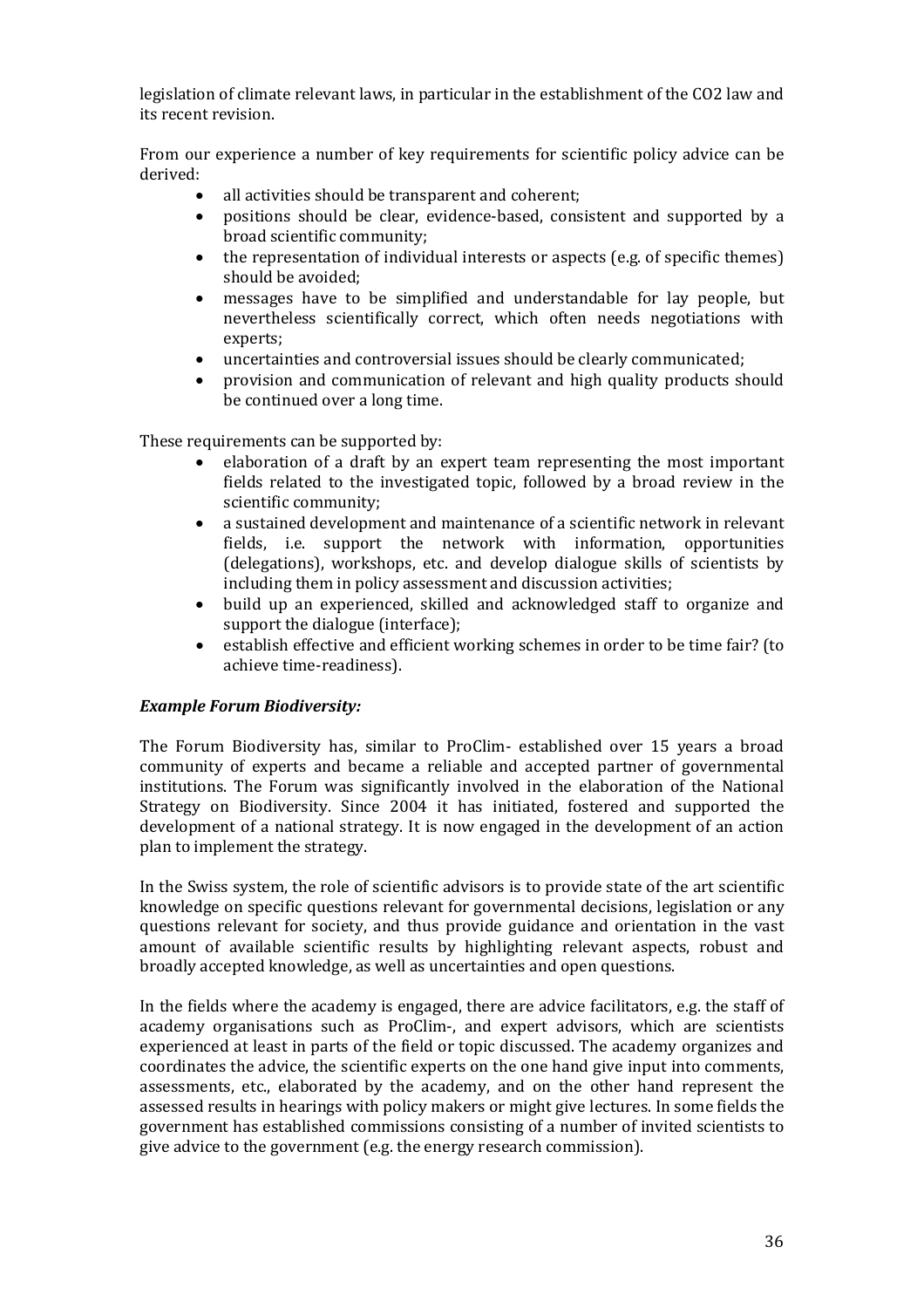legislation of climate relevant laws, in particular in the establishment of the CO2 law and its recent revision.

From our experience a number of key requirements for scientific policy advice can be derived:

- all activities should be transparent and coherent;
- positions should be clear, evidence-based, consistent and supported by a broad scientific community;
- the representation of individual interests or aspects (e.g. of specific themes) should be avoided;
- messages have to be simplified and understandable for lay people, but nevertheless scientifically correct, which often needs negotiations with experts;
- uncertainties and controversial issues should be clearly communicated;
- provision and communication of relevant and high quality products should be continued over a long time.

These requirements can be supported by:

- elaboration of a draft by an expert team representing the most important fields related to the investigated topic, followed by a broad review in the scientific community;
- a sustained development and maintenance of a scientific network in relevant fields, i.e. support the network with information, opportunities (delegations), workshops, etc. and develop dialogue skills of scientists by including them in policy assessment and discussion activities;
- build up an experienced, skilled and acknowledged staff to organize and support the dialogue (interface);
- establish effective and efficient working schemes in order to be time fair? (to achieve time-readiness).

***Example Forum Biodiversity:***

The Forum Biodiversity has, similar to ProClim- established over 15 years a broad community of experts and became a reliable and accepted partner of governmental institutions. The Forum was significantly involved in the elaboration of the National Strategy on Biodiversity. Since 2004 it has initiated, fostered and supported the development of a national strategy. It is now engaged in the development of an action plan to implement the strategy.

In the Swiss system, the role of scientific advisors is to provide state of the art scientific knowledge on specific questions relevant for governmental decisions, legislation or any questions relevant for society, and thus provide guidance and orientation in the vast amount of available scientific results by highlighting relevant aspects, robust and broadly accepted knowledge, as well as uncertainties and open questions.

In the fields where the academy is engaged, there are advice facilitators, e.g. the staff of academy organisations such as ProClim-, and expert advisors, which are scientists experienced at least in parts of the field or topic discussed. The academy organizes and coordinates the advice, the scientific experts on the one hand give input into comments, assessments, etc., elaborated by the academy, and on the other hand represent the assessed results in hearings with policy makers or might give lectures. In some fields the government has established commissions consisting of a number of invited scientists to give advice to the government (e.g. the energy research commission).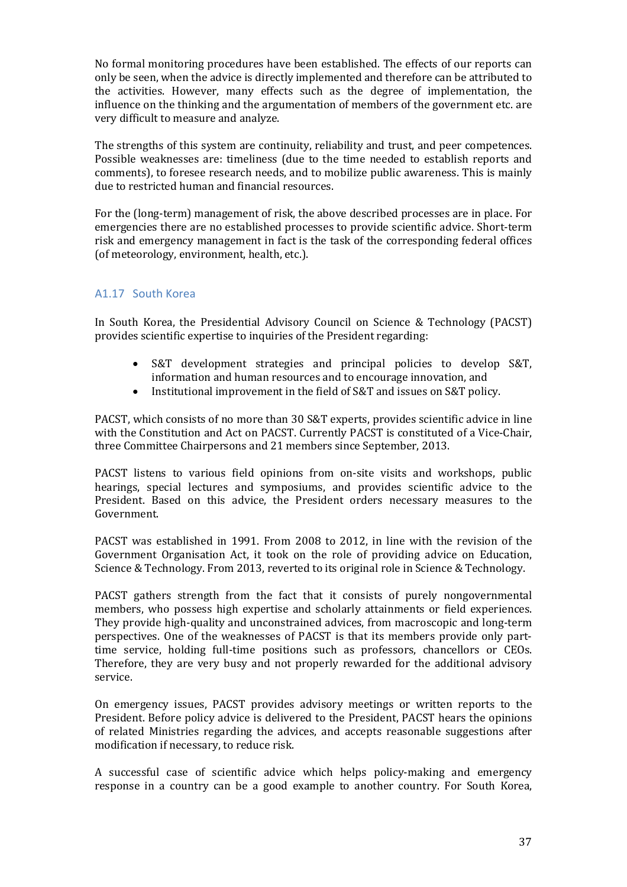No formal monitoring procedures have been established. The effects of our reports can only be seen, when the advice is directly implemented and therefore can be attributed to the activities. However, many effects such as the degree of implementation, the influence on the thinking and the argumentation of members of the government etc. are very difficult to measure and analyze.

The strengths of this system are continuity, reliability and trust, and peer competences. Possible weaknesses are: timeliness (due to the time needed to establish reports and comments), to foresee research needs, and to mobilize public awareness. This is mainly due to restricted human and financial resources.

For the (long-term) management of risk, the above described processes are in place. For emergencies there are no established processes to provide scientific advice. Short-term risk and emergency management in fact is the task of the corresponding federal offices (of meteorology, environment, health, etc.).

### A1.17 South Korea

In South Korea, the Presidential Advisory Council on Science & Technology (PACST) provides scientific expertise to inquiries of the President regarding:

- S&T development strategies and principal policies to develop S&T, information and human resources and to encourage innovation, and
- Institutional improvement in the field of S&T and issues on S&T policy.

PACST, which consists of no more than 30 S&T experts, provides scientific advice in line with the Constitution and Act on PACST. Currently PACST is constituted of a Vice-Chair, three Committee Chairpersons and 21 members since September, 2013.

PACST listens to various field opinions from on-site visits and workshops, public hearings, special lectures and symposiums, and provides scientific advice to the President. Based on this advice, the President orders necessary measures to the Government.

PACST was established in 1991. From 2008 to 2012, in line with the revision of the Government Organisation Act, it took on the role of providing advice on Education, Science & Technology. From 2013, reverted to its original role in Science & Technology.

PACST gathers strength from the fact that it consists of purely nongovernmental members, who possess high expertise and scholarly attainments or field experiences. They provide high-quality and unconstrained advices, from macroscopic and long-term perspectives. One of the weaknesses of PACST is that its members provide only part-time service, holding full-time positions such as professors, chancellors or CEOs. Therefore, they are very busy and not properly rewarded for the additional advisory service.

On emergency issues, PACST provides advisory meetings or written reports to the President. Before policy advice is delivered to the President, PACST hears the opinions of related Ministries regarding the advices, and accepts reasonable suggestions after modification if necessary, to reduce risk.

A successful case of scientific advice which helps policy-making and emergency response in a country can be a good example to another country. For South Korea,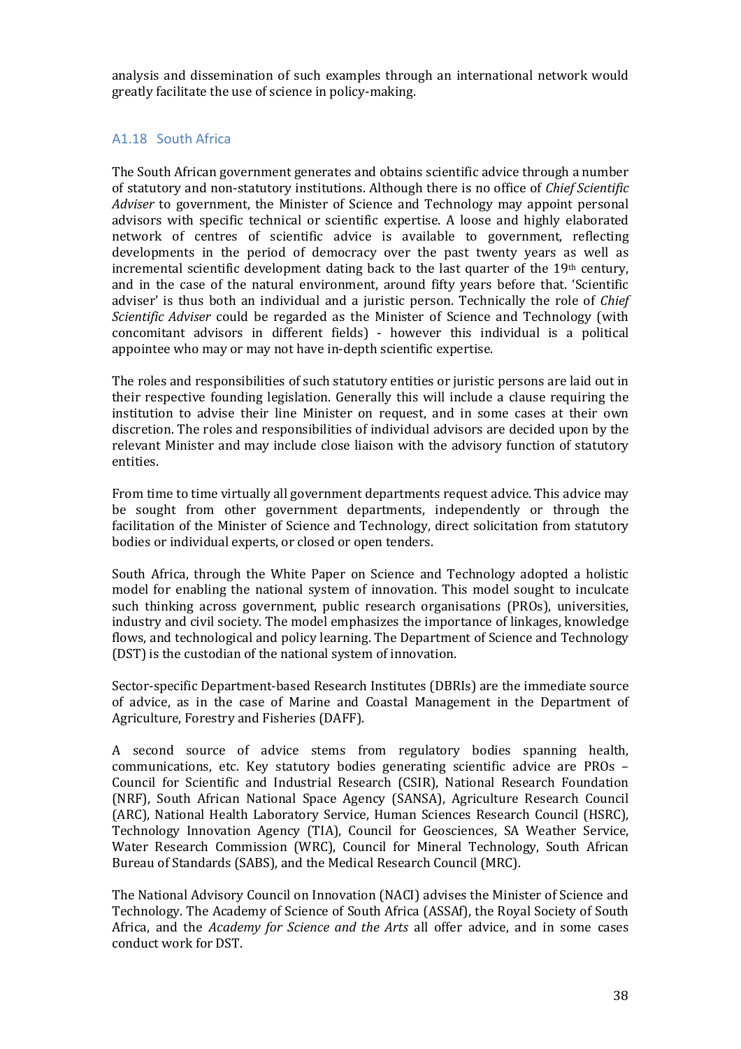analysis and dissemination of such examples through an international network would greatly facilitate the use of science in policy-making.

### A1.18 South Africa

The South African government generates and obtains scientific advice through a number of statutory and non-statutory institutions. Although there is no office of *Chief Scientific Adviser* to government, the Minister of Science and Technology may appoint personal advisors with specific technical or scientific expertise. A loose and highly elaborated network of centres of scientific advice is available to government, reflecting developments in the period of democracy over the past twenty years as well as incremental scientific development dating back to the last quarter of the 19th century, and in the case of the natural environment, around fifty years before that. 'Scientific adviser' is thus both an individual and a juristic person. Technically the role of *Chief Scientific Adviser* could be regarded as the Minister of Science and Technology (with concomitant advisors in different fields) - however this individual is a political appointee who may or may not have in-depth scientific expertise.

The roles and responsibilities of such statutory entities or juristic persons are laid out in their respective founding legislation. Generally this will include a clause requiring the institution to advise their line Minister on request, and in some cases at their own discretion. The roles and responsibilities of individual advisors are decided upon by the relevant Minister and may include close liaison with the advisory function of statutory entities.

From time to time virtually all government departments request advice. This advice may be sought from other government departments, independently or through the facilitation of the Minister of Science and Technology, direct solicitation from statutory bodies or individual experts, or closed or open tenders.

South Africa, through the White Paper on Science and Technology adopted a holistic model for enabling the national system of innovation. This model sought to inculcate such thinking across government, public research organisations (PROs), universities, industry and civil society. The model emphasizes the importance of linkages, knowledge flows, and technological and policy learning. The Department of Science and Technology (DST) is the custodian of the national system of innovation.

Sector-specific Department-based Research Institutes (DBRIs) are the immediate source of advice, as in the case of Marine and Coastal Management in the Department of Agriculture, Forestry and Fisheries (DAFF).

A second source of advice stems from regulatory bodies spanning health, communications, etc. Key statutory bodies generating scientific advice are PROs – Council for Scientific and Industrial Research (CSIR), National Research Foundation (NRF), South African National Space Agency (SANSA), Agriculture Research Council (ARC), National Health Laboratory Service, Human Sciences Research Council (HSRC), Technology Innovation Agency (TIA), Council for Geosciences, SA Weather Service, Water Research Commission (WRC), Council for Mineral Technology, South African Bureau of Standards (SABS), and the Medical Research Council (MRC).

The National Advisory Council on Innovation (NACI) advises the Minister of Science and Technology. The Academy of Science of South Africa (ASSAf), the Royal Society of South Africa, and the *Academy for Science and the Arts* all offer advice, and in some cases conduct work for DST.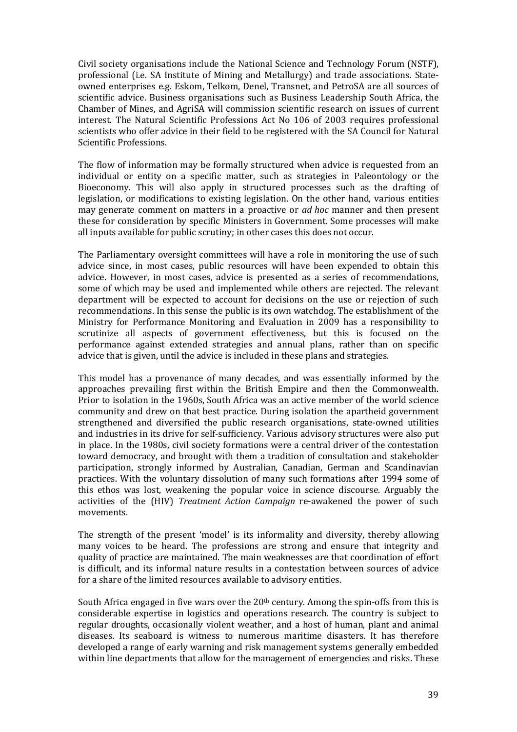Civil society organisations include the National Science and Technology Forum (NSTF), professional (i.e. SA Institute of Mining and Metallurgy) and trade associations. State-owned enterprises e.g. Eskom, Telkom, Denel, Transnet, and PetroSA are all sources of scientific advice. Business organisations such as Business Leadership South Africa, the Chamber of Mines, and AgriSA will commission scientific research on issues of current interest. The Natural Scientific Professions Act No 106 of 2003 requires professional scientists who offer advice in their field to be registered with the SA Council for Natural Scientific Professions.

The flow of information may be formally structured when advice is requested from an individual or entity on a specific matter, such as strategies in Paleontology or the Bioeconomy. This will also apply in structured processes such as the drafting of legislation, or modifications to existing legislation. On the other hand, various entities may generate comment on matters in a proactive or *ad hoc* manner and then present these for consideration by specific Ministers in Government. Some processes will make all inputs available for public scrutiny; in other cases this does not occur.

The Parliamentary oversight committees will have a role in monitoring the use of such advice since, in most cases, public resources will have been expended to obtain this advice. However, in most cases, advice is presented as a series of recommendations, some of which may be used and implemented while others are rejected. The relevant department will be expected to account for decisions on the use or rejection of such recommendations. In this sense the public is its own watchdog. The establishment of the Ministry for Performance Monitoring and Evaluation in 2009 has a responsibility to scrutinize all aspects of government effectiveness, but this is focused on the performance against extended strategies and annual plans, rather than on specific advice that is given, until the advice is included in these plans and strategies.

This model has a provenance of many decades, and was essentially informed by the approaches prevailing first within the British Empire and then the Commonwealth. Prior to isolation in the 1960s, South Africa was an active member of the world science community and drew on that best practice. During isolation the apartheid government strengthened and diversified the public research organisations, state-owned utilities and industries in its drive for self-sufficiency. Various advisory structures were also put in place. In the 1980s, civil society formations were a central driver of the contestation toward democracy, and brought with them a tradition of consultation and stakeholder participation, strongly informed by Australian, Canadian, German and Scandinavian practices. With the voluntary dissolution of many such formations after 1994 some of this ethos was lost, weakening the popular voice in science discourse. Arguably the activities of the (HIV) *Treatment Action Campaign* re-awakened the power of such movements.

The strength of the present 'model' is its informality and diversity, thereby allowing many voices to be heard. The professions are strong and ensure that integrity and quality of practice are maintained. The main weaknesses are that coordination of effort is difficult, and its informal nature results in a contestation between sources of advice for a share of the limited resources available to advisory entities.

South Africa engaged in five wars over the 20th century. Among the spin-offs from this is considerable expertise in logistics and operations research. The country is subject to regular droughts, occasionally violent weather, and a host of human, plant and animal diseases. Its seaboard is witness to numerous maritime disasters. It has therefore developed a range of early warning and risk management systems generally embedded within line departments that allow for the management of emergencies and risks. These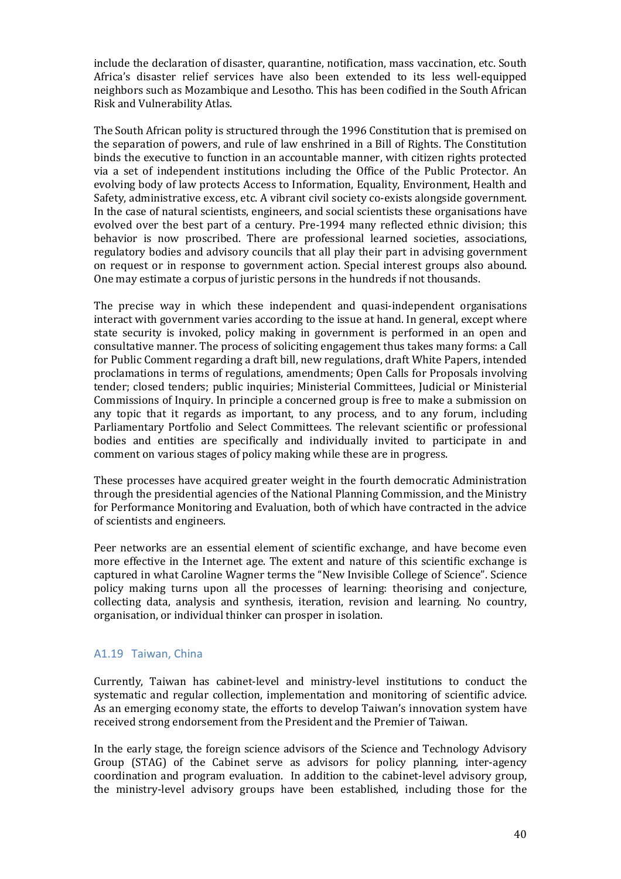include the declaration of disaster, quarantine, notification, mass vaccination, etc. South Africa's disaster relief services have also been extended to its less well-equipped neighbors such as Mozambique and Lesotho. This has been codified in the South African Risk and Vulnerability Atlas.

The South African polity is structured through the 1996 Constitution that is premised on the separation of powers, and rule of law enshrined in a Bill of Rights. The Constitution binds the executive to function in an accountable manner, with citizen rights protected via a set of independent institutions including the Office of the Public Protector. An evolving body of law protects Access to Information, Equality, Environment, Health and Safety, administrative excess, etc. A vibrant civil society co-exists alongside government. In the case of natural scientists, engineers, and social scientists these organisations have evolved over the best part of a century. Pre-1994 many reflected ethnic division; this behavior is now proscribed. There are professional learned societies, associations, regulatory bodies and advisory councils that all play their part in advising government on request or in response to government action. Special interest groups also abound. One may estimate a corpus of juristic persons in the hundreds if not thousands.

The precise way in which these independent and quasi-independent organisations interact with government varies according to the issue at hand. In general, except where state security is invoked, policy making in government is performed in an open and consultative manner. The process of soliciting engagement thus takes many forms: a Call for Public Comment regarding a draft bill, new regulations, draft White Papers, intended proclamations in terms of regulations, amendments; Open Calls for Proposals involving tender; closed tenders; public inquiries; Ministerial Committees, Judicial or Ministerial Commissions of Inquiry. In principle a concerned group is free to make a submission on any topic that it regards as important, to any process, and to any forum, including Parliamentary Portfolio and Select Committees. The relevant scientific or professional bodies and entities are specifically and individually invited to participate in and comment on various stages of policy making while these are in progress.

These processes have acquired greater weight in the fourth democratic Administration through the presidential agencies of the National Planning Commission, and the Ministry for Performance Monitoring and Evaluation, both of which have contracted in the advice of scientists and engineers.

Peer networks are an essential element of scientific exchange, and have become even more effective in the Internet age. The extent and nature of this scientific exchange is captured in what Caroline Wagner terms the "New Invisible College of Science". Science policy making turns upon all the processes of learning: theorising and conjecture, collecting data, analysis and synthesis, iteration, revision and learning. No country, organisation, or individual thinker can prosper in isolation.

### A1.19 Taiwan, China

Currently, Taiwan has cabinet-level and ministry-level institutions to conduct the systematic and regular collection, implementation and monitoring of scientific advice. As an emerging economy state, the efforts to develop Taiwan's innovation system have received strong endorsement from the President and the Premier of Taiwan.

In the early stage, the foreign science advisors of the Science and Technology Advisory Group (STAG) of the Cabinet serve as advisors for policy planning, inter-agency coordination and program evaluation. In addition to the cabinet-level advisory group, the ministry-level advisory groups have been established, including those for the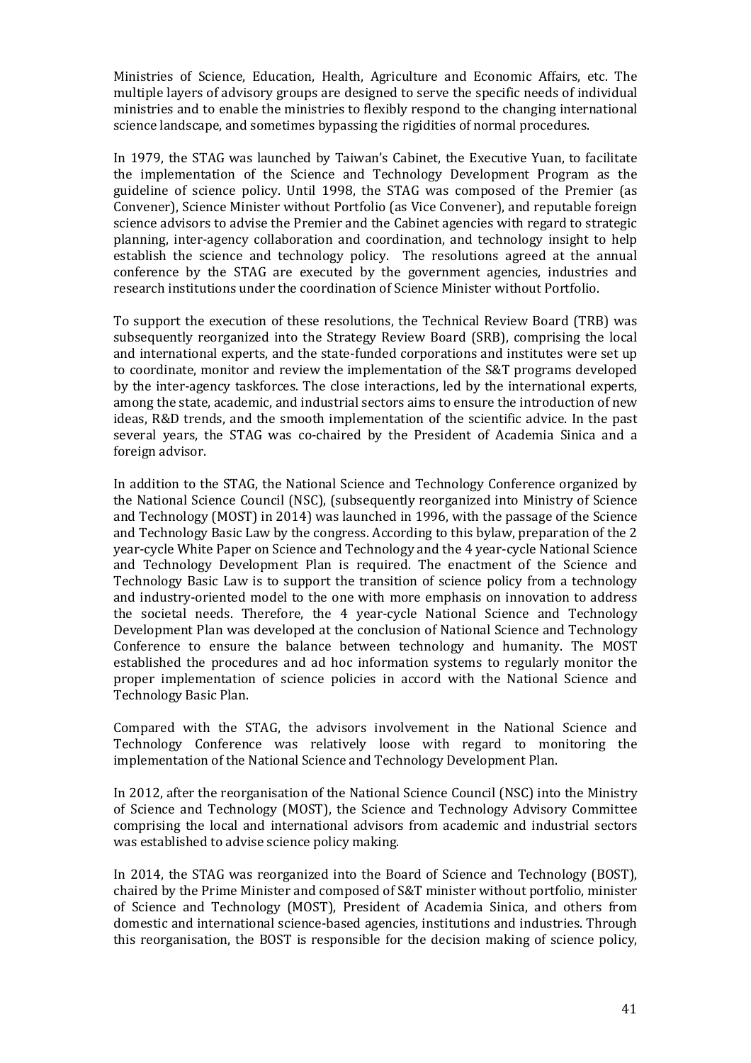Ministries of Science, Education, Health, Agriculture and Economic Affairs, etc. The multiple layers of advisory groups are designed to serve the specific needs of individual ministries and to enable the ministries to flexibly respond to the changing international science landscape, and sometimes bypassing the rigidities of normal procedures.

In 1979, the STAG was launched by Taiwan's Cabinet, the Executive Yuan, to facilitate the implementation of the Science and Technology Development Program as the guideline of science policy. Until 1998, the STAG was composed of the Premier (as Convener), Science Minister without Portfolio (as Vice Convener), and reputable foreign science advisors to advise the Premier and the Cabinet agencies with regard to strategic planning, inter-agency collaboration and coordination, and technology insight to help establish the science and technology policy. The resolutions agreed at the annual conference by the STAG are executed by the government agencies, industries and research institutions under the coordination of Science Minister without Portfolio.

To support the execution of these resolutions, the Technical Review Board (TRB) was subsequently reorganized into the Strategy Review Board (SRB), comprising the local and international experts, and the state-funded corporations and institutes were set up to coordinate, monitor and review the implementation of the S&T programs developed by the inter-agency taskforces. The close interactions, led by the international experts, among the state, academic, and industrial sectors aims to ensure the introduction of new ideas, R&D trends, and the smooth implementation of the scientific advice. In the past several years, the STAG was co-chaired by the President of Academia Sinica and a foreign advisor.

In addition to the STAG, the National Science and Technology Conference organized by the National Science Council (NSC), (subsequently reorganized into Ministry of Science and Technology (MOST) in 2014) was launched in 1996, with the passage of the Science and Technology Basic Law by the congress. According to this bylaw, preparation of the 2 year-cycle White Paper on Science and Technology and the 4 year-cycle National Science and Technology Development Plan is required. The enactment of the Science and Technology Basic Law is to support the transition of science policy from a technology and industry-oriented model to the one with more emphasis on innovation to address the societal needs. Therefore, the 4 year-cycle National Science and Technology Development Plan was developed at the conclusion of National Science and Technology Conference to ensure the balance between technology and humanity. The MOST established the procedures and ad hoc information systems to regularly monitor the proper implementation of science policies in accord with the National Science and Technology Basic Plan.

Compared with the STAG, the advisors involvement in the National Science and Technology Conference was relatively loose with regard to monitoring the implementation of the National Science and Technology Development Plan.

In 2012, after the reorganisation of the National Science Council (NSC) into the Ministry of Science and Technology (MOST), the Science and Technology Advisory Committee comprising the local and international advisors from academic and industrial sectors was established to advise science policy making.

In 2014, the STAG was reorganized into the Board of Science and Technology (BOST), chaired by the Prime Minister and composed of S&T minister without portfolio, minister of Science and Technology (MOST), President of Academia Sinica, and others from domestic and international science-based agencies, institutions and industries. Through this reorganisation, the BOST is responsible for the decision making of science policy,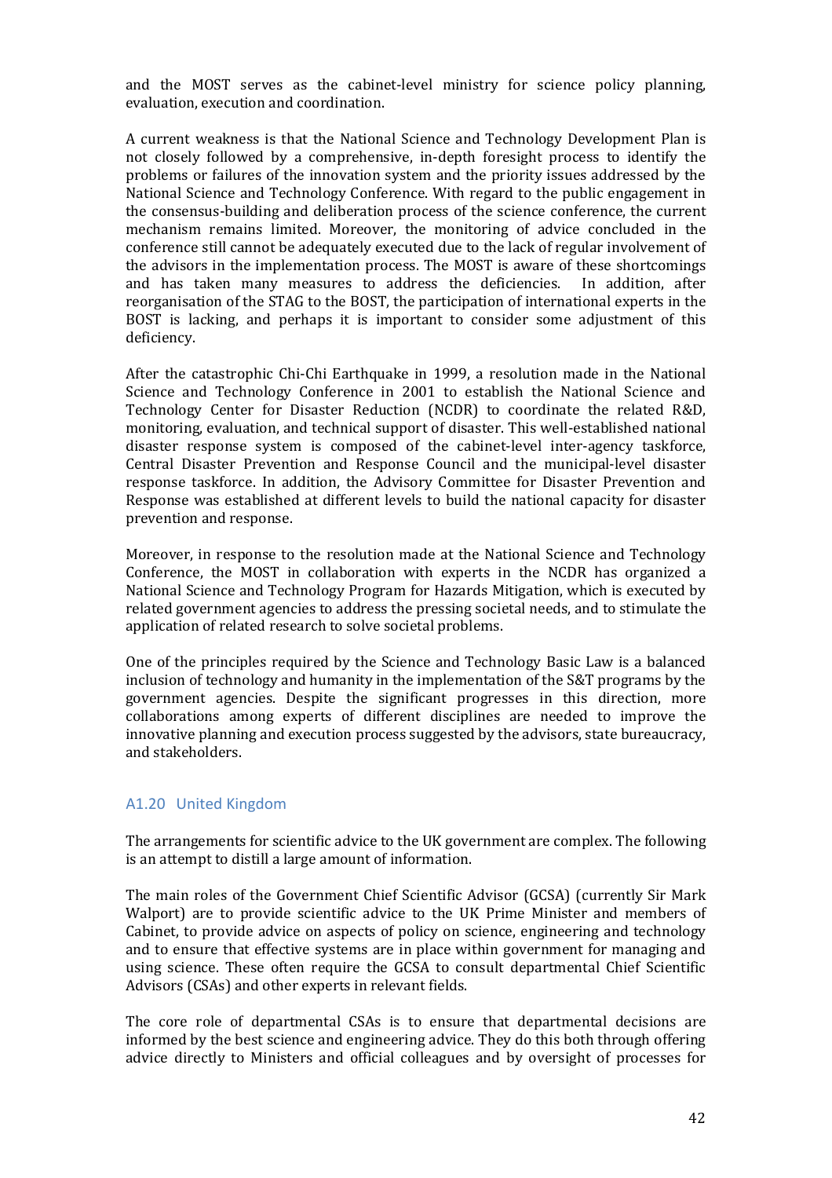and the MOST serves as the cabinet-level ministry for science policy planning, evaluation, execution and coordination.

A current weakness is that the National Science and Technology Development Plan is not closely followed by a comprehensive, in-depth foresight process to identify the problems or failures of the innovation system and the priority issues addressed by the National Science and Technology Conference. With regard to the public engagement in the consensus-building and deliberation process of the science conference, the current mechanism remains limited. Moreover, the monitoring of advice concluded in the conference still cannot be adequately executed due to the lack of regular involvement of the advisors in the implementation process. The MOST is aware of these shortcomings and has taken many measures to address the deficiencies. In addition, after reorganisation of the STAG to the BOST, the participation of international experts in the BOST is lacking, and perhaps it is important to consider some adjustment of this deficiency.

After the catastrophic Chi-Chi Earthquake in 1999, a resolution made in the National Science and Technology Conference in 2001 to establish the National Science and Technology Center for Disaster Reduction (NCDR) to coordinate the related R&D, monitoring, evaluation, and technical support of disaster. This well-established national disaster response system is composed of the cabinet-level inter-agency taskforce, Central Disaster Prevention and Response Council and the municipal-level disaster response taskforce. In addition, the Advisory Committee for Disaster Prevention and Response was established at different levels to build the national capacity for disaster prevention and response.

Moreover, in response to the resolution made at the National Science and Technology Conference, the MOST in collaboration with experts in the NCDR has organized a National Science and Technology Program for Hazards Mitigation, which is executed by related government agencies to address the pressing societal needs, and to stimulate the application of related research to solve societal problems.

One of the principles required by the Science and Technology Basic Law is a balanced inclusion of technology and humanity in the implementation of the S&T programs by the government agencies. Despite the significant progresses in this direction, more collaborations among experts of different disciplines are needed to improve the innovative planning and execution process suggested by the advisors, state bureaucracy, and stakeholders.

## A1.20 United Kingdom

The arrangements for scientific advice to the UK government are complex. The following is an attempt to distill a large amount of information.

The main roles of the Government Chief Scientific Advisor (GCSA) (currently Sir Mark Walport) are to provide scientific advice to the UK Prime Minister and members of Cabinet, to provide advice on aspects of policy on science, engineering and technology and to ensure that effective systems are in place within government for managing and using science. These often require the GCSA to consult departmental Chief Scientific Advisors (CSAs) and other experts in relevant fields.

The core role of departmental CSAs is to ensure that departmental decisions are informed by the best science and engineering advice. They do this both through offering advice directly to Ministers and official colleagues and by oversight of processes for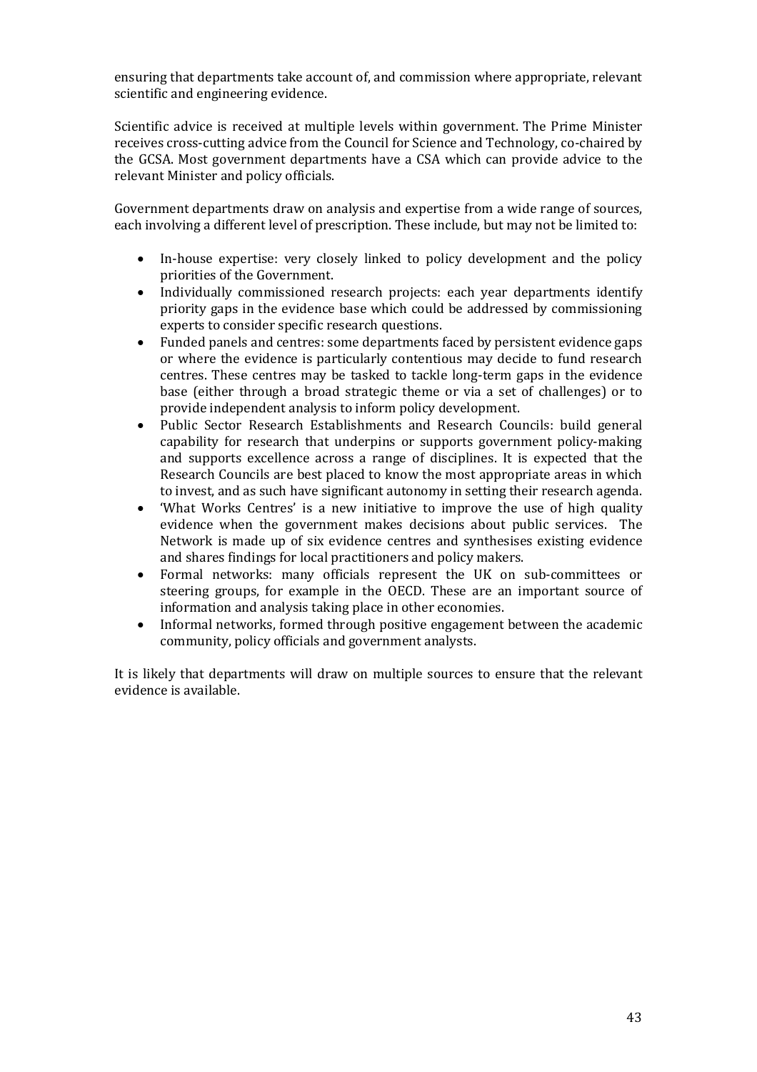ensuring that departments take account of, and commission where appropriate, relevant scientific and engineering evidence.

Scientific advice is received at multiple levels within government. The Prime Minister receives cross-cutting advice from the Council for Science and Technology, co-chaired by the GCSA. Most government departments have a CSA which can provide advice to the relevant Minister and policy officials.

Government departments draw on analysis and expertise from a wide range of sources, each involving a different level of prescription. These include, but may not be limited to:

- In-house expertise: very closely linked to policy development and the policy priorities of the Government.
- Individually commissioned research projects: each year departments identify priority gaps in the evidence base which could be addressed by commissioning experts to consider specific research questions.
- Funded panels and centres: some departments faced by persistent evidence gaps or where the evidence is particularly contentious may decide to fund research centres. These centres may be tasked to tackle long-term gaps in the evidence base (either through a broad strategic theme or via a set of challenges) or to provide independent analysis to inform policy development.
- Public Sector Research Establishments and Research Councils: build general capability for research that underpins or supports government policy-making and supports excellence across a range of disciplines. It is expected that the Research Councils are best placed to know the most appropriate areas in which to invest, and as such have significant autonomy in setting their research agenda.
- 'What Works Centres' is a new initiative to improve the use of high quality evidence when the government makes decisions about public services. The Network is made up of six evidence centres and synthesises existing evidence and shares findings for local practitioners and policy makers.
- Formal networks: many officials represent the UK on sub-committees or steering groups, for example in the OECD. These are an important source of information and analysis taking place in other economies.
- Informal networks, formed through positive engagement between the academic community, policy officials and government analysts.

It is likely that departments will draw on multiple sources to ensure that the relevant evidence is available.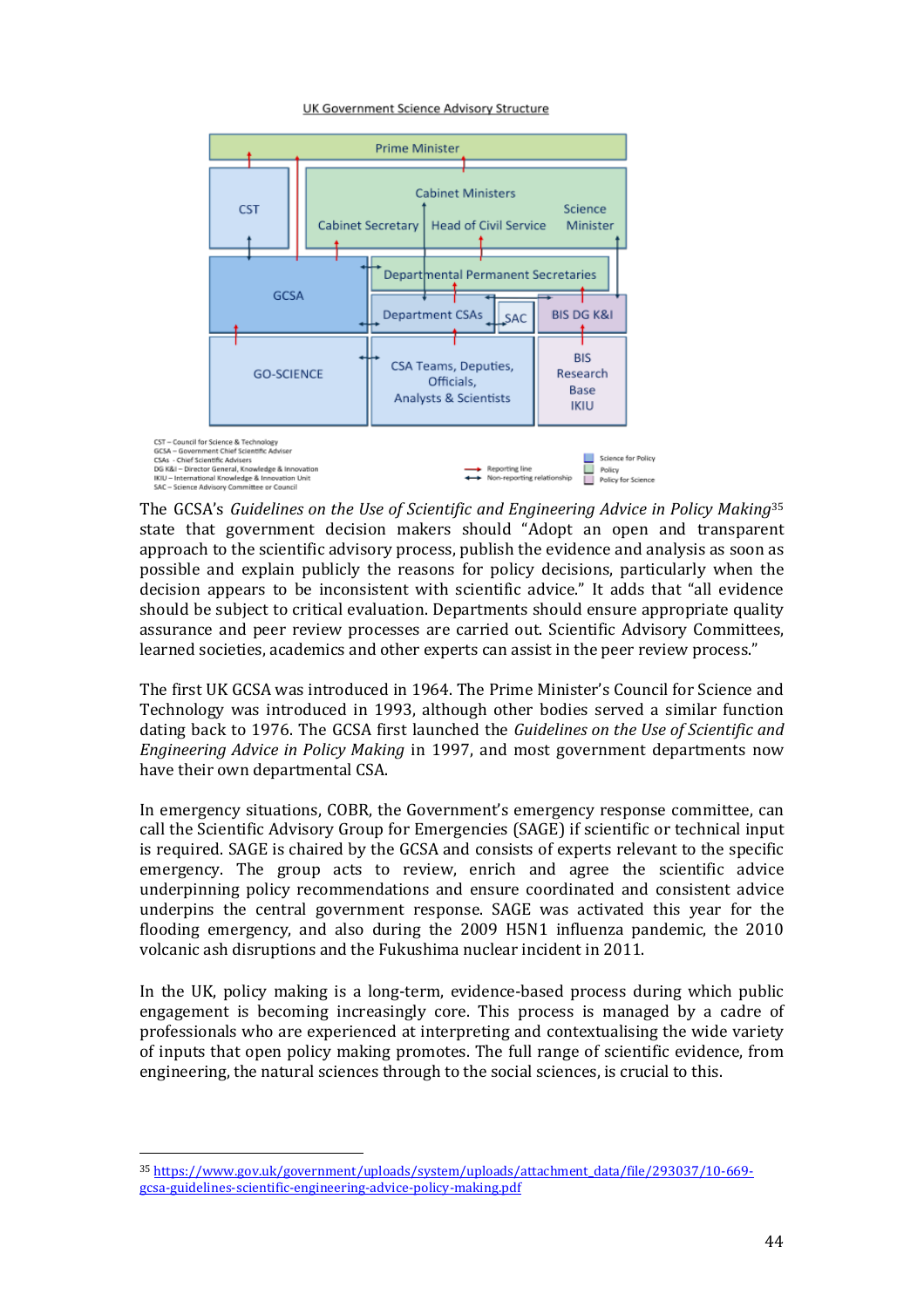UK Government Science Advisory Structure

Prime Minister

CST

Cabinet Ministers

Cabinet Secretary | Head of Civil Service

Science Minister

GCSA

Departmental Permanent Secretaries

Department CSAs

SAC

BIS DG K&I

GO-SCIENCE

CSA Teams, Deputies, Officials, Analysts & Scientists

BIS Research Base IKIU

CST – Council for Science & Technology
GCSA – Government Chief Scientific Adviser
CSAs - Chief Scientific Advisers
DG K&I – Director General, Knowledge & Innovation
IKIU – International Knowledge & Innovation Unit
SAC – Science Advisory Committee or Council

Reporting line
Non-reporting relationship

Science for Policy
Policy
Policy for Science

The GCSA's *Guidelines on the Use of Scientific and Engineering Advice in Policy Making*[35] state that government decision makers should "Adopt an open and transparent approach to the scientific advisory process, publish the evidence and analysis as soon as possible and explain publicly the reasons for policy decisions, particularly when the decision appears to be inconsistent with scientific advice." It adds that "all evidence should be subject to critical evaluation. Departments should ensure appropriate quality assurance and peer review processes are carried out. Scientific Advisory Committees, learned societies, academics and other experts can assist in the peer review process."

The first UK GCSA was introduced in 1964. The Prime Minister's Council for Science and Technology was introduced in 1993, although other bodies served a similar function dating back to 1976. The GCSA first launched the *Guidelines on the Use of Scientific and Engineering Advice in Policy Making* in 1997, and most government departments now have their own departmental CSA.

In emergency situations, COBR, the Government's emergency response committee, can call the Scientific Advisory Group for Emergencies (SAGE) if scientific or technical input is required. SAGE is chaired by the GCSA and consists of experts relevant to the specific emergency. The group acts to review, enrich and agree the scientific advice underpinning policy recommendations and ensure coordinated and consistent advice underpins the central government response. SAGE was activated this year for the flooding emergency, and also during the 2009 H5N1 influenza pandemic, the 2010 volcanic ash disruptions and the Fukushima nuclear incident in 2011.

In the UK, policy making is a long-term, evidence-based process during which public engagement is becoming increasingly core. This process is managed by a cadre of professionals who are experienced at interpreting and contextualising the wide variety of inputs that open policy making promotes. The full range of scientific evidence, from engineering, the natural sciences through to the social sciences, is crucial to this.

[35] https://www.gov.uk/government/uploads/system/uploads/attachment_data/file/293037/10-669-gcsa-guidelines-scientific-engineering-advice-policy-making.pdf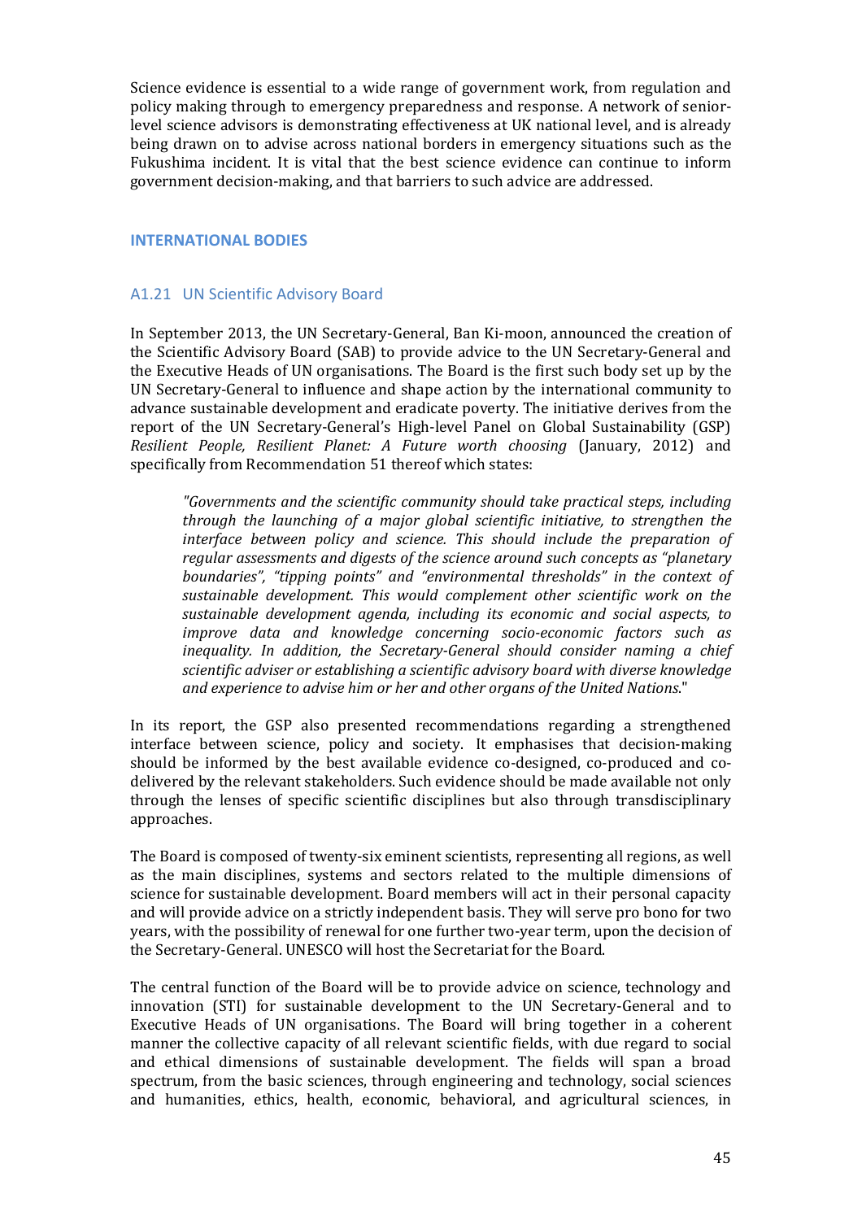Science evidence is essential to a wide range of government work, from regulation and policy making through to emergency preparedness and response. A network of senior-level science advisors is demonstrating effectiveness at UK national level, and is already being drawn on to advise across national borders in emergency situations such as the Fukushima incident. It is vital that the best science evidence can continue to inform government decision-making, and that barriers to such advice are addressed.

## INTERNATIONAL BODIES

### A1.21 UN Scientific Advisory Board

In September 2013, the UN Secretary-General, Ban Ki-moon, announced the creation of the Scientific Advisory Board (SAB) to provide advice to the UN Secretary-General and the Executive Heads of UN organisations. The Board is the first such body set up by the UN Secretary-General to influence and shape action by the international community to advance sustainable development and eradicate poverty. The initiative derives from the report of the UN Secretary-General's High-level Panel on Global Sustainability (GSP) *Resilient People, Resilient Planet: A Future worth choosing* (January, 2012) and specifically from Recommendation 51 thereof which states:

> *"Governments and the scientific community should take practical steps, including through the launching of a major global scientific initiative, to strengthen the interface between policy and science. This should include the preparation of regular assessments and digests of the science around such concepts as "planetary boundaries", "tipping points" and "environmental thresholds" in the context of sustainable development. This would complement other scientific work on the sustainable development agenda, including its economic and social aspects, to improve data and knowledge concerning socio-economic factors such as inequality. In addition, the Secretary-General should consider naming a chief scientific adviser or establishing a scientific advisory board with diverse knowledge and experience to advise him or her and other organs of the United Nations."*

In its report, the GSP also presented recommendations regarding a strengthened interface between science, policy and society. It emphasises that decision-making should be informed by the best available evidence co-designed, co-produced and co-delivered by the relevant stakeholders. Such evidence should be made available not only through the lenses of specific scientific disciplines but also through transdisciplinary approaches.

The Board is composed of twenty-six eminent scientists, representing all regions, as well as the main disciplines, systems and sectors related to the multiple dimensions of science for sustainable development. Board members will act in their personal capacity and will provide advice on a strictly independent basis. They will serve pro bono for two years, with the possibility of renewal for one further two-year term, upon the decision of the Secretary-General. UNESCO will host the Secretariat for the Board.

The central function of the Board will be to provide advice on science, technology and innovation (STI) for sustainable development to the UN Secretary-General and to Executive Heads of UN organisations. The Board will bring together in a coherent manner the collective capacity of all relevant scientific fields, with due regard to social and ethical dimensions of sustainable development. The fields will span a broad spectrum, from the basic sciences, through engineering and technology, social sciences and humanities, ethics, health, economic, behavioral, and agricultural sciences, in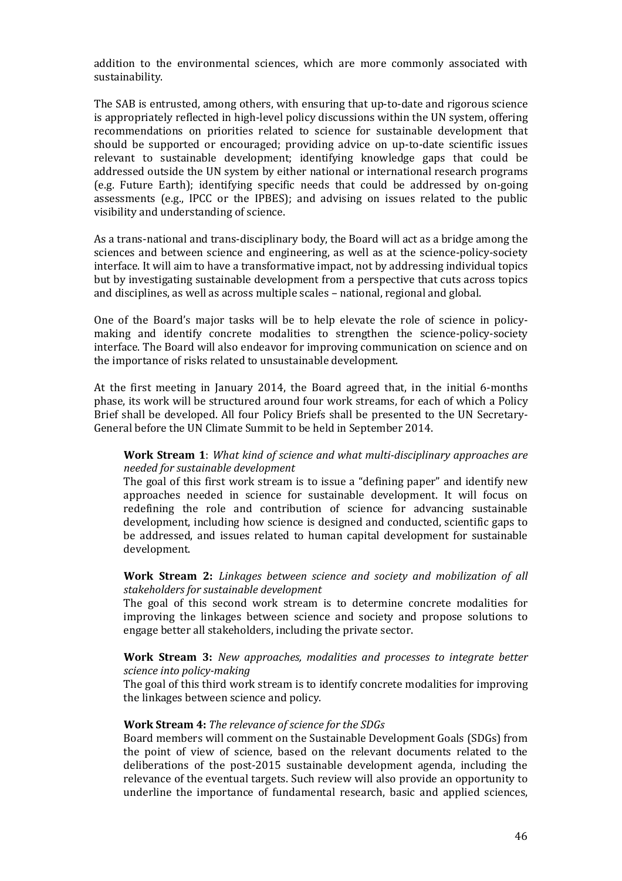addition to the environmental sciences, which are more commonly associated with sustainability.

The SAB is entrusted, among others, with ensuring that up-to-date and rigorous science is appropriately reflected in high-level policy discussions within the UN system, offering recommendations on priorities related to science for sustainable development that should be supported or encouraged; providing advice on up-to-date scientific issues relevant to sustainable development; identifying knowledge gaps that could be addressed outside the UN system by either national or international research programs (e.g. Future Earth); identifying specific needs that could be addressed by on-going assessments (e.g., IPCC or the IPBES); and advising on issues related to the public visibility and understanding of science.

As a trans-national and trans-disciplinary body, the Board will act as a bridge among the sciences and between science and engineering, as well as at the science-policy-society interface. It will aim to have a transformative impact, not by addressing individual topics but by investigating sustainable development from a perspective that cuts across topics and disciplines, as well as across multiple scales – national, regional and global.

One of the Board's major tasks will be to help elevate the role of science in policy-making and identify concrete modalities to strengthen the science-policy-society interface. The Board will also endeavor for improving communication on science and on the importance of risks related to unsustainable development.

At the first meeting in January 2014, the Board agreed that, in the initial 6-months phase, its work will be structured around four work streams, for each of which a Policy Brief shall be developed. All four Policy Briefs shall be presented to the UN Secretary-General before the UN Climate Summit to be held in September 2014.

> **Work Stream 1**: *What kind of science and what multi-disciplinary approaches are needed for sustainable development*
> The goal of this first work stream is to issue a "defining paper" and identify new approaches needed in science for sustainable development. It will focus on redefining the role and contribution of science for advancing sustainable development, including how science is designed and conducted, scientific gaps to be addressed, and issues related to human capital development for sustainable development.
>
> **Work Stream 2:** *Linkages between science and society and mobilization of all stakeholders for sustainable development*
> The goal of this second work stream is to determine concrete modalities for improving the linkages between science and society and propose solutions to engage better all stakeholders, including the private sector.
>
> **Work Stream 3:** *New approaches, modalities and processes to integrate better science into policy-making*
> The goal of this third work stream is to identify concrete modalities for improving the linkages between science and policy.
>
> **Work Stream 4:** *The relevance of science for the SDGs*
> Board members will comment on the Sustainable Development Goals (SDGs) from the point of view of science, based on the relevant documents related to the deliberations of the post-2015 sustainable development agenda, including the relevance of the eventual targets. Such review will also provide an opportunity to underline the importance of fundamental research, basic and applied sciences,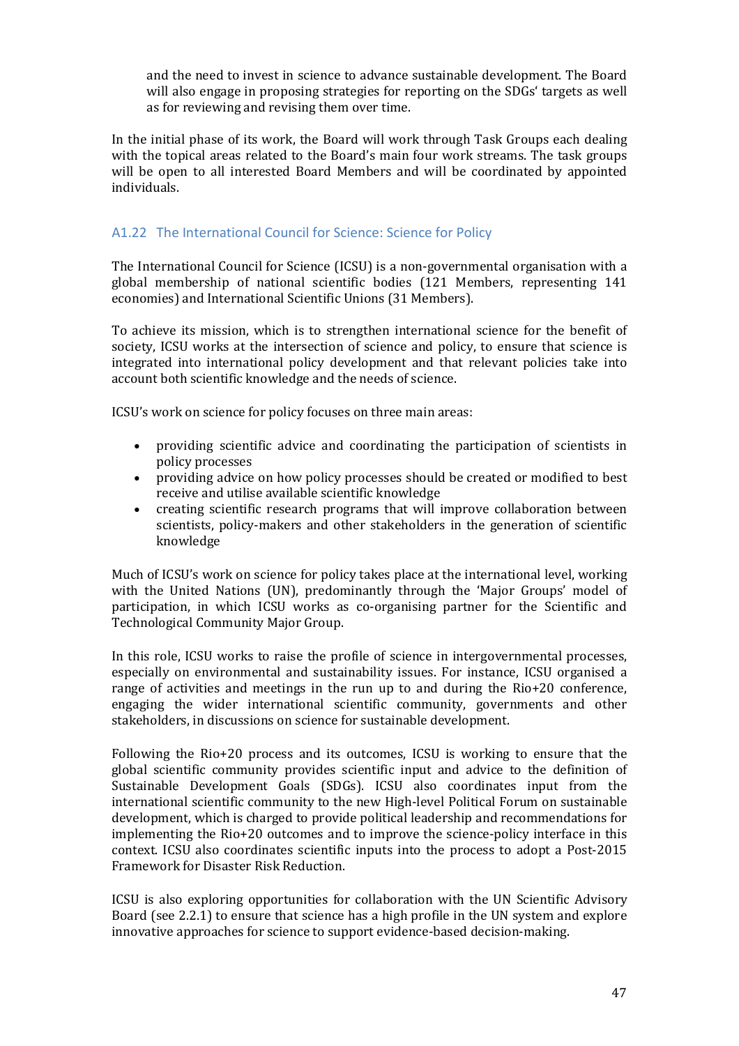and the need to invest in science to advance sustainable development. The Board will also engage in proposing strategies for reporting on the SDGs' targets as well as for reviewing and revising them over time.

In the initial phase of its work, the Board will work through Task Groups each dealing with the topical areas related to the Board's main four work streams. The task groups will be open to all interested Board Members and will be coordinated by appointed individuals.

### A1.22 The International Council for Science: Science for Policy

The International Council for Science (ICSU) is a non-governmental organisation with a global membership of national scientific bodies (121 Members, representing 141 economies) and International Scientific Unions (31 Members).

To achieve its mission, which is to strengthen international science for the benefit of society, ICSU works at the intersection of science and policy, to ensure that science is integrated into international policy development and that relevant policies take into account both scientific knowledge and the needs of science.

ICSU's work on science for policy focuses on three main areas:

- providing scientific advice and coordinating the participation of scientists in policy processes
- providing advice on how policy processes should be created or modified to best receive and utilise available scientific knowledge
- creating scientific research programs that will improve collaboration between scientists, policy-makers and other stakeholders in the generation of scientific knowledge

Much of ICSU's work on science for policy takes place at the international level, working with the United Nations (UN), predominantly through the 'Major Groups' model of participation, in which ICSU works as co-organising partner for the Scientific and Technological Community Major Group.

In this role, ICSU works to raise the profile of science in intergovernmental processes, especially on environmental and sustainability issues. For instance, ICSU organised a range of activities and meetings in the run up to and during the Rio+20 conference, engaging the wider international scientific community, governments and other stakeholders, in discussions on science for sustainable development.

Following the Rio+20 process and its outcomes, ICSU is working to ensure that the global scientific community provides scientific input and advice to the definition of Sustainable Development Goals (SDGs). ICSU also coordinates input from the international scientific community to the new High-level Political Forum on sustainable development, which is charged to provide political leadership and recommendations for implementing the Rio+20 outcomes and to improve the science-policy interface in this context. ICSU also coordinates scientific inputs into the process to adopt a Post-2015 Framework for Disaster Risk Reduction.

ICSU is also exploring opportunities for collaboration with the UN Scientific Advisory Board (see 2.2.1) to ensure that science has a high profile in the UN system and explore innovative approaches for science to support evidence-based decision-making.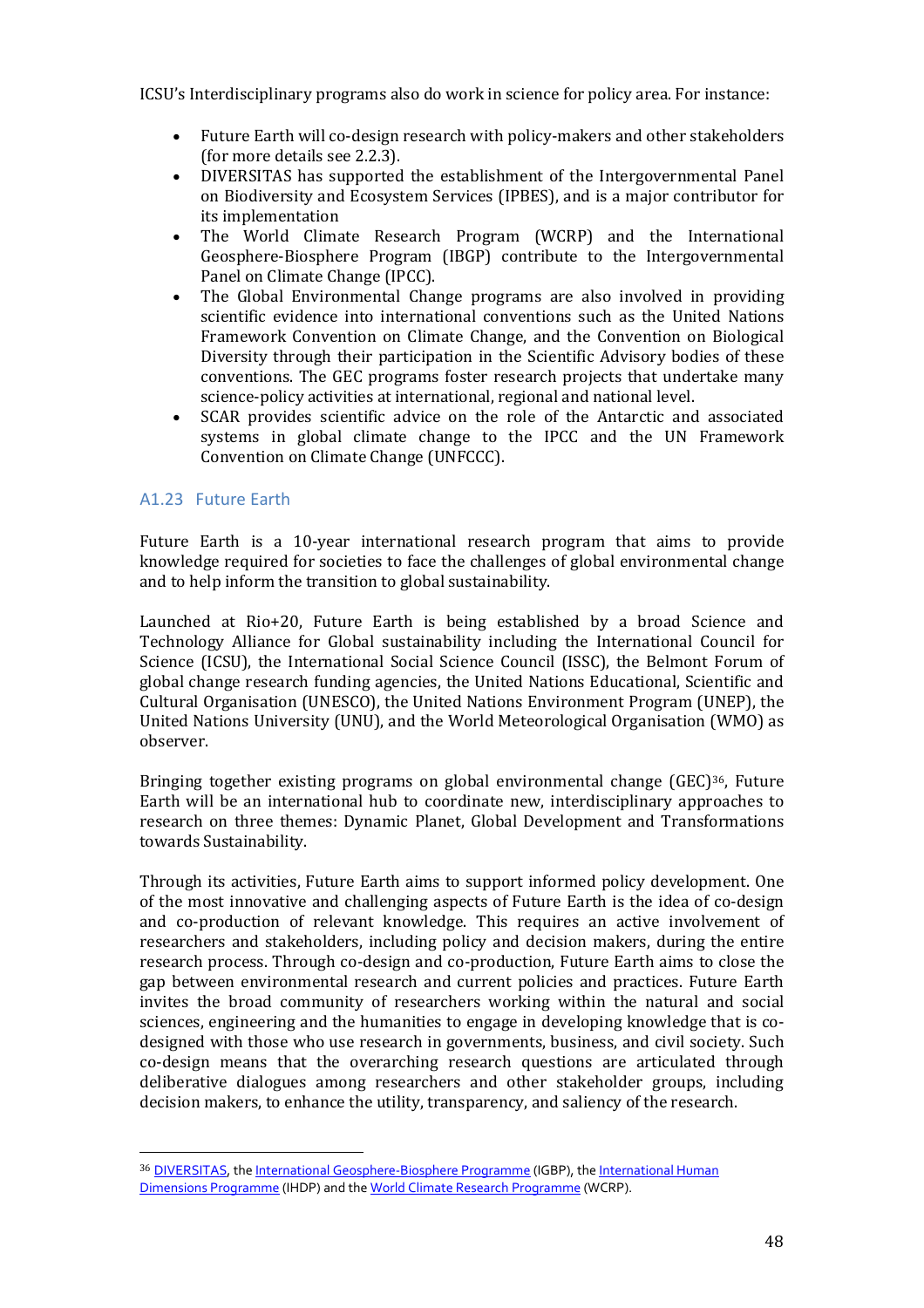ICSU's Interdisciplinary programs also do work in science for policy area. For instance:

- Future Earth will co-design research with policy-makers and other stakeholders (for more details see 2.2.3).
- DIVERSITAS has supported the establishment of the Intergovernmental Panel on Biodiversity and Ecosystem Services (IPBES), and is a major contributor for its implementation
- The World Climate Research Program (WCRP) and the International Geosphere-Biosphere Program (IBGP) contribute to the Intergovernmental Panel on Climate Change (IPCC).
- The Global Environmental Change programs are also involved in providing scientific evidence into international conventions such as the United Nations Framework Convention on Climate Change, and the Convention on Biological Diversity through their participation in the Scientific Advisory bodies of these conventions. The GEC programs foster research projects that undertake many science-policy activities at international, regional and national level.
- SCAR provides scientific advice on the role of the Antarctic and associated systems in global climate change to the IPCC and the UN Framework Convention on Climate Change (UNFCCC).

### A1.23 Future Earth

Future Earth is a 10-year international research program that aims to provide knowledge required for societies to face the challenges of global environmental change and to help inform the transition to global sustainability.

Launched at Rio+20, Future Earth is being established by a broad Science and Technology Alliance for Global sustainability including the International Council for Science (ICSU), the International Social Science Council (ISSC), the Belmont Forum of global change research funding agencies, the United Nations Educational, Scientific and Cultural Organisation (UNESCO), the United Nations Environment Program (UNEP), the United Nations University (UNU), and the World Meteorological Organisation (WMO) as observer.

Bringing together existing programs on global environmental change (GEC)[36], Future Earth will be an international hub to coordinate new, interdisciplinary approaches to research on three themes: Dynamic Planet, Global Development and Transformations towards Sustainability.

Through its activities, Future Earth aims to support informed policy development. One of the most innovative and challenging aspects of Future Earth is the idea of co-design and co-production of relevant knowledge. This requires an active involvement of researchers and stakeholders, including policy and decision makers, during the entire research process. Through co-design and co-production, Future Earth aims to close the gap between environmental research and current policies and practices. Future Earth invites the broad community of researchers working within the natural and social sciences, engineering and the humanities to engage in developing knowledge that is co-designed with those who use research in governments, business, and civil society. Such co-design means that the overarching research questions are articulated through deliberative dialogues among researchers and other stakeholder groups, including decision makers, to enhance the utility, transparency, and saliency of the research.

---

[36] DIVERSITAS, the International Geosphere-Biosphere Programme (IGBP), the International Human Dimensions Programme (IHDP) and the World Climate Research Programme (WCRP).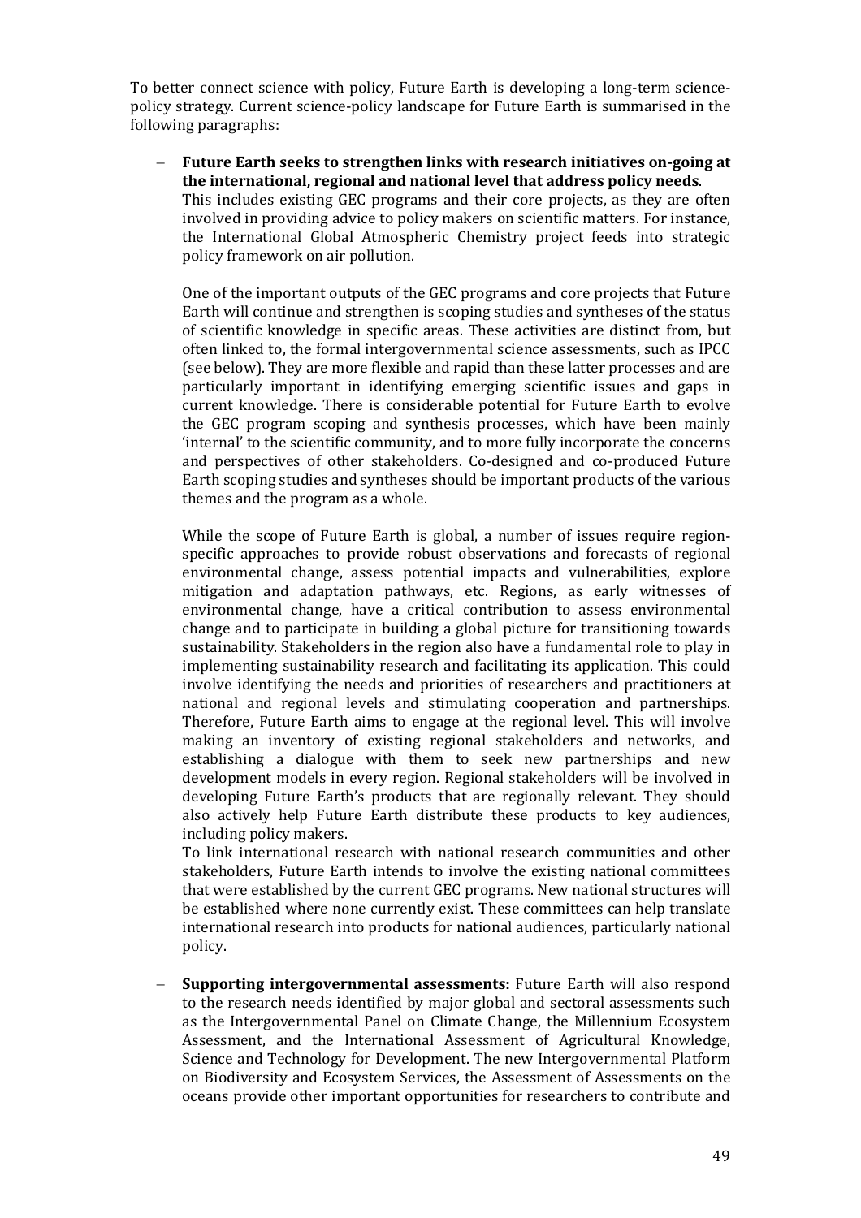To better connect science with policy, Future Earth is developing a long-term science-policy strategy. Current science-policy landscape for Future Earth is summarised in the following paragraphs:

- **Future Earth seeks to strengthen links with research initiatives on-going at the international, regional and national level that address policy needs**. This includes existing GEC programs and their core projects, as they are often involved in providing advice to policy makers on scientific matters. For instance, the International Global Atmospheric Chemistry project feeds into strategic policy framework on air pollution.

  One of the important outputs of the GEC programs and core projects that Future Earth will continue and strengthen is scoping studies and syntheses of the status of scientific knowledge in specific areas. These activities are distinct from, but often linked to, the formal intergovernmental science assessments, such as IPCC (see below). They are more flexible and rapid than these latter processes and are particularly important in identifying emerging scientific issues and gaps in current knowledge. There is considerable potential for Future Earth to evolve the GEC program scoping and synthesis processes, which have been mainly 'internal' to the scientific community, and to more fully incorporate the concerns and perspectives of other stakeholders. Co-designed and co-produced Future Earth scoping studies and syntheses should be important products of the various themes and the program as a whole.

  While the scope of Future Earth is global, a number of issues require region-specific approaches to provide robust observations and forecasts of regional environmental change, assess potential impacts and vulnerabilities, explore mitigation and adaptation pathways, etc. Regions, as early witnesses of environmental change, have a critical contribution to assess environmental change and to participate in building a global picture for transitioning towards sustainability. Stakeholders in the region also have a fundamental role to play in implementing sustainability research and facilitating its application. This could involve identifying the needs and priorities of researchers and practitioners at national and regional levels and stimulating cooperation and partnerships. Therefore, Future Earth aims to engage at the regional level. This will involve making an inventory of existing regional stakeholders and networks, and establishing a dialogue with them to seek new partnerships and new development models in every region. Regional stakeholders will be involved in developing Future Earth's products that are regionally relevant. They should also actively help Future Earth distribute these products to key audiences, including policy makers.

  To link international research with national research communities and other stakeholders, Future Earth intends to involve the existing national committees that were established by the current GEC programs. New national structures will be established where none currently exist. These committees can help translate international research into products for national audiences, particularly national policy.

- **Supporting intergovernmental assessments:** Future Earth will also respond to the research needs identified by major global and sectoral assessments such as the Intergovernmental Panel on Climate Change, the Millennium Ecosystem Assessment, and the International Assessment of Agricultural Knowledge, Science and Technology for Development. The new Intergovernmental Platform on Biodiversity and Ecosystem Services, the Assessment of Assessments on the oceans provide other important opportunities for researchers to contribute and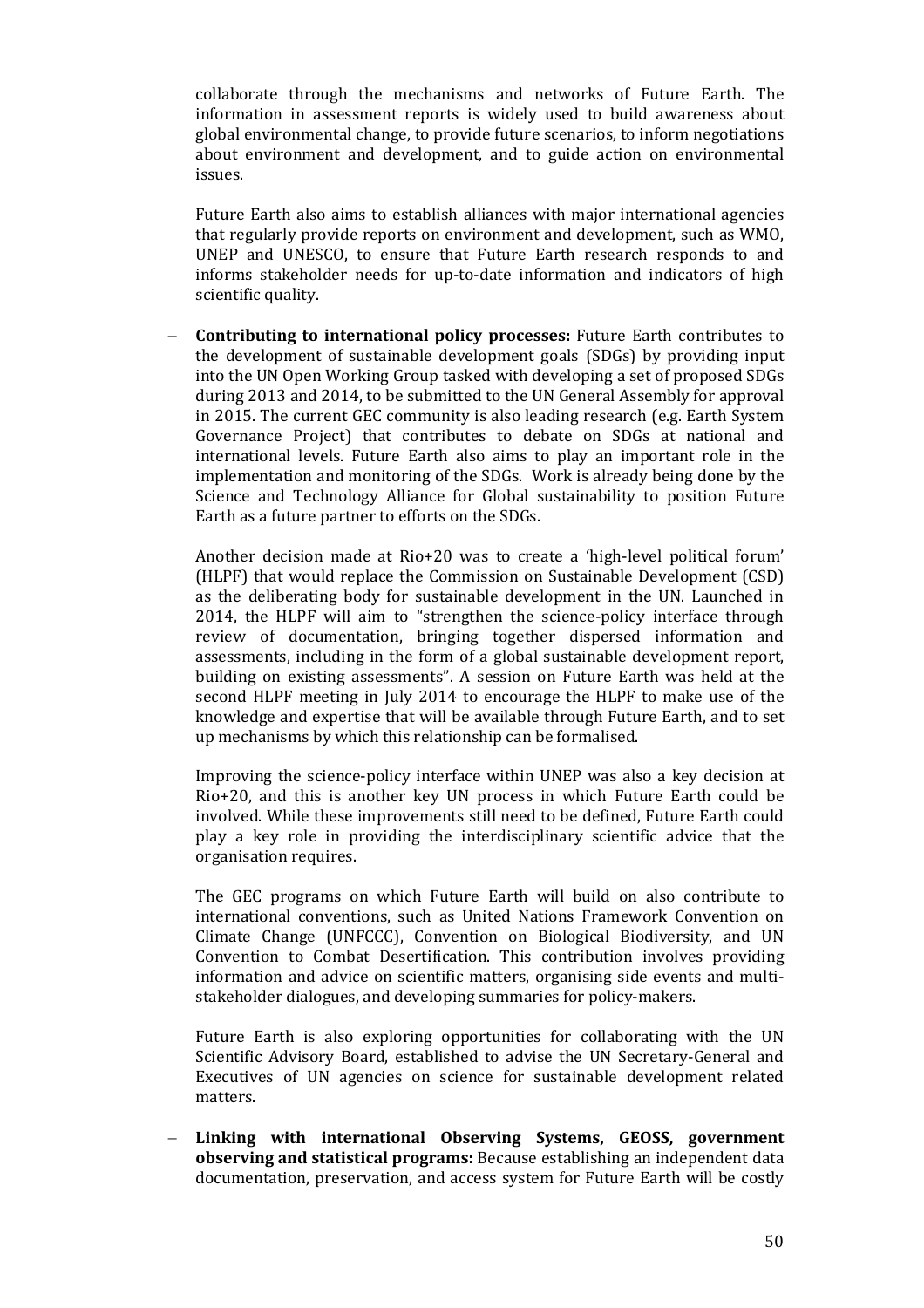collaborate through the mechanisms and networks of Future Earth. The information in assessment reports is widely used to build awareness about global environmental change, to provide future scenarios, to inform negotiations about environment and development, and to guide action on environmental issues.

Future Earth also aims to establish alliances with major international agencies that regularly provide reports on environment and development, such as WMO, UNEP and UNESCO, to ensure that Future Earth research responds to and informs stakeholder needs for up-to-date information and indicators of high scientific quality.

- **Contributing to international policy processes:** Future Earth contributes to the development of sustainable development goals (SDGs) by providing input into the UN Open Working Group tasked with developing a set of proposed SDGs during 2013 and 2014, to be submitted to the UN General Assembly for approval in 2015. The current GEC community is also leading research (e.g. Earth System Governance Project) that contributes to debate on SDGs at national and international levels. Future Earth also aims to play an important role in the implementation and monitoring of the SDGs. Work is already being done by the Science and Technology Alliance for Global sustainability to position Future Earth as a future partner to efforts on the SDGs.

  Another decision made at Rio+20 was to create a 'high-level political forum' (HLPF) that would replace the Commission on Sustainable Development (CSD) as the deliberating body for sustainable development in the UN. Launched in 2014, the HLPF will aim to "strengthen the science-policy interface through review of documentation, bringing together dispersed information and assessments, including in the form of a global sustainable development report, building on existing assessments". A session on Future Earth was held at the second HLPF meeting in July 2014 to encourage the HLPF to make use of the knowledge and expertise that will be available through Future Earth, and to set up mechanisms by which this relationship can be formalised.

  Improving the science-policy interface within UNEP was also a key decision at Rio+20, and this is another key UN process in which Future Earth could be involved. While these improvements still need to be defined, Future Earth could play a key role in providing the interdisciplinary scientific advice that the organisation requires.

  The GEC programs on which Future Earth will build on also contribute to international conventions, such as United Nations Framework Convention on Climate Change (UNFCCC), Convention on Biological Biodiversity, and UN Convention to Combat Desertification. This contribution involves providing information and advice on scientific matters, organising side events and multi-stakeholder dialogues, and developing summaries for policy-makers.

  Future Earth is also exploring opportunities for collaborating with the UN Scientific Advisory Board, established to advise the UN Secretary-General and Executives of UN agencies on science for sustainable development related matters.

- **Linking with international Observing Systems, GEOSS, government observing and statistical programs:** Because establishing an independent data documentation, preservation, and access system for Future Earth will be costly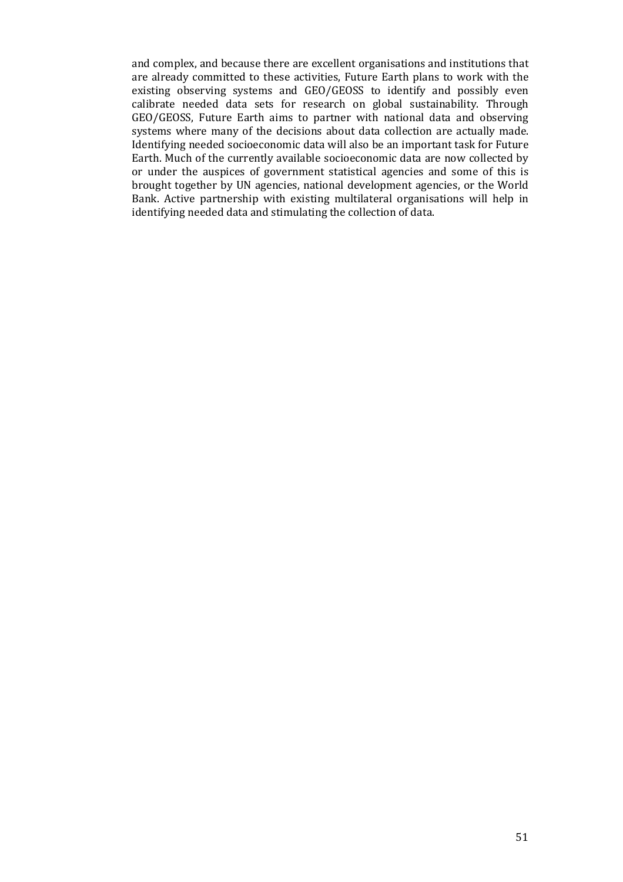and complex, and because there are excellent organisations and institutions that are already committed to these activities, Future Earth plans to work with the existing observing systems and GEO/GEOSS to identify and possibly even calibrate needed data sets for research on global sustainability. Through GEO/GEOSS, Future Earth aims to partner with national data and observing systems where many of the decisions about data collection are actually made. Identifying needed socioeconomic data will also be an important task for Future Earth. Much of the currently available socioeconomic data are now collected by or under the auspices of government statistical agencies and some of this is brought together by UN agencies, national development agencies, or the World Bank. Active partnership with existing multilateral organisations will help in identifying needed data and stimulating the collection of data.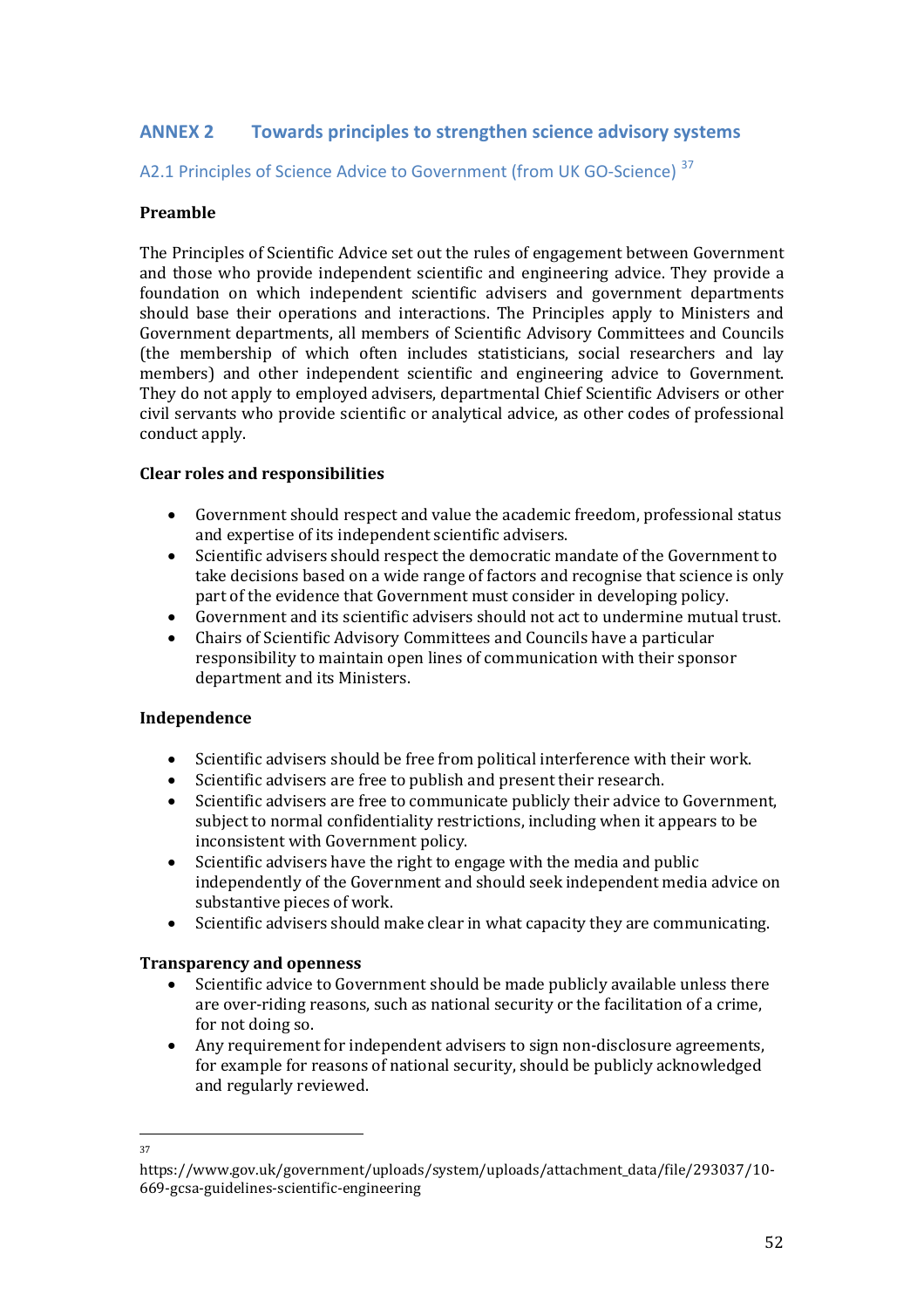## ANNEX 2 Towards principles to strengthen science advisory systems

### A2.1 Principles of Science Advice to Government (from UK GO-Science) [37]

**Preamble**

The Principles of Scientific Advice set out the rules of engagement between Government and those who provide independent scientific and engineering advice. They provide a foundation on which independent scientific advisers and government departments should base their operations and interactions. The Principles apply to Ministers and Government departments, all members of Scientific Advisory Committees and Councils (the membership of which often includes statisticians, social researchers and lay members) and other independent scientific and engineering advice to Government. They do not apply to employed advisers, departmental Chief Scientific Advisers or other civil servants who provide scientific or analytical advice, as other codes of professional conduct apply.

**Clear roles and responsibilities**

- Government should respect and value the academic freedom, professional status and expertise of its independent scientific advisers.
- Scientific advisers should respect the democratic mandate of the Government to take decisions based on a wide range of factors and recognise that science is only part of the evidence that Government must consider in developing policy.
- Government and its scientific advisers should not act to undermine mutual trust.
- Chairs of Scientific Advisory Committees and Councils have a particular responsibility to maintain open lines of communication with their sponsor department and its Ministers.

**Independence**

- Scientific advisers should be free from political interference with their work.
- Scientific advisers are free to publish and present their research.
- Scientific advisers are free to communicate publicly their advice to Government, subject to normal confidentiality restrictions, including when it appears to be inconsistent with Government policy.
- Scientific advisers have the right to engage with the media and public independently of the Government and should seek independent media advice on substantive pieces of work.
- Scientific advisers should make clear in what capacity they are communicating.

**Transparency and openness**

- Scientific advice to Government should be made publicly available unless there are over-riding reasons, such as national security or the facilitation of a crime, for not doing so.
- Any requirement for independent advisers to sign non-disclosure agreements, for example for reasons of national security, should be publicly acknowledged and regularly reviewed.

---

[37] https://www.gov.uk/government/uploads/system/uploads/attachment_data/file/293037/10-669-gcsa-guidelines-scientific-engineering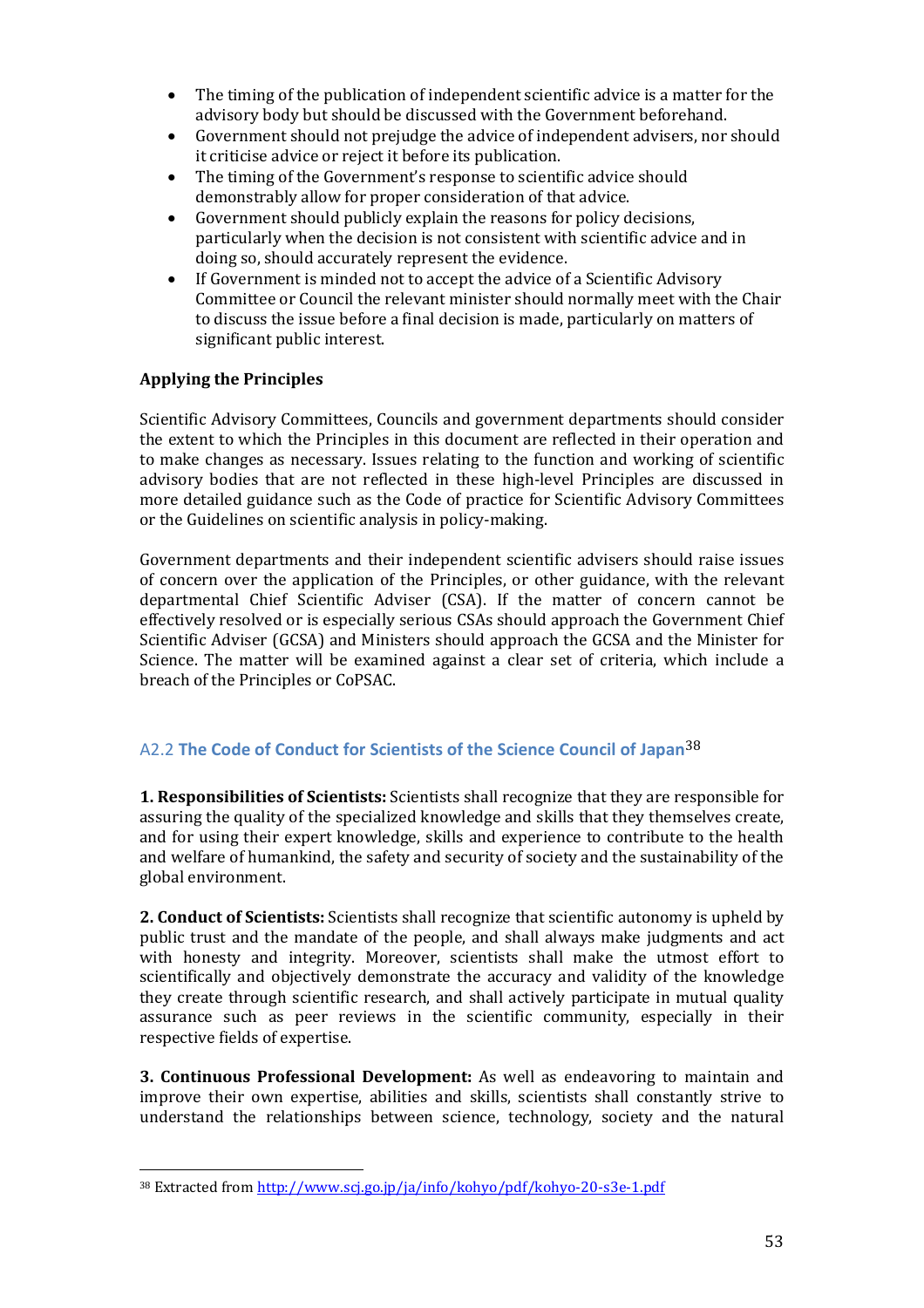- The timing of the publication of independent scientific advice is a matter for the advisory body but should be discussed with the Government beforehand.
- Government should not prejudge the advice of independent advisers, nor should it criticise advice or reject it before its publication.
- The timing of the Government's response to scientific advice should demonstrably allow for proper consideration of that advice.
- Government should publicly explain the reasons for policy decisions, particularly when the decision is not consistent with scientific advice and in doing so, should accurately represent the evidence.
- If Government is minded not to accept the advice of a Scientific Advisory Committee or Council the relevant minister should normally meet with the Chair to discuss the issue before a final decision is made, particularly on matters of significant public interest.

**Applying the Principles**

Scientific Advisory Committees, Councils and government departments should consider the extent to which the Principles in this document are reflected in their operation and to make changes as necessary. Issues relating to the function and working of scientific advisory bodies that are not reflected in these high-level Principles are discussed in more detailed guidance such as the Code of practice for Scientific Advisory Committees or the Guidelines on scientific analysis in policy-making.

Government departments and their independent scientific advisers should raise issues of concern over the application of the Principles, or other guidance, with the relevant departmental Chief Scientific Adviser (CSA). If the matter of concern cannot be effectively resolved or is especially serious CSAs should approach the Government Chief Scientific Adviser (GCSA) and Ministers should approach the GCSA and the Minister for Science. The matter will be examined against a clear set of criteria, which include a breach of the Principles or CoPSAC.

### A2.2 **The Code of Conduct for Scientists of the Science Council of Japan**[38]

**1. Responsibilities of Scientists:** Scientists shall recognize that they are responsible for assuring the quality of the specialized knowledge and skills that they themselves create, and for using their expert knowledge, skills and experience to contribute to the health and welfare of humankind, the safety and security of society and the sustainability of the global environment.

**2. Conduct of Scientists:** Scientists shall recognize that scientific autonomy is upheld by public trust and the mandate of the people, and shall always make judgments and act with honesty and integrity. Moreover, scientists shall make the utmost effort to scientifically and objectively demonstrate the accuracy and validity of the knowledge they create through scientific research, and shall actively participate in mutual quality assurance such as peer reviews in the scientific community, especially in their respective fields of expertise.

**3. Continuous Professional Development:** As well as endeavoring to maintain and improve their own expertise, abilities and skills, scientists shall constantly strive to understand the relationships between science, technology, society and the natural

---

[38] Extracted from http://www.scj.go.jp/ja/info/kohyo/pdf/kohyo-20-s3e-1.pdf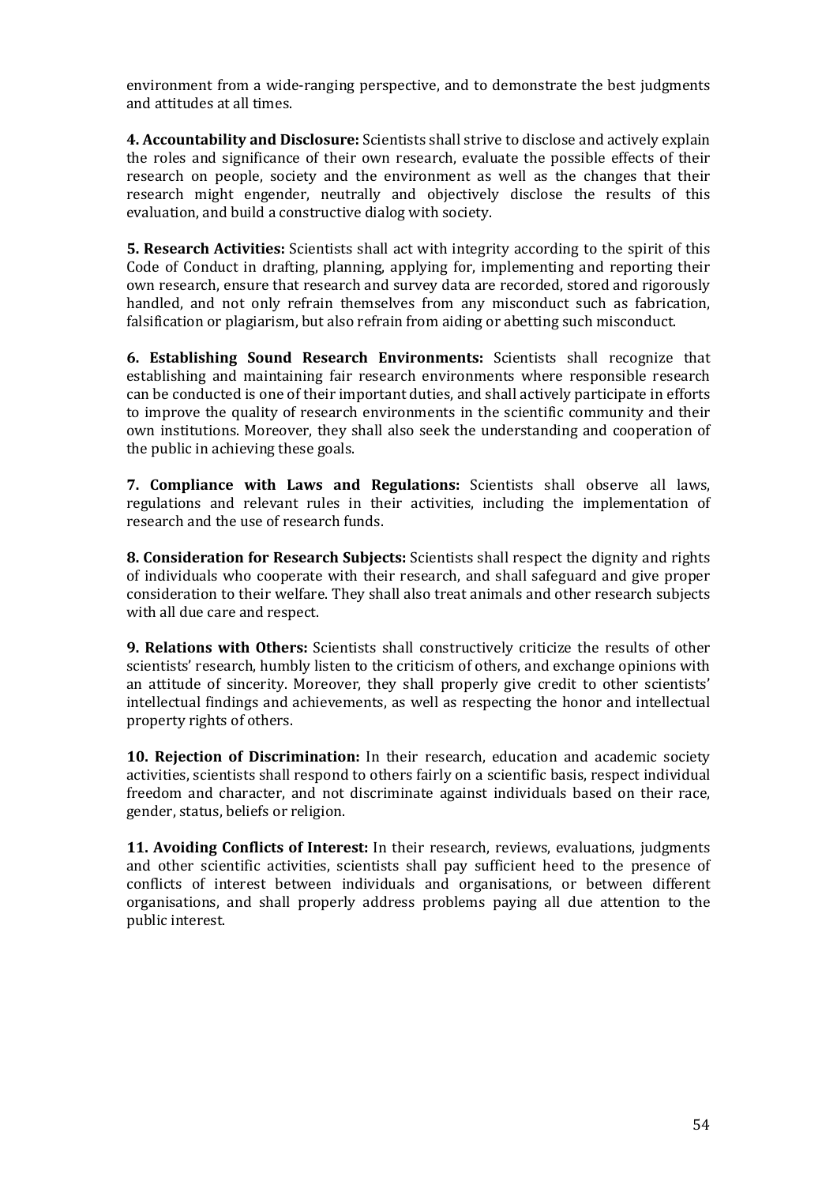environment from a wide-ranging perspective, and to demonstrate the best judgments and attitudes at all times.

**4. Accountability and Disclosure:** Scientists shall strive to disclose and actively explain the roles and significance of their own research, evaluate the possible effects of their research on people, society and the environment as well as the changes that their research might engender, neutrally and objectively disclose the results of this evaluation, and build a constructive dialog with society.

**5. Research Activities:** Scientists shall act with integrity according to the spirit of this Code of Conduct in drafting, planning, applying for, implementing and reporting their own research, ensure that research and survey data are recorded, stored and rigorously handled, and not only refrain themselves from any misconduct such as fabrication, falsification or plagiarism, but also refrain from aiding or abetting such misconduct.

**6. Establishing Sound Research Environments:** Scientists shall recognize that establishing and maintaining fair research environments where responsible research can be conducted is one of their important duties, and shall actively participate in efforts to improve the quality of research environments in the scientific community and their own institutions. Moreover, they shall also seek the understanding and cooperation of the public in achieving these goals.

**7. Compliance with Laws and Regulations:** Scientists shall observe all laws, regulations and relevant rules in their activities, including the implementation of research and the use of research funds.

**8. Consideration for Research Subjects:** Scientists shall respect the dignity and rights of individuals who cooperate with their research, and shall safeguard and give proper consideration to their welfare. They shall also treat animals and other research subjects with all due care and respect.

**9. Relations with Others:** Scientists shall constructively criticize the results of other scientists' research, humbly listen to the criticism of others, and exchange opinions with an attitude of sincerity. Moreover, they shall properly give credit to other scientists' intellectual findings and achievements, as well as respecting the honor and intellectual property rights of others.

**10. Rejection of Discrimination:** In their research, education and academic society activities, scientists shall respond to others fairly on a scientific basis, respect individual freedom and character, and not discriminate against individuals based on their race, gender, status, beliefs or religion.

**11. Avoiding Conflicts of Interest:** In their research, reviews, evaluations, judgments and other scientific activities, scientists shall pay sufficient heed to the presence of conflicts of interest between individuals and organisations, or between different organisations, and shall properly address problems paying all due attention to the public interest.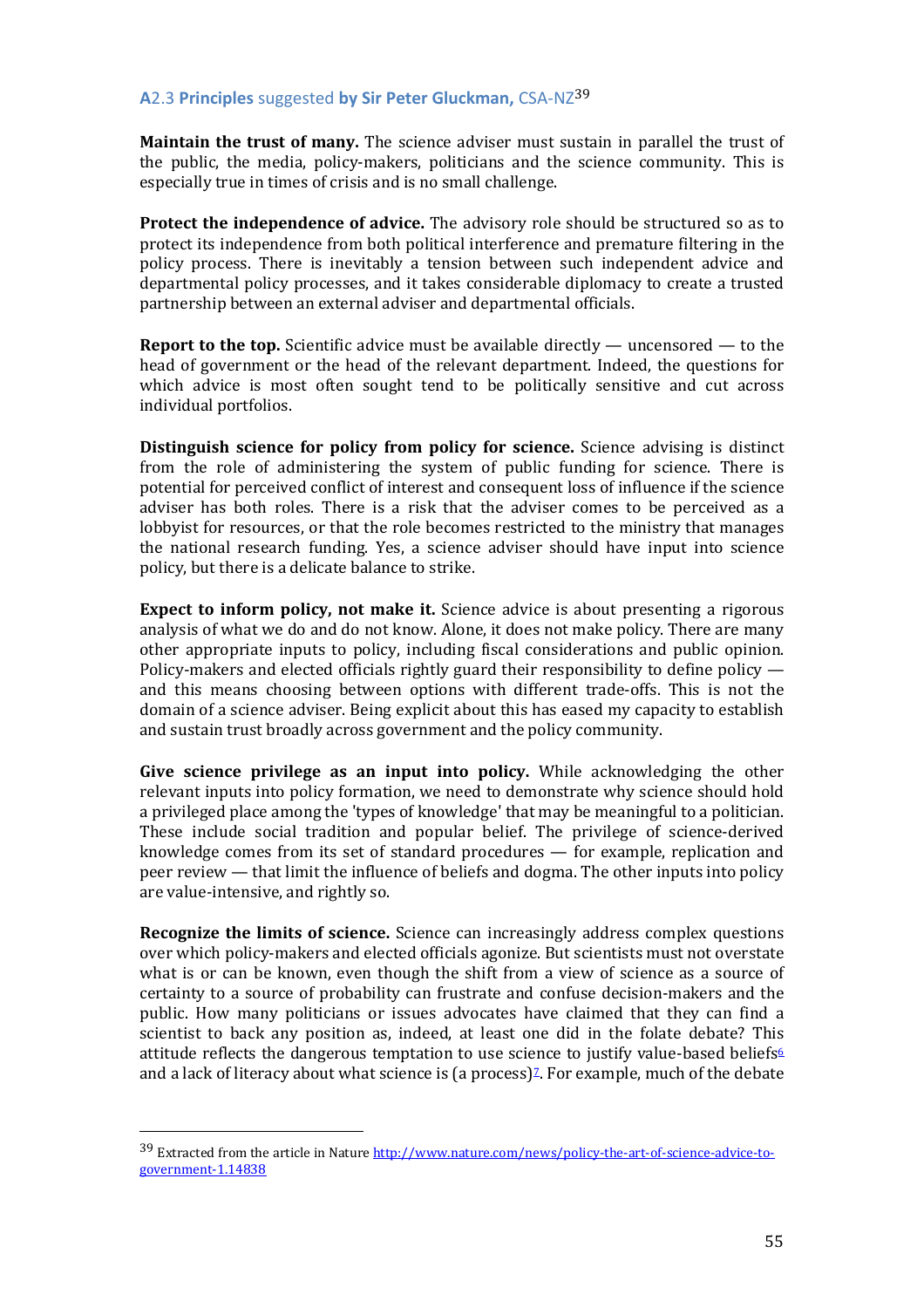### A2.3 **Principles** suggested **by Sir Peter Gluckman,** CSA-NZ[39]

**Maintain the trust of many.** The science adviser must sustain in parallel the trust of the public, the media, policy-makers, politicians and the science community. This is especially true in times of crisis and is no small challenge.

**Protect the independence of advice.** The advisory role should be structured so as to protect its independence from both political interference and premature filtering in the policy process. There is inevitably a tension between such independent advice and departmental policy processes, and it takes considerable diplomacy to create a trusted partnership between an external adviser and departmental officials.

**Report to the top.** Scientific advice must be available directly — uncensored — to the head of government or the head of the relevant department. Indeed, the questions for which advice is most often sought tend to be politically sensitive and cut across individual portfolios.

**Distinguish science for policy from policy for science.** Science advising is distinct from the role of administering the system of public funding for science. There is potential for perceived conflict of interest and consequent loss of influence if the science adviser has both roles. There is a risk that the adviser comes to be perceived as a lobbyist for resources, or that the role becomes restricted to the ministry that manages the national research funding. Yes, a science adviser should have input into science policy, but there is a delicate balance to strike.

**Expect to inform policy, not make it.** Science advice is about presenting a rigorous analysis of what we do and do not know. Alone, it does not make policy. There are many other appropriate inputs to policy, including fiscal considerations and public opinion. Policy-makers and elected officials rightly guard their responsibility to define policy — and this means choosing between options with different trade-offs. This is not the domain of a science adviser. Being explicit about this has eased my capacity to establish and sustain trust broadly across government and the policy community.

**Give science privilege as an input into policy.** While acknowledging the other relevant inputs into policy formation, we need to demonstrate why science should hold a privileged place among the 'types of knowledge' that may be meaningful to a politician. These include social tradition and popular belief. The privilege of science-derived knowledge comes from its set of standard procedures — for example, replication and peer review — that limit the influence of beliefs and dogma. The other inputs into policy are value-intensive, and rightly so.

**Recognize the limits of science.** Science can increasingly address complex questions over which policy-makers and elected officials agonize. But scientists must not overstate what is or can be known, even though the shift from a view of science as a source of certainty to a source of probability can frustrate and confuse decision-makers and the public. How many politicians or issues advocates have claimed that they can find a scientist to back any position as, indeed, at least one did in the folate debate? This attitude reflects the dangerous temptation to use science to justify value-based beliefs[6] and a lack of literacy about what science is (a process)[7]. For example, much of the debate

---

[39] Extracted from the article in Nature http://www.nature.com/news/policy-the-art-of-science-advice-to-government-1.14838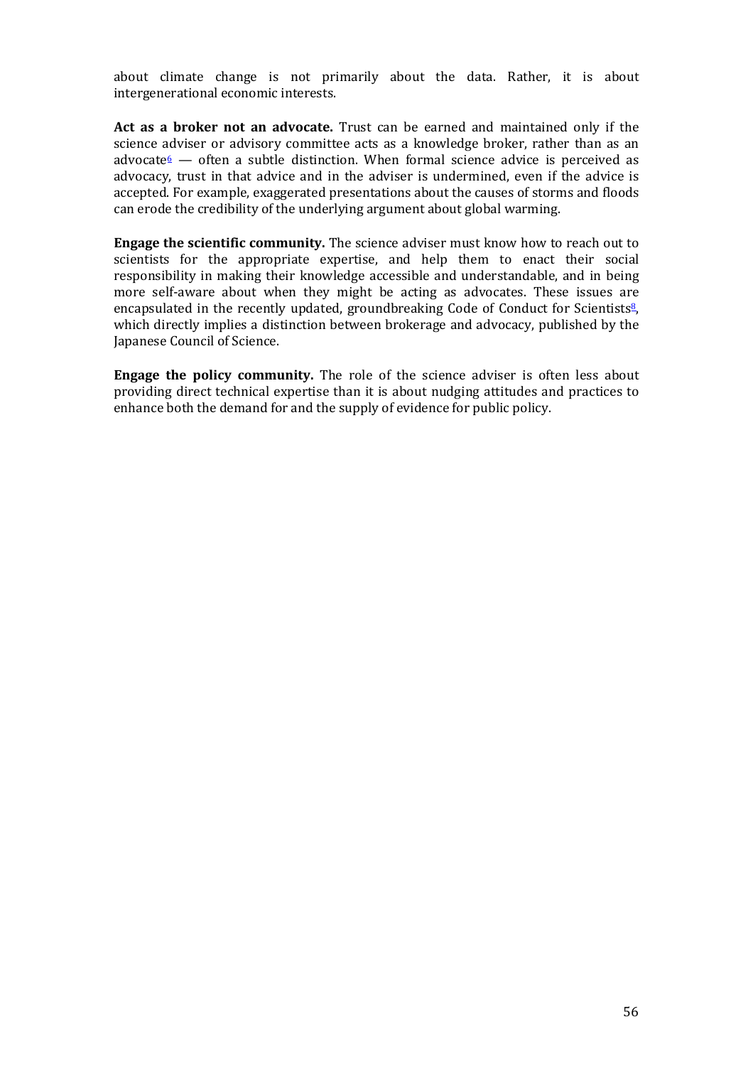about climate change is not primarily about the data. Rather, it is about intergenerational economic interests.

**Act as a broker not an advocate.** Trust can be earned and maintained only if the science adviser or advisory committee acts as a knowledge broker, rather than as an advocate[6] — often a subtle distinction. When formal science advice is perceived as advocacy, trust in that advice and in the adviser is undermined, even if the advice is accepted. For example, exaggerated presentations about the causes of storms and floods can erode the credibility of the underlying argument about global warming.

**Engage the scientific community.** The science adviser must know how to reach out to scientists for the appropriate expertise, and help them to enact their social responsibility in making their knowledge accessible and understandable, and in being more self-aware about when they might be acting as advocates. These issues are encapsulated in the recently updated, groundbreaking Code of Conduct for Scientists[8], which directly implies a distinction between brokerage and advocacy, published by the Japanese Council of Science.

**Engage the policy community.** The role of the science adviser is often less about providing direct technical expertise than it is about nudging attitudes and practices to enhance both the demand for and the supply of evidence for public policy.